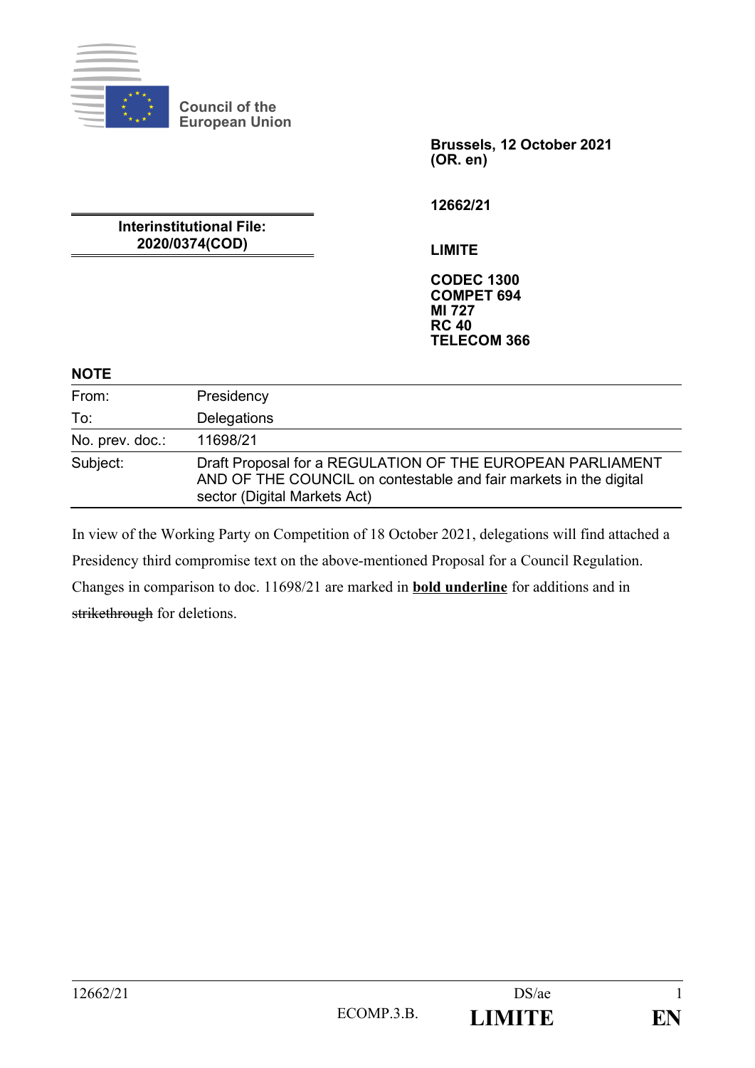Council of the European Union

**Brussels, 12 October 2021**
**(OR. en)**

**12662/21**

**Interinstitutional File:**
**2020/0374(COD)**

**LIMITE**

**CODEC 1300**
**COMPET 694**
**MI 727**
**RC 40**
**TELECOM 366**

**NOTE**

| | |
|---|---|
| From: | Presidency |
| To: | Delegations |
| No. prev. doc.: | 11698/21 |
| Subject: | Draft Proposal for a REGULATION OF THE EUROPEAN PARLIAMENT AND OF THE COUNCIL on contestable and fair markets in the digital sector (Digital Markets Act) |

In view of the Working Party on Competition of 18 October 2021, delegations will find attached a Presidency third compromise text on the above-mentioned Proposal for a Council Regulation. Changes in comparison to doc. 11698/21 are marked in **bold underline** for additions and in ~~strikethrough~~ for deletions.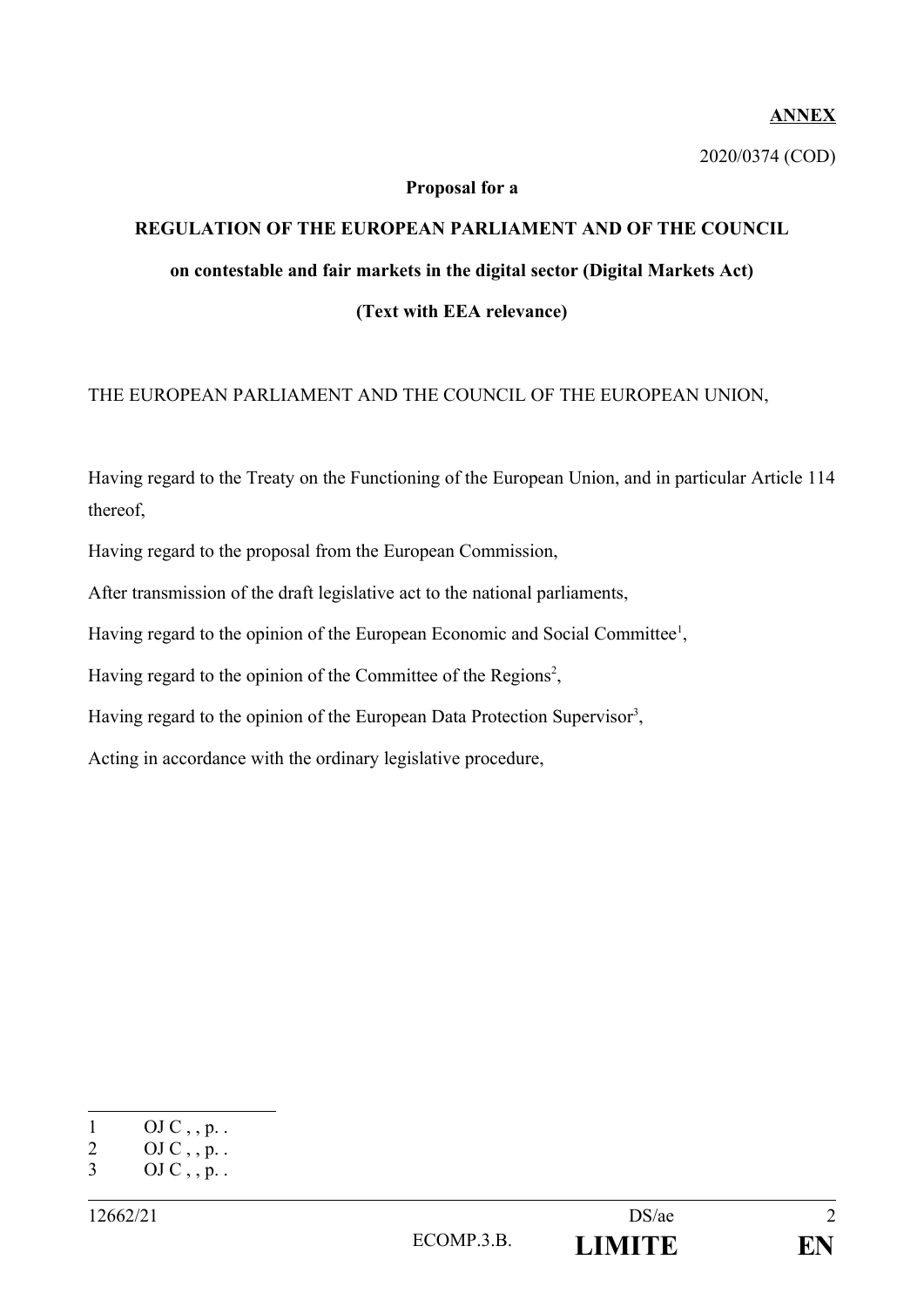**ANNEX**

2020/0374 (COD)

**Proposal for a**

**REGULATION OF THE EUROPEAN PARLIAMENT AND OF THE COUNCIL**

**on contestable and fair markets in the digital sector (Digital Markets Act)**

**(Text with EEA relevance)**

THE EUROPEAN PARLIAMENT AND THE COUNCIL OF THE EUROPEAN UNION,

Having regard to the Treaty on the Functioning of the European Union, and in particular Article 114 thereof,

Having regard to the proposal from the European Commission,

After transmission of the draft legislative act to the national parliaments,

Having regard to the opinion of the European Economic and Social Committee[1],

Having regard to the opinion of the Committee of the Regions[2],

Having regard to the opinion of the European Data Protection Supervisor[3],

Acting in accordance with the ordinary legislative procedure,

---

1 OJ C , , p. .
2 OJ C , , p. .
3 OJ C , , p. .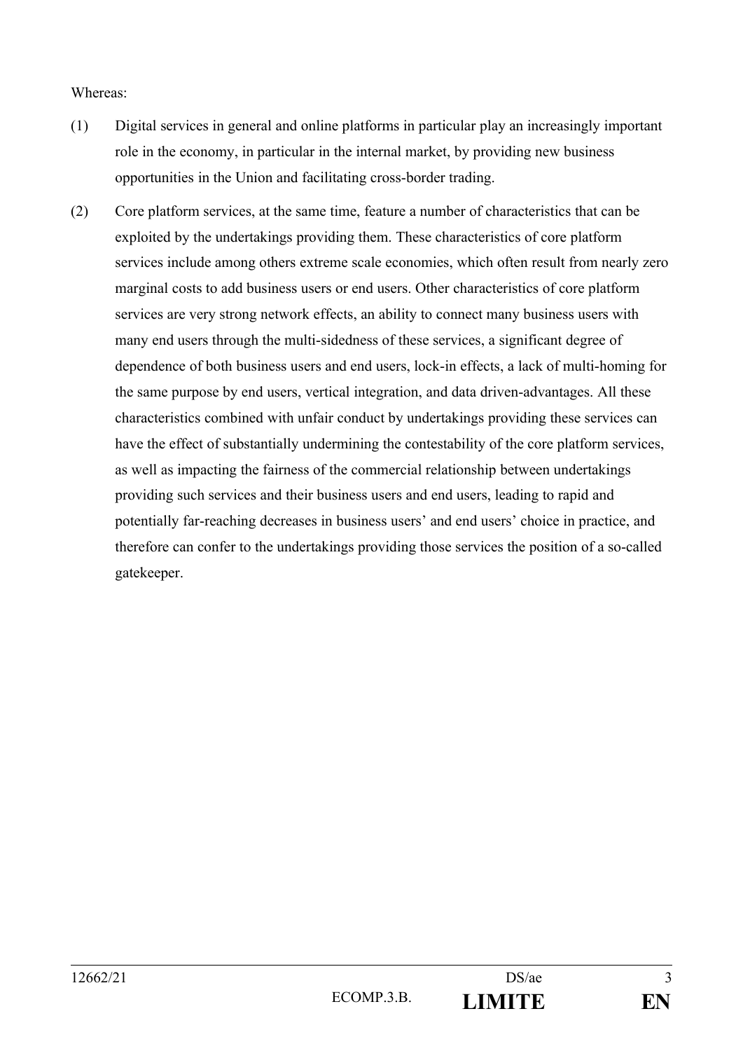Whereas:

(1) Digital services in general and online platforms in particular play an increasingly important role in the economy, in particular in the internal market, by providing new business opportunities in the Union and facilitating cross-border trading.

(2) Core platform services, at the same time, feature a number of characteristics that can be exploited by the undertakings providing them. These characteristics of core platform services include among others extreme scale economies, which often result from nearly zero marginal costs to add business users or end users. Other characteristics of core platform services are very strong network effects, an ability to connect many business users with many end users through the multi-sidedness of these services, a significant degree of dependence of both business users and end users, lock-in effects, a lack of multi-homing for the same purpose by end users, vertical integration, and data driven-advantages. All these characteristics combined with unfair conduct by undertakings providing these services can have the effect of substantially undermining the contestability of the core platform services, as well as impacting the fairness of the commercial relationship between undertakings providing such services and their business users and end users, leading to rapid and potentially far-reaching decreases in business users' and end users' choice in practice, and therefore can confer to the undertakings providing those services the position of a so-called gatekeeper.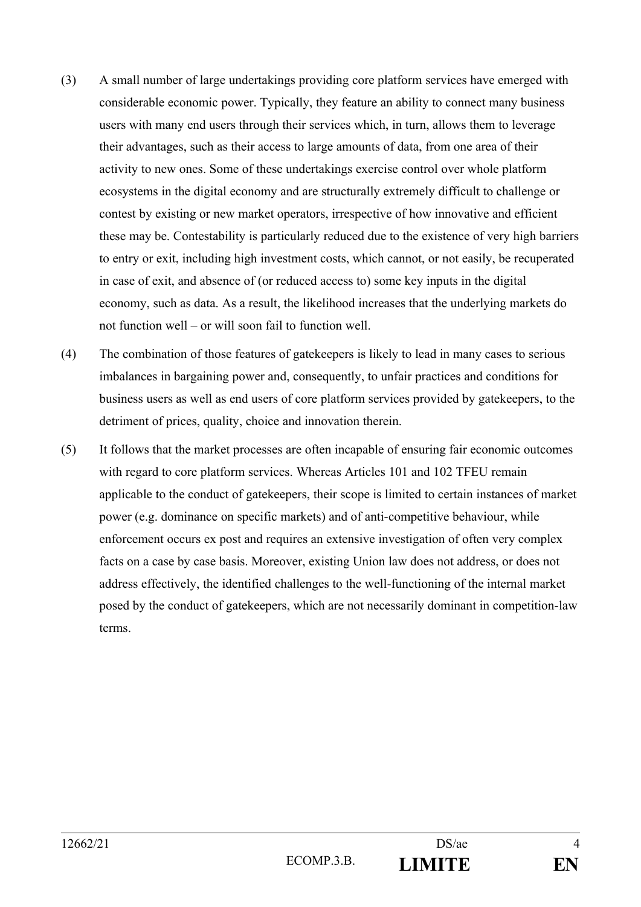(3) A small number of large undertakings providing core platform services have emerged with considerable economic power. Typically, they feature an ability to connect many business users with many end users through their services which, in turn, allows them to leverage their advantages, such as their access to large amounts of data, from one area of their activity to new ones. Some of these undertakings exercise control over whole platform ecosystems in the digital economy and are structurally extremely difficult to challenge or contest by existing or new market operators, irrespective of how innovative and efficient these may be. Contestability is particularly reduced due to the existence of very high barriers to entry or exit, including high investment costs, which cannot, or not easily, be recuperated in case of exit, and absence of (or reduced access to) some key inputs in the digital economy, such as data. As a result, the likelihood increases that the underlying markets do not function well – or will soon fail to function well.

(4) The combination of those features of gatekeepers is likely to lead in many cases to serious imbalances in bargaining power and, consequently, to unfair practices and conditions for business users as well as end users of core platform services provided by gatekeepers, to the detriment of prices, quality, choice and innovation therein.

(5) It follows that the market processes are often incapable of ensuring fair economic outcomes with regard to core platform services. Whereas Articles 101 and 102 TFEU remain applicable to the conduct of gatekeepers, their scope is limited to certain instances of market power (e.g. dominance on specific markets) and of anti-competitive behaviour, while enforcement occurs ex post and requires an extensive investigation of often very complex facts on a case by case basis. Moreover, existing Union law does not address, or does not address effectively, the identified challenges to the well-functioning of the internal market posed by the conduct of gatekeepers, which are not necessarily dominant in competition-law terms.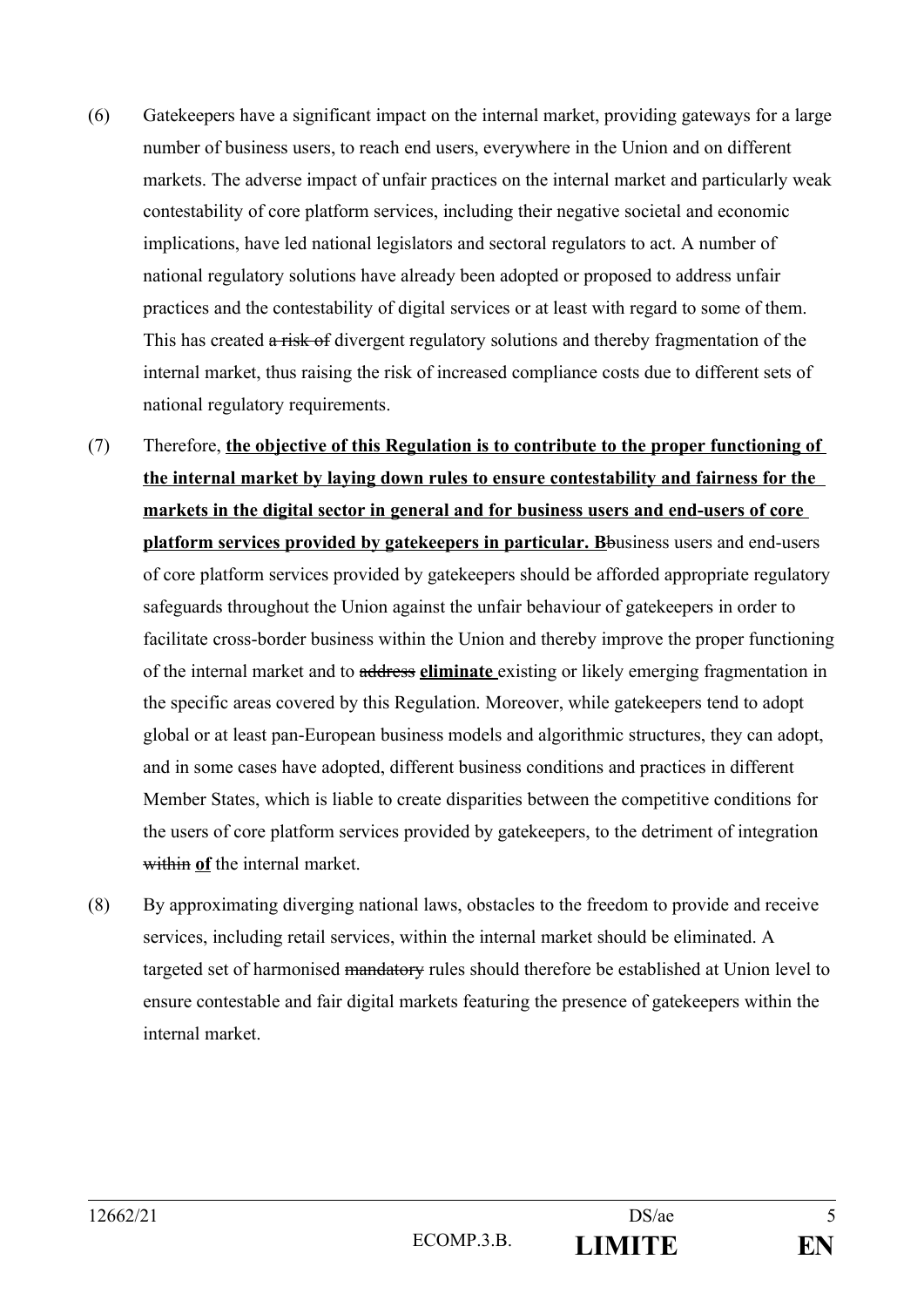(6) Gatekeepers have a significant impact on the internal market, providing gateways for a large number of business users, to reach end users, everywhere in the Union and on different markets. The adverse impact of unfair practices on the internal market and particularly weak contestability of core platform services, including their negative societal and economic implications, have led national legislators and sectoral regulators to act. A number of national regulatory solutions have already been adopted or proposed to address unfair practices and the contestability of digital services or at least with regard to some of them. This has created ~~a risk of~~ divergent regulatory solutions and thereby fragmentation of the internal market, thus raising the risk of increased compliance costs due to different sets of national regulatory requirements.

(7) Therefore, <u>**the objective of this Regulation is to contribute to the proper functioning of the internal market by laying down rules to ensure contestability and fairness for the markets in the digital sector in general and for business users and end-users of core platform services provided by gatekeepers in particular. B**</u>~~b~~usiness users and end-users of core platform services provided by gatekeepers should be afforded appropriate regulatory safeguards throughout the Union against the unfair behaviour of gatekeepers in order to facilitate cross-border business within the Union and thereby improve the proper functioning of the internal market and to ~~address~~ <u>**eliminate**</u> existing or likely emerging fragmentation in the specific areas covered by this Regulation. Moreover, while gatekeepers tend to adopt global or at least pan-European business models and algorithmic structures, they can adopt, and in some cases have adopted, different business conditions and practices in different Member States, which is liable to create disparities between the competitive conditions for the users of core platform services provided by gatekeepers, to the detriment of integration ~~within~~ <u>**of**</u> the internal market.

(8) By approximating diverging national laws, obstacles to the freedom to provide and receive services, including retail services, within the internal market should be eliminated. A targeted set of harmonised ~~mandatory~~ rules should therefore be established at Union level to ensure contestable and fair digital markets featuring the presence of gatekeepers within the internal market.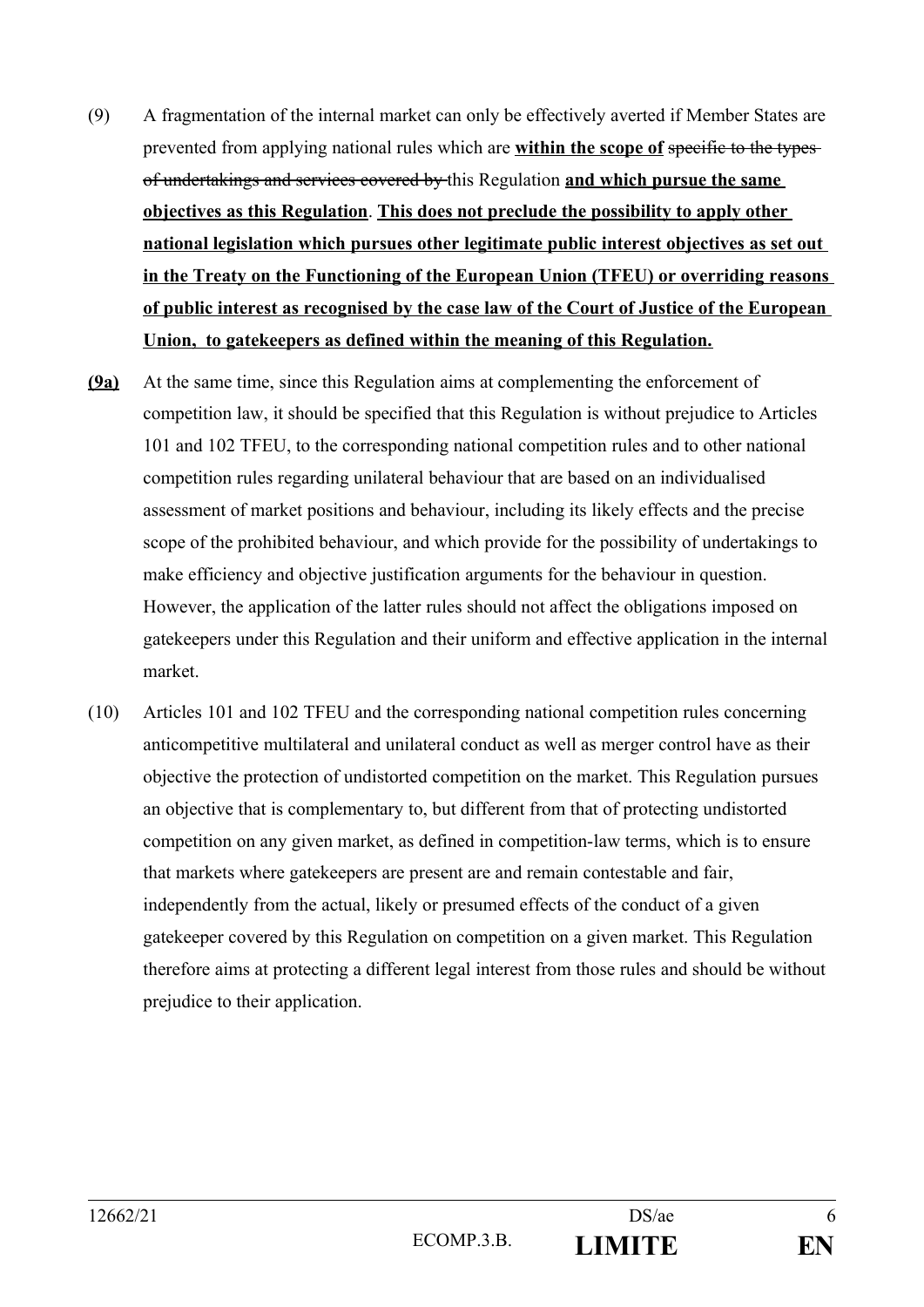(9) A fragmentation of the internal market can only be effectively averted if Member States are prevented from applying national rules which are **within the scope of** ~~specific to the types of undertakings and services covered by~~ this Regulation **and which pursue the same objectives as this Regulation**. **This does not preclude the possibility to apply other national legislation which pursues other legitimate public interest objectives as set out in the Treaty on the Functioning of the European Union (TFEU) or overriding reasons of public interest as recognised by the case law of the Court of Justice of the European Union, to gatekeepers as defined within the meaning of this Regulation.**

**(9a)** At the same time, since this Regulation aims at complementing the enforcement of competition law, it should be specified that this Regulation is without prejudice to Articles 101 and 102 TFEU, to the corresponding national competition rules and to other national competition rules regarding unilateral behaviour that are based on an individualised assessment of market positions and behaviour, including its likely effects and the precise scope of the prohibited behaviour, and which provide for the possibility of undertakings to make efficiency and objective justification arguments for the behaviour in question. However, the application of the latter rules should not affect the obligations imposed on gatekeepers under this Regulation and their uniform and effective application in the internal market.

(10) Articles 101 and 102 TFEU and the corresponding national competition rules concerning anticompetitive multilateral and unilateral conduct as well as merger control have as their objective the protection of undistorted competition on the market. This Regulation pursues an objective that is complementary to, but different from that of protecting undistorted competition on any given market, as defined in competition-law terms, which is to ensure that markets where gatekeepers are present are and remain contestable and fair, independently from the actual, likely or presumed effects of the conduct of a given gatekeeper covered by this Regulation on competition on a given market. This Regulation therefore aims at protecting a different legal interest from those rules and should be without prejudice to their application.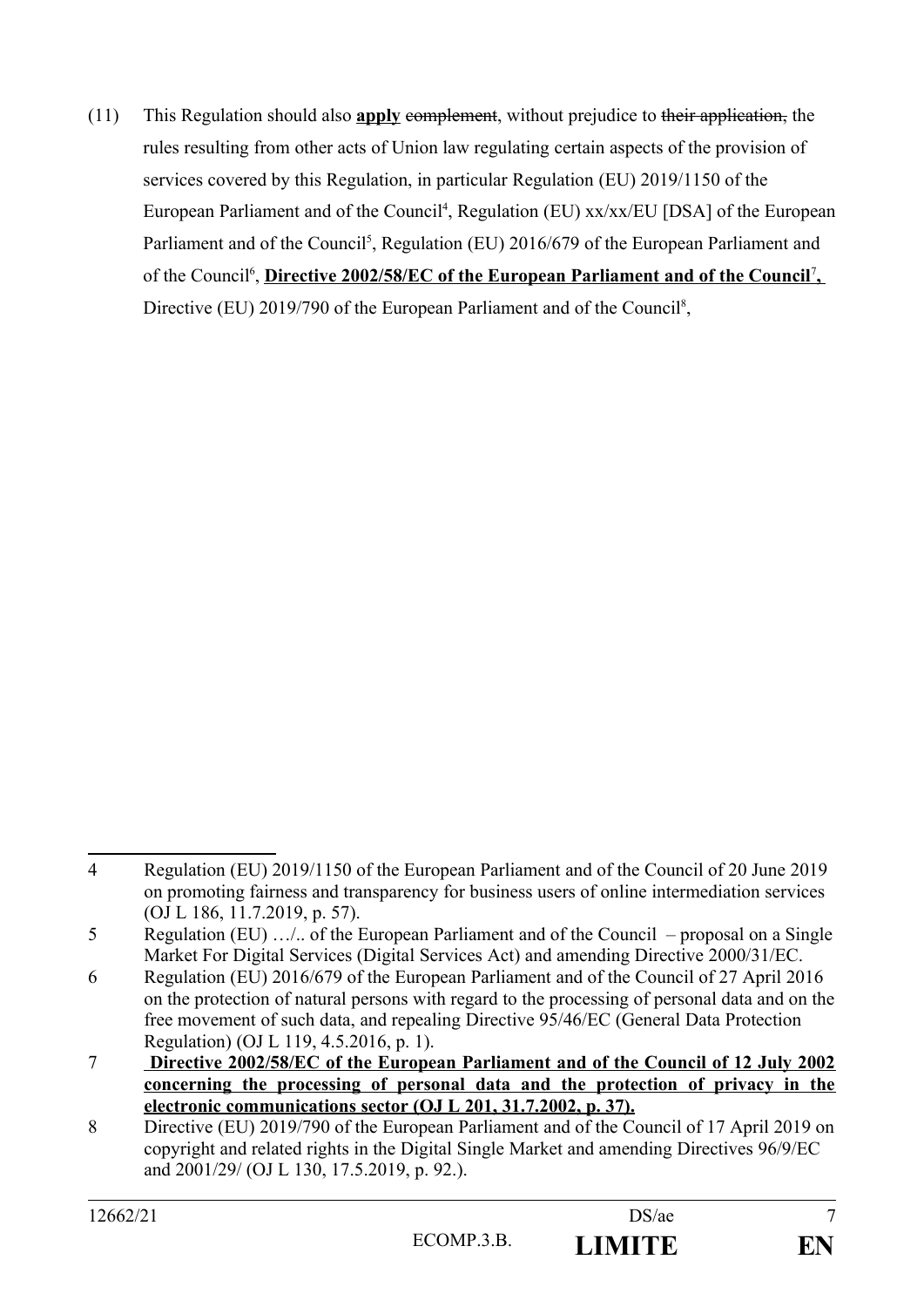(11) This Regulation should also **apply** ~~complement~~, without prejudice to ~~their application,~~ the rules resulting from other acts of Union law regulating certain aspects of the provision of services covered by this Regulation, in particular Regulation (EU) 2019/1150 of the European Parliament and of the Council[4], Regulation (EU) xx/xx/EU [DSA] of the European Parliament and of the Council[5], Regulation (EU) 2016/679 of the European Parliament and of the Council[6], **Directive 2002/58/EC of the European Parliament and of the Council**[7]**,** Directive (EU) 2019/790 of the European Parliament and of the Council[8],

---

4 Regulation (EU) 2019/1150 of the European Parliament and of the Council of 20 June 2019 on promoting fairness and transparency for business users of online intermediation services (OJ L 186, 11.7.2019, p. 57).

5 Regulation (EU) …/.. of the European Parliament and of the Council – proposal on a Single Market For Digital Services (Digital Services Act) and amending Directive 2000/31/EC.

6 Regulation (EU) 2016/679 of the European Parliament and of the Council of 27 April 2016 on the protection of natural persons with regard to the processing of personal data and on the free movement of such data, and repealing Directive 95/46/EC (General Data Protection Regulation) (OJ L 119, 4.5.2016, p. 1).

7 **Directive 2002/58/EC of the European Parliament and of the Council of 12 July 2002 concerning the processing of personal data and the protection of privacy in the electronic communications sector (OJ L 201, 31.7.2002, p. 37).**

8 Directive (EU) 2019/790 of the European Parliament and of the Council of 17 April 2019 on copyright and related rights in the Digital Single Market and amending Directives 96/9/EC and 2001/29/ (OJ L 130, 17.5.2019, p. 92.).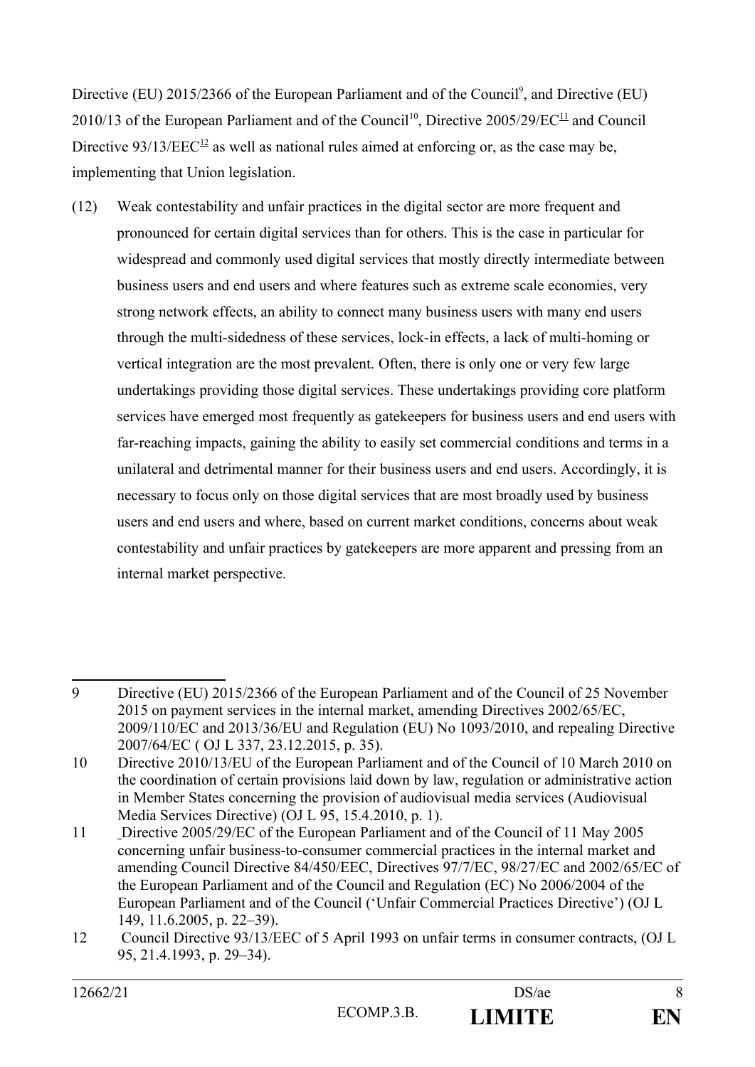Directive (EU) 2015/2366 of the European Parliament and of the Council[9], and Directive (EU) 2010/13 of the European Parliament and of the Council[10], Directive 2005/29/EC[11] and Council Directive 93/13/EEC[12] as well as national rules aimed at enforcing or, as the case may be, implementing that Union legislation.

(12) Weak contestability and unfair practices in the digital sector are more frequent and pronounced for certain digital services than for others. This is the case in particular for widespread and commonly used digital services that mostly directly intermediate between business users and end users and where features such as extreme scale economies, very strong network effects, an ability to connect many business users with many end users through the multi-sidedness of these services, lock-in effects, a lack of multi-homing or vertical integration are the most prevalent. Often, there is only one or very few large undertakings providing those digital services. These undertakings providing core platform services have emerged most frequently as gatekeepers for business users and end users with far-reaching impacts, gaining the ability to easily set commercial conditions and terms in a unilateral and detrimental manner for their business users and end users. Accordingly, it is necessary to focus only on those digital services that are most broadly used by business users and end users and where, based on current market conditions, concerns about weak contestability and unfair practices by gatekeepers are more apparent and pressing from an internal market perspective.

---

9 Directive (EU) 2015/2366 of the European Parliament and of the Council of 25 November 2015 on payment services in the internal market, amending Directives 2002/65/EC, 2009/110/EC and 2013/36/EU and Regulation (EU) No 1093/2010, and repealing Directive 2007/64/EC ( OJ L 337, 23.12.2015, p. 35).

10 Directive 2010/13/EU of the European Parliament and of the Council of 10 March 2010 on the coordination of certain provisions laid down by law, regulation or administrative action in Member States concerning the provision of audiovisual media services (Audiovisual Media Services Directive) (OJ L 95, 15.4.2010, p. 1).

11 Directive 2005/29/EC of the European Parliament and of the Council of 11 May 2005 concerning unfair business-to-consumer commercial practices in the internal market and amending Council Directive 84/450/EEC, Directives 97/7/EC, 98/27/EC and 2002/65/EC of the European Parliament and of the Council and Regulation (EC) No 2006/2004 of the European Parliament and of the Council ('Unfair Commercial Practices Directive') (OJ L 149, 11.6.2005, p. 22–39).

12 Council Directive 93/13/EEC of 5 April 1993 on unfair terms in consumer contracts, (OJ L 95, 21.4.1993, p. 29–34).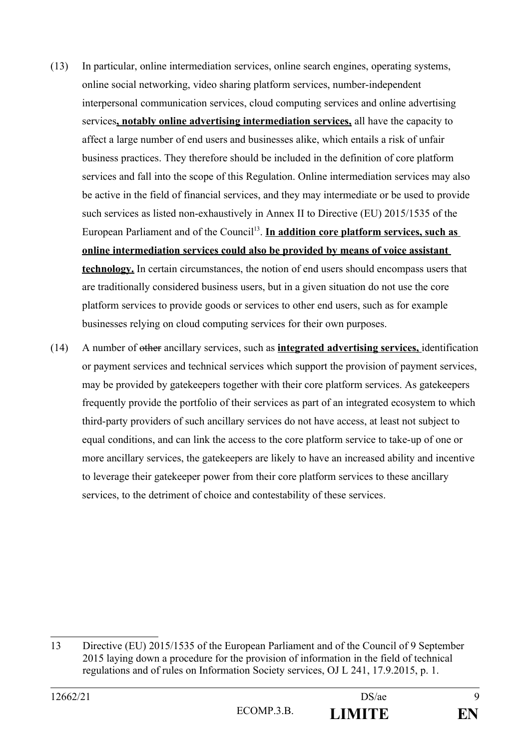(13) In particular, online intermediation services, online search engines, operating systems, online social networking, video sharing platform services, number-independent interpersonal communication services, cloud computing services and online advertising services**, notably online advertising intermediation services,** all have the capacity to affect a large number of end users and businesses alike, which entails a risk of unfair business practices. They therefore should be included in the definition of core platform services and fall into the scope of this Regulation. Online intermediation services may also be active in the field of financial services, and they may intermediate or be used to provide such services as listed non-exhaustively in Annex II to Directive (EU) 2015/1535 of the European Parliament and of the Council[13]. **In addition core platform services, such as online intermediation services could also be provided by means of voice assistant technology.** In certain circumstances, the notion of end users should encompass users that are traditionally considered business users, but in a given situation do not use the core platform services to provide goods or services to other end users, such as for example businesses relying on cloud computing services for their own purposes.

(14) A number of ~~other~~ ancillary services, such as **integrated advertising services,** identification or payment services and technical services which support the provision of payment services, may be provided by gatekeepers together with their core platform services. As gatekeepers frequently provide the portfolio of their services as part of an integrated ecosystem to which third-party providers of such ancillary services do not have access, at least not subject to equal conditions, and can link the access to the core platform service to take-up of one or more ancillary services, the gatekeepers are likely to have an increased ability and incentive to leverage their gatekeeper power from their core platform services to these ancillary services, to the detriment of choice and contestability of these services.

---

13 Directive (EU) 2015/1535 of the European Parliament and of the Council of 9 September 2015 laying down a procedure for the provision of information in the field of technical regulations and of rules on Information Society services, OJ L 241, 17.9.2015, p. 1.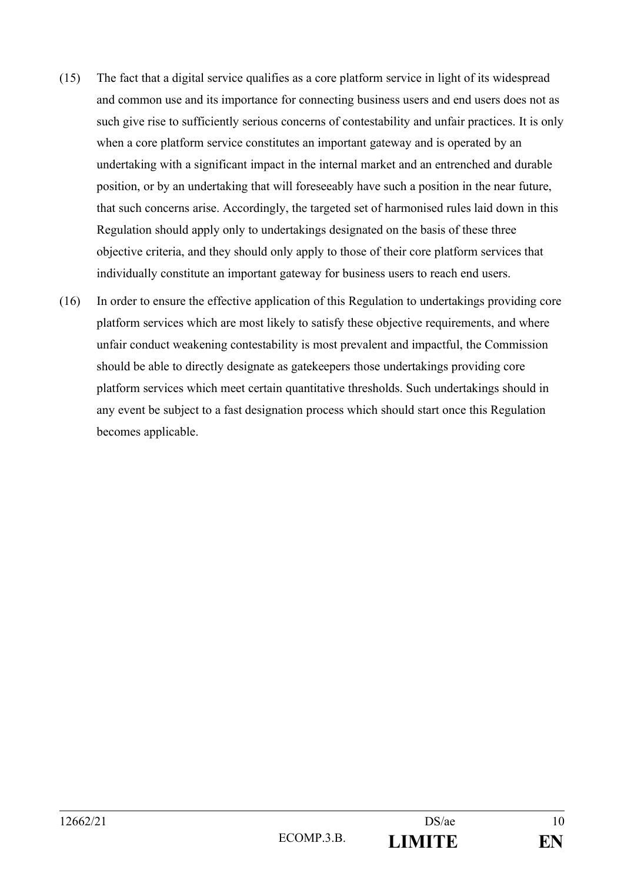(15) The fact that a digital service qualifies as a core platform service in light of its widespread and common use and its importance for connecting business users and end users does not as such give rise to sufficiently serious concerns of contestability and unfair practices. It is only when a core platform service constitutes an important gateway and is operated by an undertaking with a significant impact in the internal market and an entrenched and durable position, or by an undertaking that will foreseeably have such a position in the near future, that such concerns arise. Accordingly, the targeted set of harmonised rules laid down in this Regulation should apply only to undertakings designated on the basis of these three objective criteria, and they should only apply to those of their core platform services that individually constitute an important gateway for business users to reach end users.

(16) In order to ensure the effective application of this Regulation to undertakings providing core platform services which are most likely to satisfy these objective requirements, and where unfair conduct weakening contestability is most prevalent and impactful, the Commission should be able to directly designate as gatekeepers those undertakings providing core platform services which meet certain quantitative thresholds. Such undertakings should in any event be subject to a fast designation process which should start once this Regulation becomes applicable.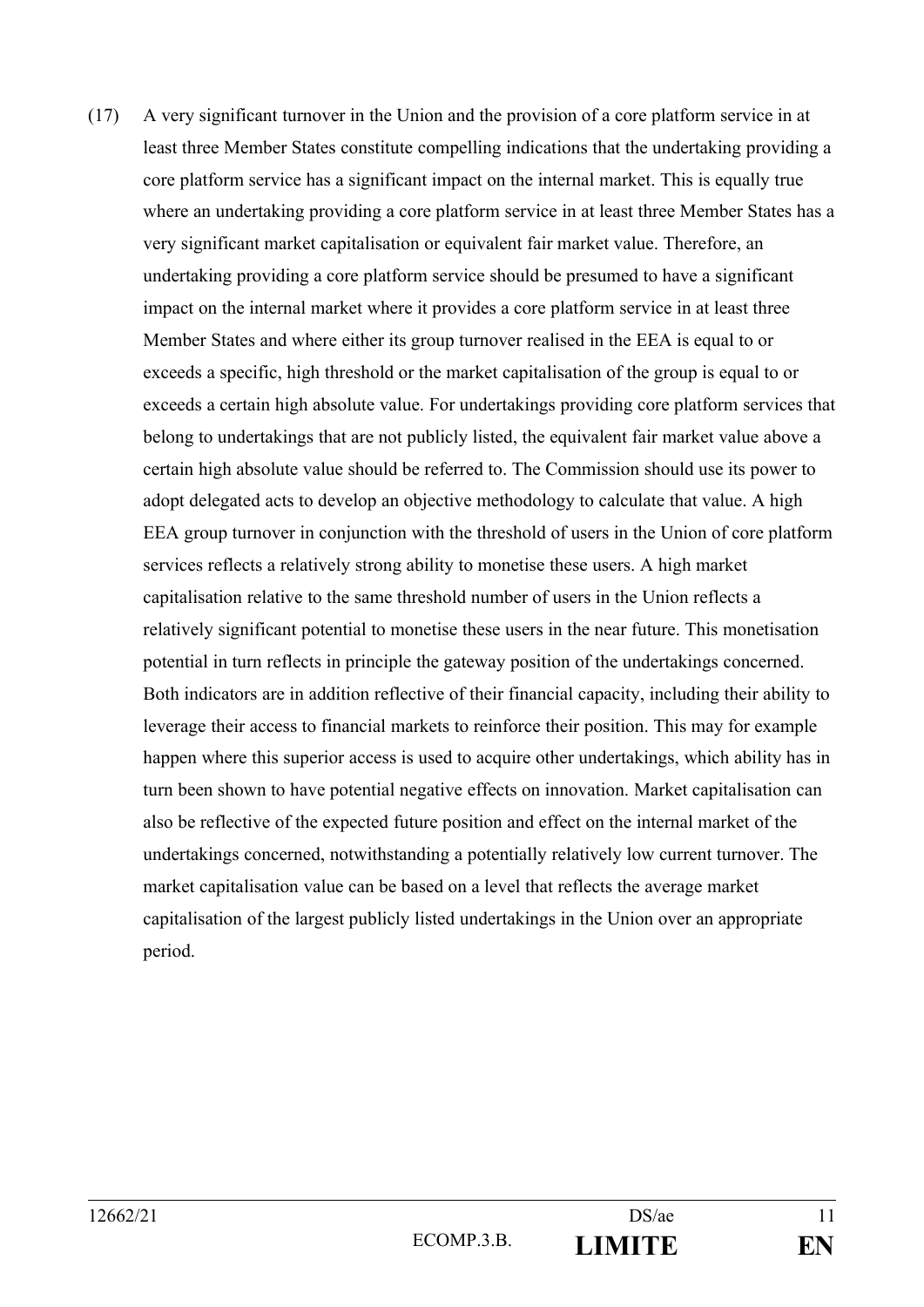(17) A very significant turnover in the Union and the provision of a core platform service in at least three Member States constitute compelling indications that the undertaking providing a core platform service has a significant impact on the internal market. This is equally true where an undertaking providing a core platform service in at least three Member States has a very significant market capitalisation or equivalent fair market value. Therefore, an undertaking providing a core platform service should be presumed to have a significant impact on the internal market where it provides a core platform service in at least three Member States and where either its group turnover realised in the EEA is equal to or exceeds a specific, high threshold or the market capitalisation of the group is equal to or exceeds a certain high absolute value. For undertakings providing core platform services that belong to undertakings that are not publicly listed, the equivalent fair market value above a certain high absolute value should be referred to. The Commission should use its power to adopt delegated acts to develop an objective methodology to calculate that value. A high EEA group turnover in conjunction with the threshold of users in the Union of core platform services reflects a relatively strong ability to monetise these users. A high market capitalisation relative to the same threshold number of users in the Union reflects a relatively significant potential to monetise these users in the near future. This monetisation potential in turn reflects in principle the gateway position of the undertakings concerned. Both indicators are in addition reflective of their financial capacity, including their ability to leverage their access to financial markets to reinforce their position. This may for example happen where this superior access is used to acquire other undertakings, which ability has in turn been shown to have potential negative effects on innovation. Market capitalisation can also be reflective of the expected future position and effect on the internal market of the undertakings concerned, notwithstanding a potentially relatively low current turnover. The market capitalisation value can be based on a level that reflects the average market capitalisation of the largest publicly listed undertakings in the Union over an appropriate period.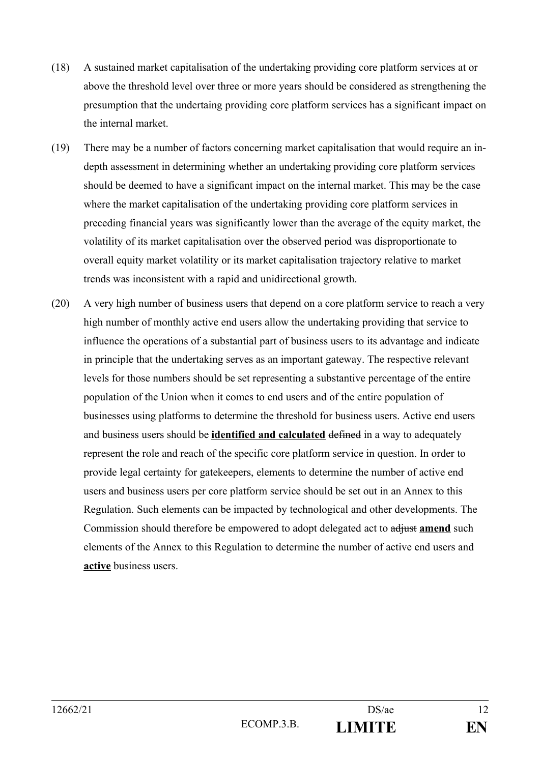(18) A sustained market capitalisation of the undertaking providing core platform services at or above the threshold level over three or more years should be considered as strengthening the presumption that the undertaing providing core platform services has a significant impact on the internal market.

(19) There may be a number of factors concerning market capitalisation that would require an in-depth assessment in determining whether an undertaking providing core platform services should be deemed to have a significant impact on the internal market. This may be the case where the market capitalisation of the undertaking providing core platform services in preceding financial years was significantly lower than the average of the equity market, the volatility of its market capitalisation over the observed period was disproportionate to overall equity market volatility or its market capitalisation trajectory relative to market trends was inconsistent with a rapid and unidirectional growth.

(20) A very high number of business users that depend on a core platform service to reach a very high number of monthly active end users allow the undertaking providing that service to influence the operations of a substantial part of business users to its advantage and indicate in principle that the undertaking serves as an important gateway. The respective relevant levels for those numbers should be set representing a substantive percentage of the entire population of the Union when it comes to end users and of the entire population of businesses using platforms to determine the threshold for business users. Active end users and business users should be **identified and calculated** ~~defined~~ in a way to adequately represent the role and reach of the specific core platform service in question. In order to provide legal certainty for gatekeepers, elements to determine the number of active end users and business users per core platform service should be set out in an Annex to this Regulation. Such elements can be impacted by technological and other developments. The Commission should therefore be empowered to adopt delegated act to ~~adjust~~ **amend** such elements of the Annex to this Regulation to determine the number of active end users and **active** business users.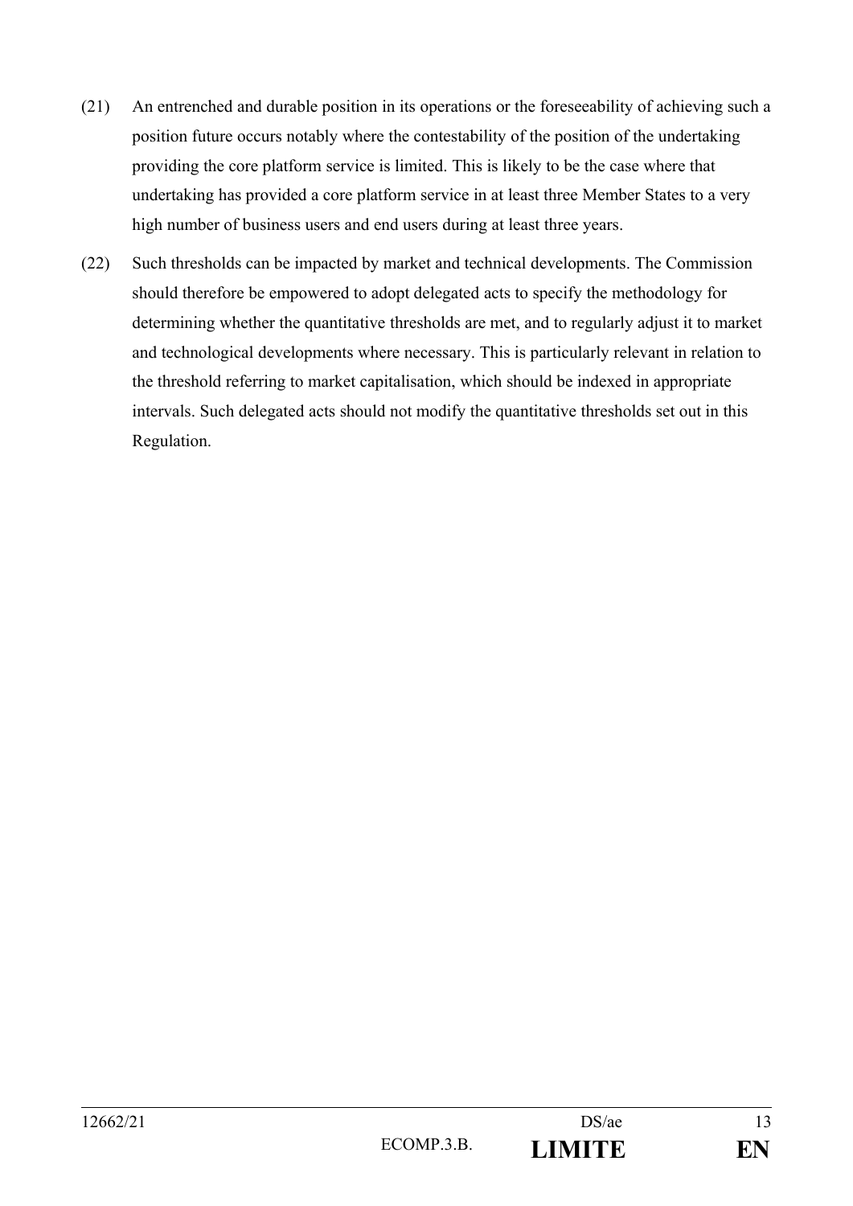(21) An entrenched and durable position in its operations or the foreseeability of achieving such a position future occurs notably where the contestability of the position of the undertaking providing the core platform service is limited. This is likely to be the case where that undertaking has provided a core platform service in at least three Member States to a very high number of business users and end users during at least three years.

(22) Such thresholds can be impacted by market and technical developments. The Commission should therefore be empowered to adopt delegated acts to specify the methodology for determining whether the quantitative thresholds are met, and to regularly adjust it to market and technological developments where necessary. This is particularly relevant in relation to the threshold referring to market capitalisation, which should be indexed in appropriate intervals. Such delegated acts should not modify the quantitative thresholds set out in this Regulation.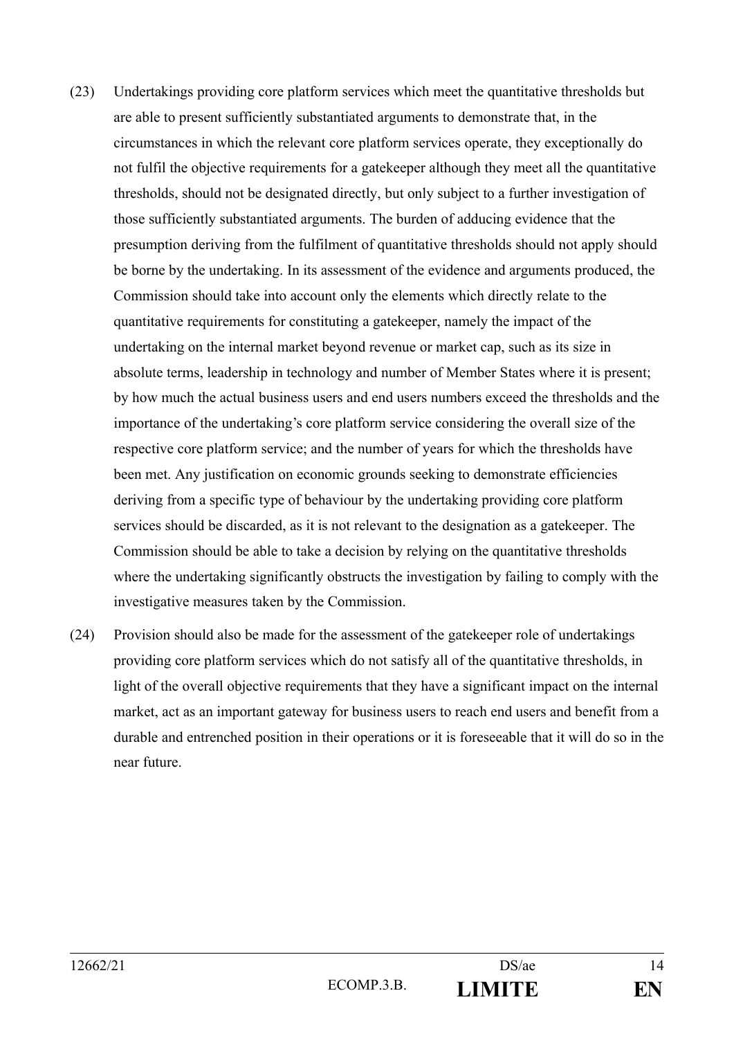(23) Undertakings providing core platform services which meet the quantitative thresholds but are able to present sufficiently substantiated arguments to demonstrate that, in the circumstances in which the relevant core platform services operate, they exceptionally do not fulfil the objective requirements for a gatekeeper although they meet all the quantitative thresholds, should not be designated directly, but only subject to a further investigation of those sufficiently substantiated arguments. The burden of adducing evidence that the presumption deriving from the fulfilment of quantitative thresholds should not apply should be borne by the undertaking. In its assessment of the evidence and arguments produced, the Commission should take into account only the elements which directly relate to the quantitative requirements for constituting a gatekeeper, namely the impact of the undertaking on the internal market beyond revenue or market cap, such as its size in absolute terms, leadership in technology and number of Member States where it is present; by how much the actual business users and end users numbers exceed the thresholds and the importance of the undertaking's core platform service considering the overall size of the respective core platform service; and the number of years for which the thresholds have been met. Any justification on economic grounds seeking to demonstrate efficiencies deriving from a specific type of behaviour by the undertaking providing core platform services should be discarded, as it is not relevant to the designation as a gatekeeper. The Commission should be able to take a decision by relying on the quantitative thresholds where the undertaking significantly obstructs the investigation by failing to comply with the investigative measures taken by the Commission.

(24) Provision should also be made for the assessment of the gatekeeper role of undertakings providing core platform services which do not satisfy all of the quantitative thresholds, in light of the overall objective requirements that they have a significant impact on the internal market, act as an important gateway for business users to reach end users and benefit from a durable and entrenched position in their operations or it is foreseeable that it will do so in the near future.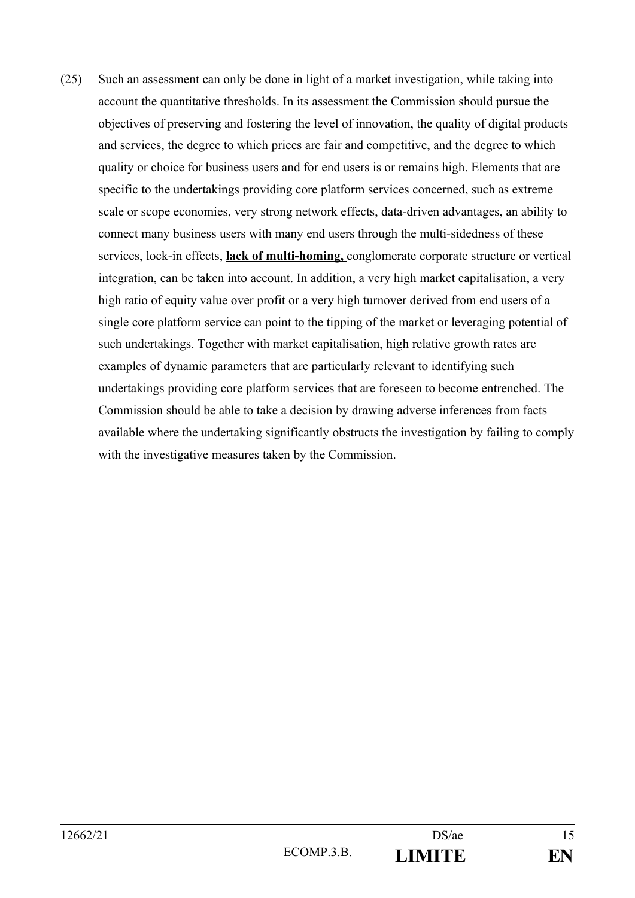(25) Such an assessment can only be done in light of a market investigation, while taking into account the quantitative thresholds. In its assessment the Commission should pursue the objectives of preserving and fostering the level of innovation, the quality of digital products and services, the degree to which prices are fair and competitive, and the degree to which quality or choice for business users and for end users is or remains high. Elements that are specific to the undertakings providing core platform services concerned, such as extreme scale or scope economies, very strong network effects, data-driven advantages, an ability to connect many business users with many end users through the multi-sidedness of these services, lock-in effects, **lack of multi-homing,** conglomerate corporate structure or vertical integration, can be taken into account. In addition, a very high market capitalisation, a very high ratio of equity value over profit or a very high turnover derived from end users of a single core platform service can point to the tipping of the market or leveraging potential of such undertakings. Together with market capitalisation, high relative growth rates are examples of dynamic parameters that are particularly relevant to identifying such undertakings providing core platform services that are foreseen to become entrenched. The Commission should be able to take a decision by drawing adverse inferences from facts available where the undertaking significantly obstructs the investigation by failing to comply with the investigative measures taken by the Commission.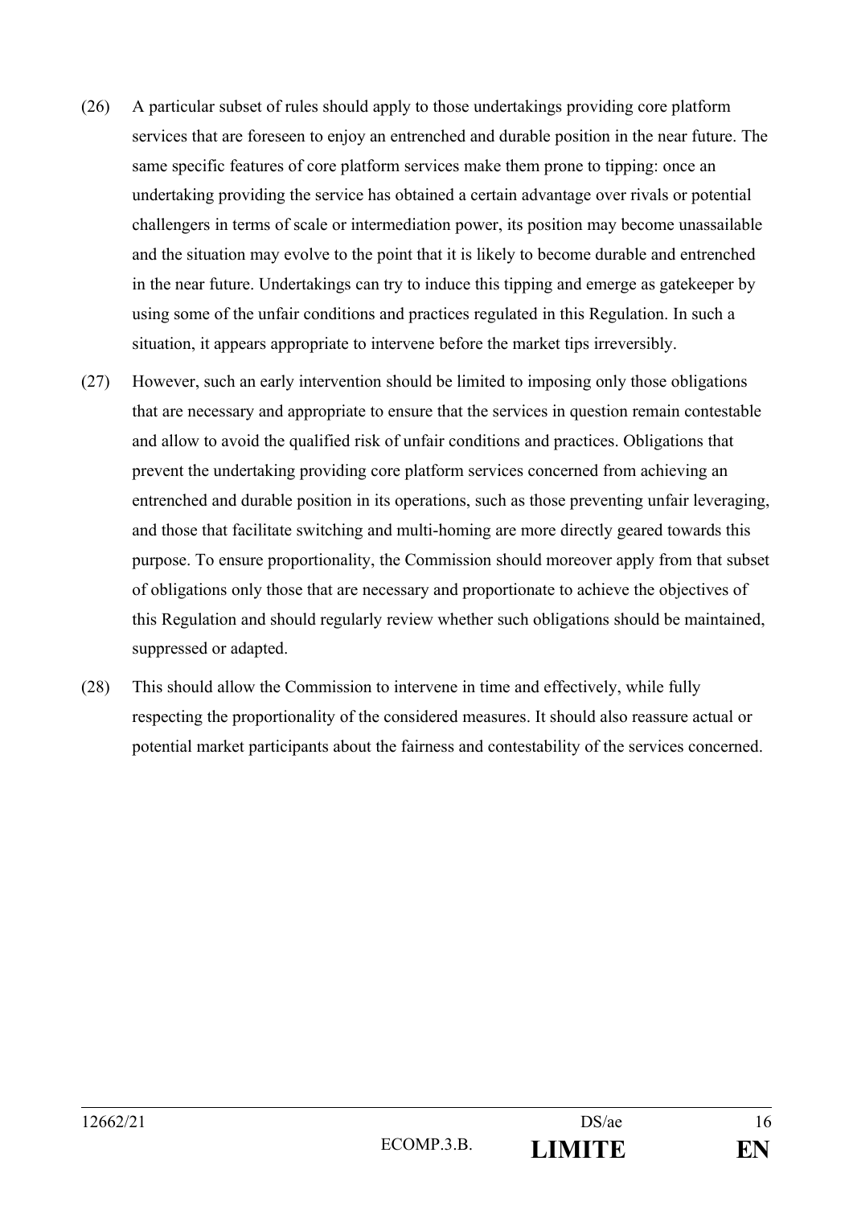(26) A particular subset of rules should apply to those undertakings providing core platform services that are foreseen to enjoy an entrenched and durable position in the near future. The same specific features of core platform services make them prone to tipping: once an undertaking providing the service has obtained a certain advantage over rivals or potential challengers in terms of scale or intermediation power, its position may become unassailable and the situation may evolve to the point that it is likely to become durable and entrenched in the near future. Undertakings can try to induce this tipping and emerge as gatekeeper by using some of the unfair conditions and practices regulated in this Regulation. In such a situation, it appears appropriate to intervene before the market tips irreversibly.

(27) However, such an early intervention should be limited to imposing only those obligations that are necessary and appropriate to ensure that the services in question remain contestable and allow to avoid the qualified risk of unfair conditions and practices. Obligations that prevent the undertaking providing core platform services concerned from achieving an entrenched and durable position in its operations, such as those preventing unfair leveraging, and those that facilitate switching and multi-homing are more directly geared towards this purpose. To ensure proportionality, the Commission should moreover apply from that subset of obligations only those that are necessary and proportionate to achieve the objectives of this Regulation and should regularly review whether such obligations should be maintained, suppressed or adapted.

(28) This should allow the Commission to intervene in time and effectively, while fully respecting the proportionality of the considered measures. It should also reassure actual or potential market participants about the fairness and contestability of the services concerned.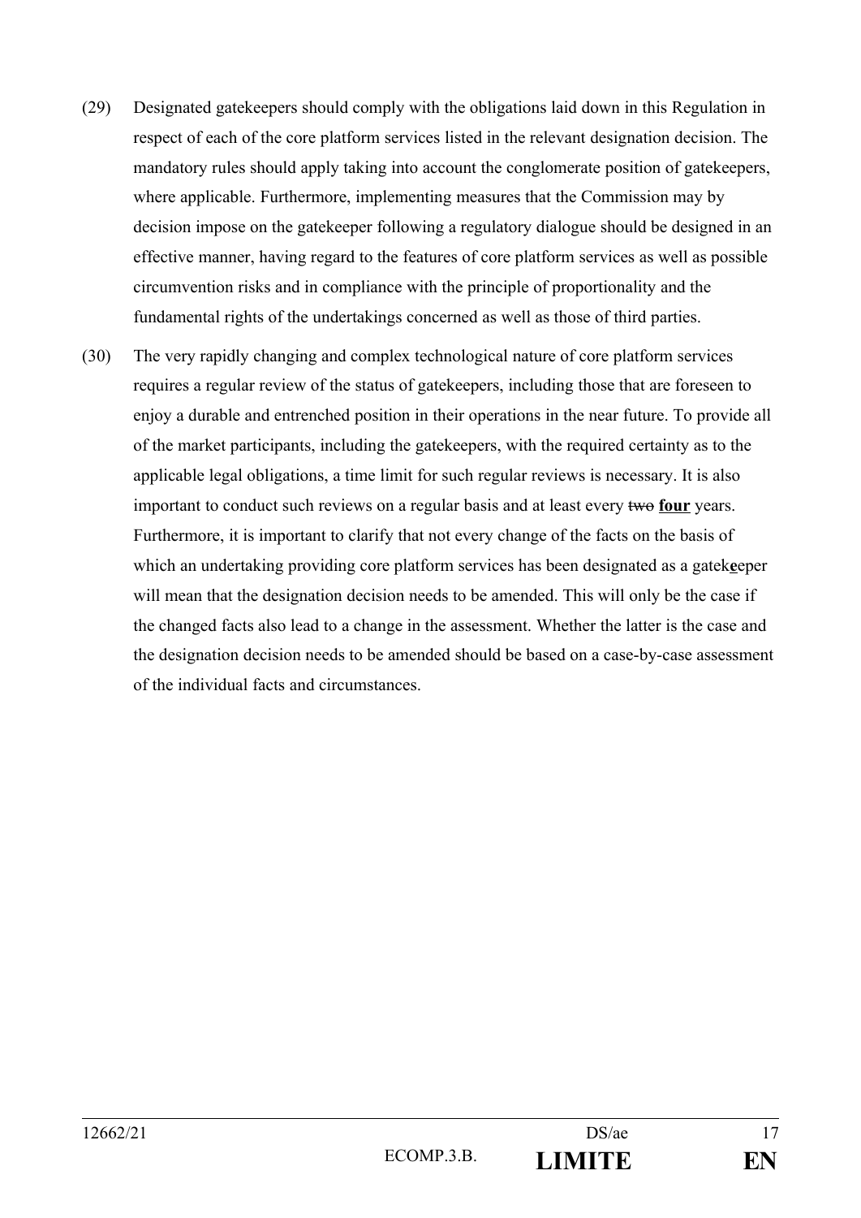(29) Designated gatekeepers should comply with the obligations laid down in this Regulation in respect of each of the core platform services listed in the relevant designation decision. The mandatory rules should apply taking into account the conglomerate position of gatekeepers, where applicable. Furthermore, implementing measures that the Commission may by decision impose on the gatekeeper following a regulatory dialogue should be designed in an effective manner, having regard to the features of core platform services as well as possible circumvention risks and in compliance with the principle of proportionality and the fundamental rights of the undertakings concerned as well as those of third parties.

(30) The very rapidly changing and complex technological nature of core platform services requires a regular review of the status of gatekeepers, including those that are foreseen to enjoy a durable and entrenched position in their operations in the near future. To provide all of the market participants, including the gatekeepers, with the required certainty as to the applicable legal obligations, a time limit for such regular reviews is necessary. It is also important to conduct such reviews on a regular basis and at least every ~~two~~ **four** years. Furthermore, it is important to clarify that not every change of the facts on the basis of which an undertaking providing core platform services has been designated as a gatek**e**eper will mean that the designation decision needs to be amended. This will only be the case if the changed facts also lead to a change in the assessment. Whether the latter is the case and the designation decision needs to be amended should be based on a case-by-case assessment of the individual facts and circumstances.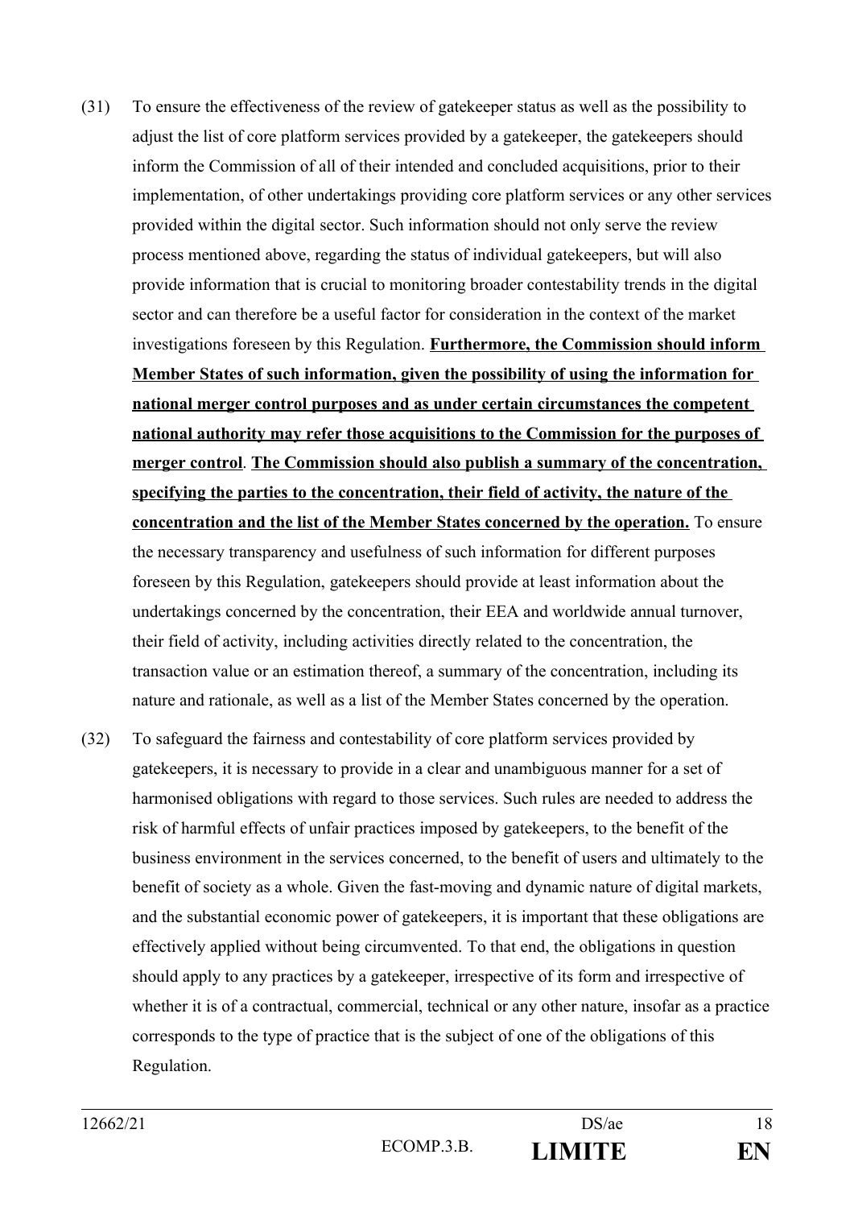(31) To ensure the effectiveness of the review of gatekeeper status as well as the possibility to adjust the list of core platform services provided by a gatekeeper, the gatekeepers should inform the Commission of all of their intended and concluded acquisitions, prior to their implementation, of other undertakings providing core platform services or any other services provided within the digital sector. Such information should not only serve the review process mentioned above, regarding the status of individual gatekeepers, but will also provide information that is crucial to monitoring broader contestability trends in the digital sector and can therefore be a useful factor for consideration in the context of the market investigations foreseen by this Regulation. <u>**Furthermore, the Commission should inform Member States of such information, given the possibility of using the information for national merger control purposes and as under certain circumstances the competent national authority may refer those acquisitions to the Commission for the purposes of merger control**</u>. <u>**The Commission should also publish a summary of the concentration, specifying the parties to the concentration, their field of activity, the nature of the concentration and the list of the Member States concerned by the operation.**</u> To ensure the necessary transparency and usefulness of such information for different purposes foreseen by this Regulation, gatekeepers should provide at least information about the undertakings concerned by the concentration, their EEA and worldwide annual turnover, their field of activity, including activities directly related to the concentration, the transaction value or an estimation thereof, a summary of the concentration, including its nature and rationale, as well as a list of the Member States concerned by the operation.

(32) To safeguard the fairness and contestability of core platform services provided by gatekeepers, it is necessary to provide in a clear and unambiguous manner for a set of harmonised obligations with regard to those services. Such rules are needed to address the risk of harmful effects of unfair practices imposed by gatekeepers, to the benefit of the business environment in the services concerned, to the benefit of users and ultimately to the benefit of society as a whole. Given the fast-moving and dynamic nature of digital markets, and the substantial economic power of gatekeepers, it is important that these obligations are effectively applied without being circumvented. To that end, the obligations in question should apply to any practices by a gatekeeper, irrespective of its form and irrespective of whether it is of a contractual, commercial, technical or any other nature, insofar as a practice corresponds to the type of practice that is the subject of one of the obligations of this Regulation.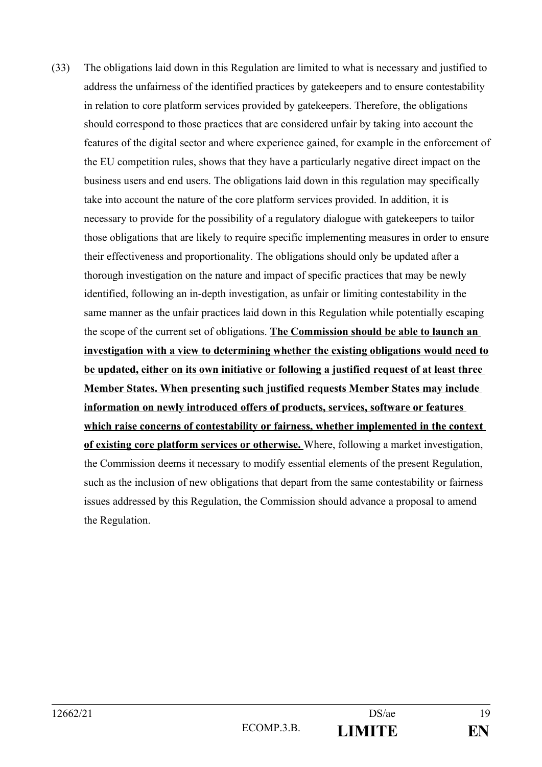(33) The obligations laid down in this Regulation are limited to what is necessary and justified to address the unfairness of the identified practices by gatekeepers and to ensure contestability in relation to core platform services provided by gatekeepers. Therefore, the obligations should correspond to those practices that are considered unfair by taking into account the features of the digital sector and where experience gained, for example in the enforcement of the EU competition rules, shows that they have a particularly negative direct impact on the business users and end users. The obligations laid down in this regulation may specifically take into account the nature of the core platform services provided. In addition, it is necessary to provide for the possibility of a regulatory dialogue with gatekeepers to tailor those obligations that are likely to require specific implementing measures in order to ensure their effectiveness and proportionality. The obligations should only be updated after a thorough investigation on the nature and impact of specific practices that may be newly identified, following an in-depth investigation, as unfair or limiting contestability in the same manner as the unfair practices laid down in this Regulation while potentially escaping the scope of the current set of obligations. <u>**The Commission should be able to launch an investigation with a view to determining whether the existing obligations would need to be updated, either on its own initiative or following a justified request of at least three Member States. When presenting such justified requests Member States may include information on newly introduced offers of products, services, software or features which raise concerns of contestability or fairness, whether implemented in the context of existing core platform services or otherwise.**</u> Where, following a market investigation, the Commission deems it necessary to modify essential elements of the present Regulation, such as the inclusion of new obligations that depart from the same contestability or fairness issues addressed by this Regulation, the Commission should advance a proposal to amend the Regulation.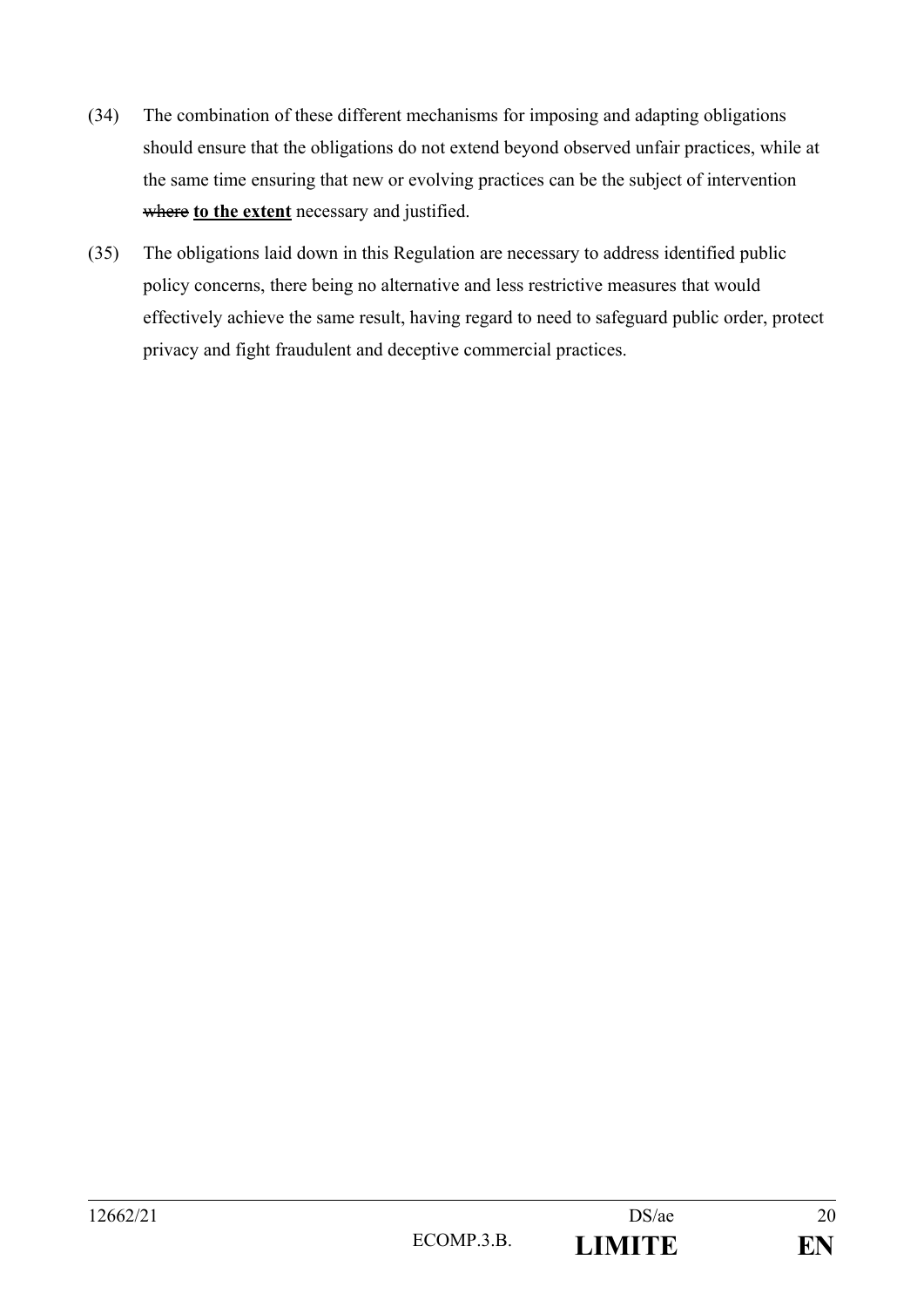(34) The combination of these different mechanisms for imposing and adapting obligations should ensure that the obligations do not extend beyond observed unfair practices, while at the same time ensuring that new or evolving practices can be the subject of intervention ~~where~~ **<u>to the extent</u>** necessary and justified.

(35) The obligations laid down in this Regulation are necessary to address identified public policy concerns, there being no alternative and less restrictive measures that would effectively achieve the same result, having regard to need to safeguard public order, protect privacy and fight fraudulent and deceptive commercial practices.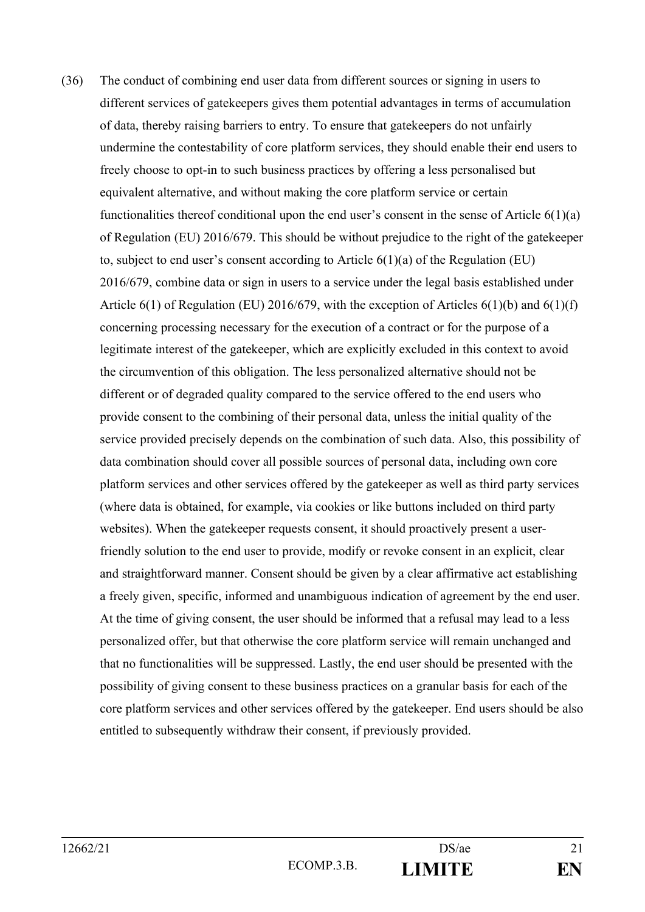(36) The conduct of combining end user data from different sources or signing in users to different services of gatekeepers gives them potential advantages in terms of accumulation of data, thereby raising barriers to entry. To ensure that gatekeepers do not unfairly undermine the contestability of core platform services, they should enable their end users to freely choose to opt-in to such business practices by offering a less personalised but equivalent alternative, and without making the core platform service or certain functionalities thereof conditional upon the end user's consent in the sense of Article 6(1)(a) of Regulation (EU) 2016/679. This should be without prejudice to the right of the gatekeeper to, subject to end user's consent according to Article 6(1)(a) of the Regulation (EU) 2016/679, combine data or sign in users to a service under the legal basis established under Article 6(1) of Regulation (EU) 2016/679, with the exception of Articles 6(1)(b) and 6(1)(f) concerning processing necessary for the execution of a contract or for the purpose of a legitimate interest of the gatekeeper, which are explicitly excluded in this context to avoid the circumvention of this obligation. The less personalized alternative should not be different or of degraded quality compared to the service offered to the end users who provide consent to the combining of their personal data, unless the initial quality of the service provided precisely depends on the combination of such data. Also, this possibility of data combination should cover all possible sources of personal data, including own core platform services and other services offered by the gatekeeper as well as third party services (where data is obtained, for example, via cookies or like buttons included on third party websites). When the gatekeeper requests consent, it should proactively present a user-friendly solution to the end user to provide, modify or revoke consent in an explicit, clear and straightforward manner. Consent should be given by a clear affirmative act establishing a freely given, specific, informed and unambiguous indication of agreement by the end user. At the time of giving consent, the user should be informed that a refusal may lead to a less personalized offer, but that otherwise the core platform service will remain unchanged and that no functionalities will be suppressed. Lastly, the end user should be presented with the possibility of giving consent to these business practices on a granular basis for each of the core platform services and other services offered by the gatekeeper. End users should be also entitled to subsequently withdraw their consent, if previously provided.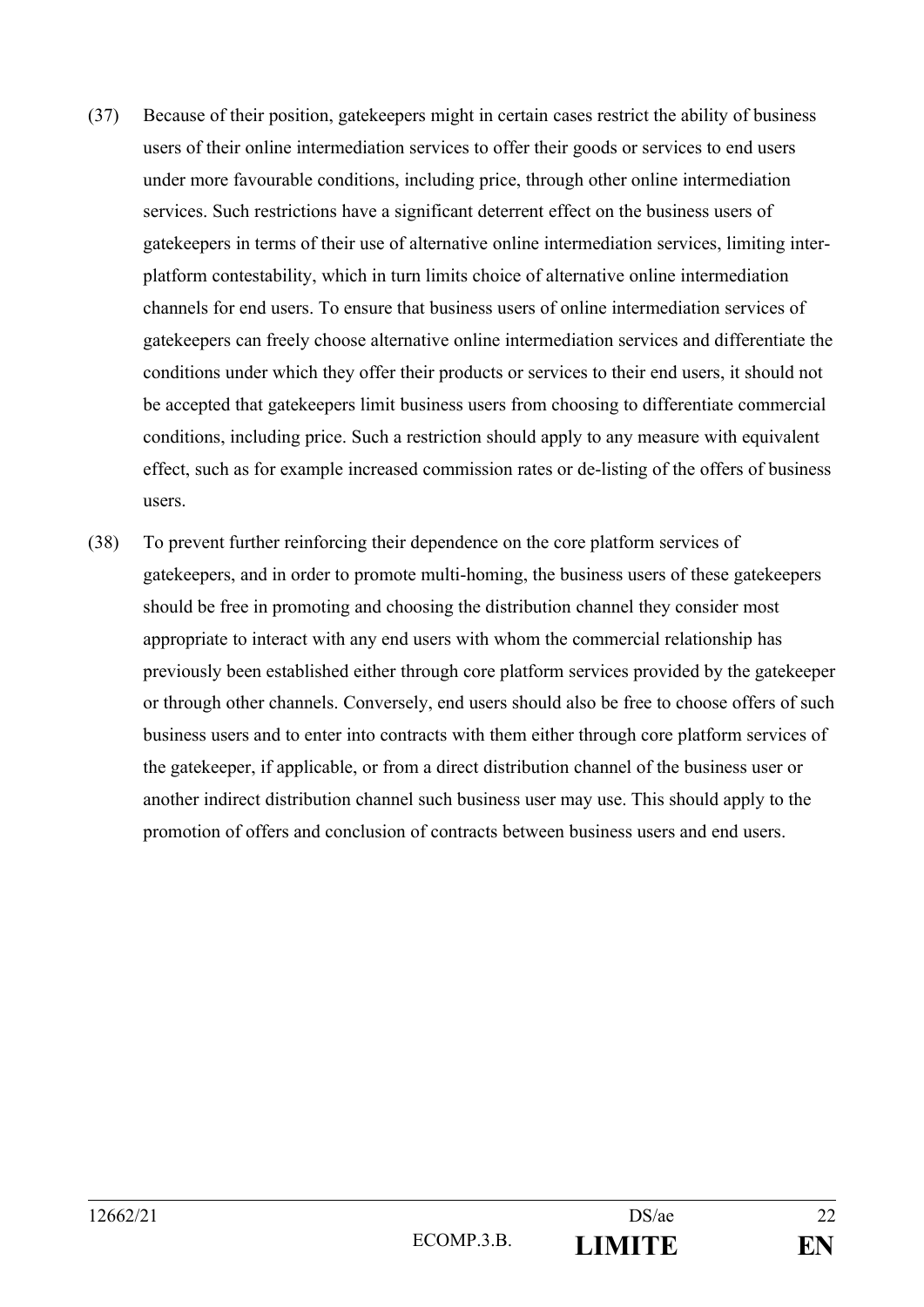(37) Because of their position, gatekeepers might in certain cases restrict the ability of business users of their online intermediation services to offer their goods or services to end users under more favourable conditions, including price, through other online intermediation services. Such restrictions have a significant deterrent effect on the business users of gatekeepers in terms of their use of alternative online intermediation services, limiting inter-platform contestability, which in turn limits choice of alternative online intermediation channels for end users. To ensure that business users of online intermediation services of gatekeepers can freely choose alternative online intermediation services and differentiate the conditions under which they offer their products or services to their end users, it should not be accepted that gatekeepers limit business users from choosing to differentiate commercial conditions, including price. Such a restriction should apply to any measure with equivalent effect, such as for example increased commission rates or de-listing of the offers of business users.

(38) To prevent further reinforcing their dependence on the core platform services of gatekeepers, and in order to promote multi-homing, the business users of these gatekeepers should be free in promoting and choosing the distribution channel they consider most appropriate to interact with any end users with whom the commercial relationship has previously been established either through core platform services provided by the gatekeeper or through other channels. Conversely, end users should also be free to choose offers of such business users and to enter into contracts with them either through core platform services of the gatekeeper, if applicable, or from a direct distribution channel of the business user or another indirect distribution channel such business user may use. This should apply to the promotion of offers and conclusion of contracts between business users and end users.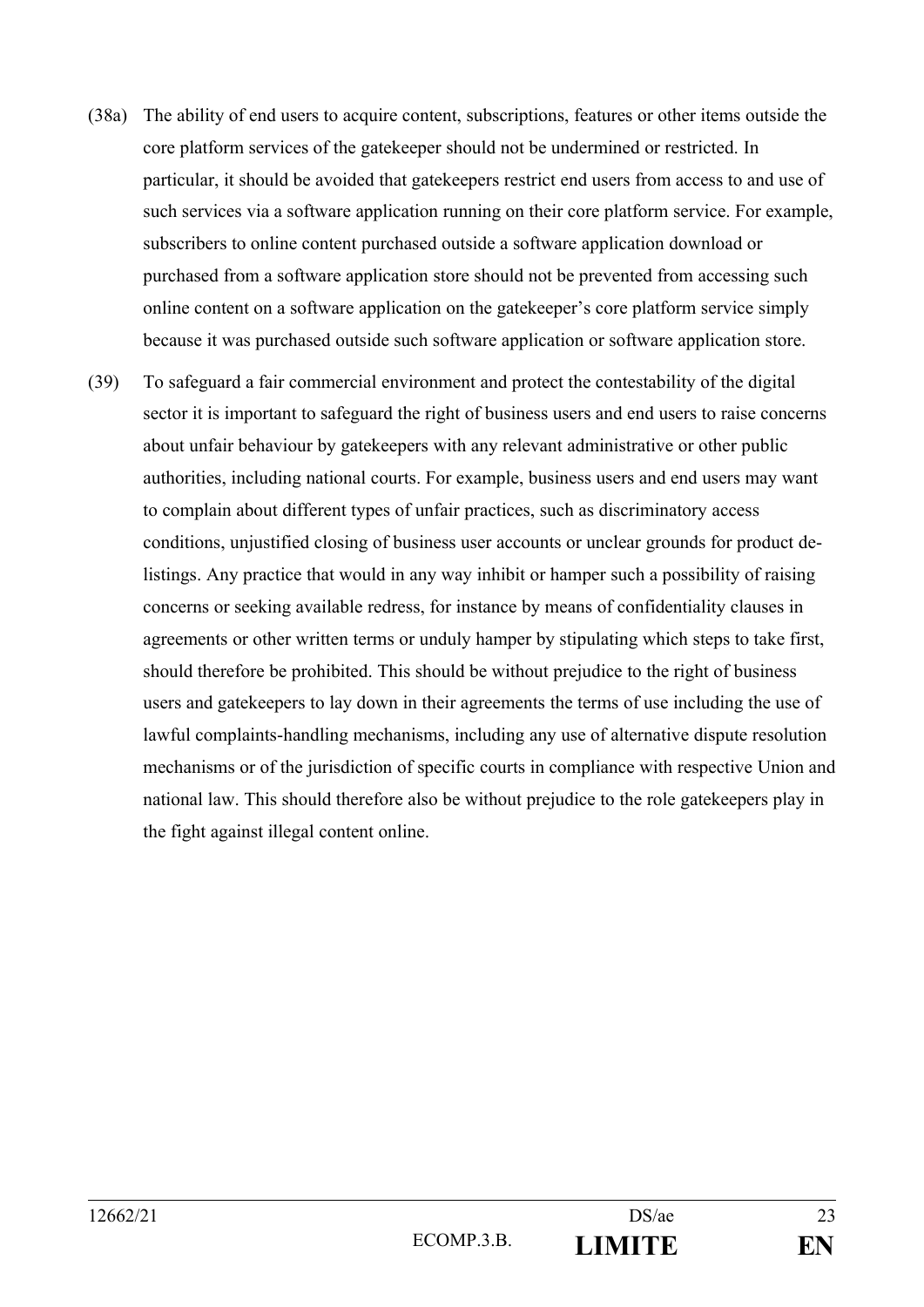(38a) The ability of end users to acquire content, subscriptions, features or other items outside the core platform services of the gatekeeper should not be undermined or restricted. In particular, it should be avoided that gatekeepers restrict end users from access to and use of such services via a software application running on their core platform service. For example, subscribers to online content purchased outside a software application download or purchased from a software application store should not be prevented from accessing such online content on a software application on the gatekeeper's core platform service simply because it was purchased outside such software application or software application store.

(39) To safeguard a fair commercial environment and protect the contestability of the digital sector it is important to safeguard the right of business users and end users to raise concerns about unfair behaviour by gatekeepers with any relevant administrative or other public authorities, including national courts. For example, business users and end users may want to complain about different types of unfair practices, such as discriminatory access conditions, unjustified closing of business user accounts or unclear grounds for product de-listings. Any practice that would in any way inhibit or hamper such a possibility of raising concerns or seeking available redress, for instance by means of confidentiality clauses in agreements or other written terms or unduly hamper by stipulating which steps to take first, should therefore be prohibited. This should be without prejudice to the right of business users and gatekeepers to lay down in their agreements the terms of use including the use of lawful complaints-handling mechanisms, including any use of alternative dispute resolution mechanisms or of the jurisdiction of specific courts in compliance with respective Union and national law. This should therefore also be without prejudice to the role gatekeepers play in the fight against illegal content online.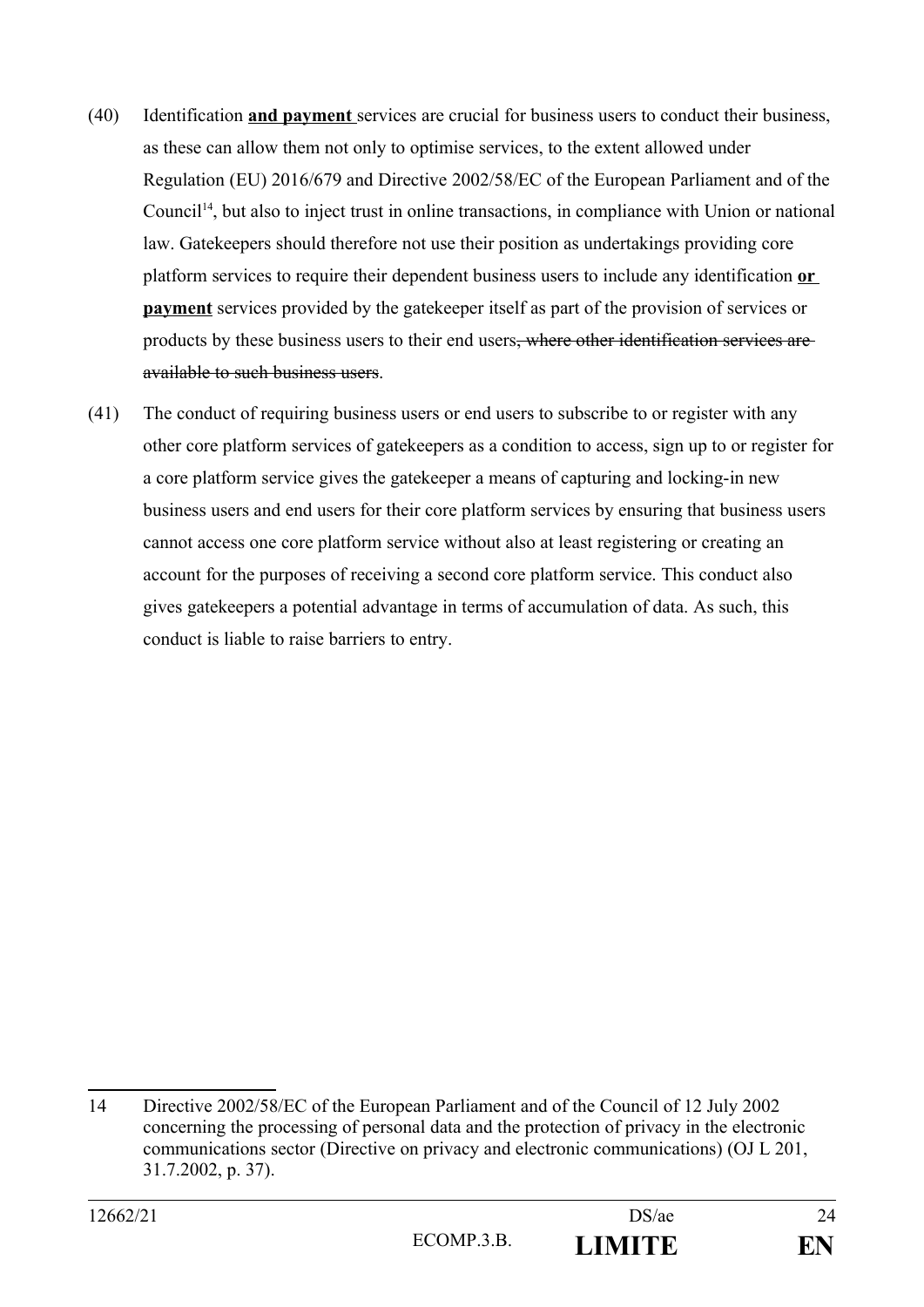(40) Identification **and payment** services are crucial for business users to conduct their business, as these can allow them not only to optimise services, to the extent allowed under Regulation (EU) 2016/679 and Directive 2002/58/EC of the European Parliament and of the Council[14], but also to inject trust in online transactions, in compliance with Union or national law. Gatekeepers should therefore not use their position as undertakings providing core platform services to require their dependent business users to include any identification **or payment** services provided by the gatekeeper itself as part of the provision of services or products by these business users to their end users~~, where other identification services are available to such business users~~.

(41) The conduct of requiring business users or end users to subscribe to or register with any other core platform services of gatekeepers as a condition to access, sign up to or register for a core platform service gives the gatekeeper a means of capturing and locking-in new business users and end users for their core platform services by ensuring that business users cannot access one core platform service without also at least registering or creating an account for the purposes of receiving a second core platform service. This conduct also gives gatekeepers a potential advantage in terms of accumulation of data. As such, this conduct is liable to raise barriers to entry.

---

14 Directive 2002/58/EC of the European Parliament and of the Council of 12 July 2002 concerning the processing of personal data and the protection of privacy in the electronic communications sector (Directive on privacy and electronic communications) (OJ L 201, 31.7.2002, p. 37).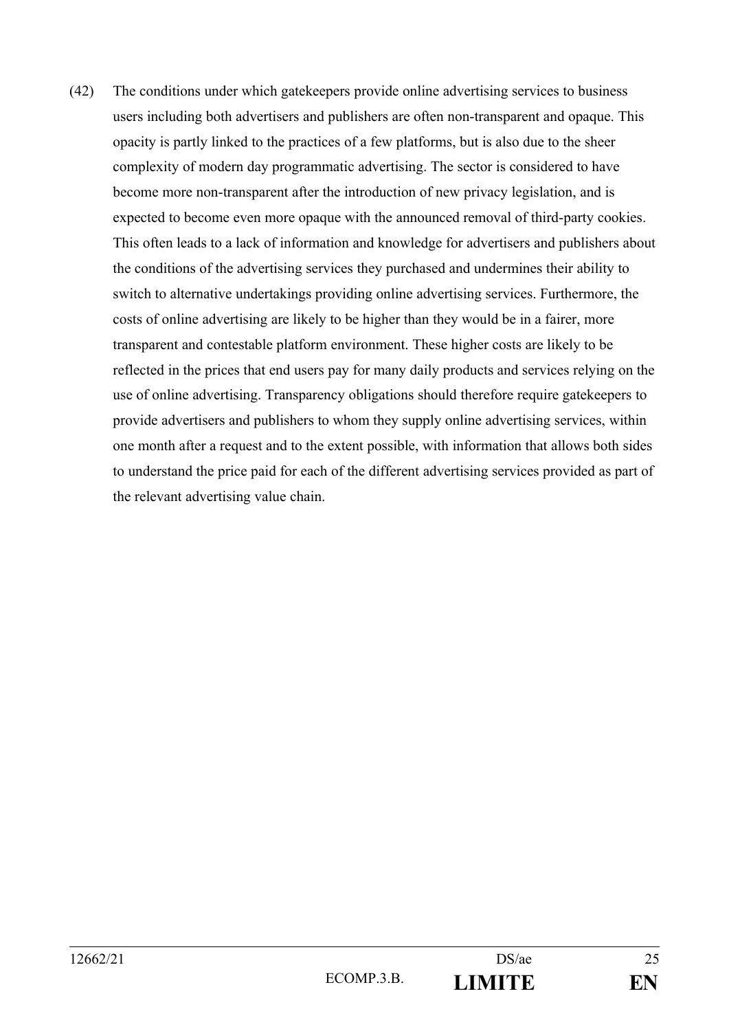(42) The conditions under which gatekeepers provide online advertising services to business users including both advertisers and publishers are often non-transparent and opaque. This opacity is partly linked to the practices of a few platforms, but is also due to the sheer complexity of modern day programmatic advertising. The sector is considered to have become more non-transparent after the introduction of new privacy legislation, and is expected to become even more opaque with the announced removal of third-party cookies. This often leads to a lack of information and knowledge for advertisers and publishers about the conditions of the advertising services they purchased and undermines their ability to switch to alternative undertakings providing online advertising services. Furthermore, the costs of online advertising are likely to be higher than they would be in a fairer, more transparent and contestable platform environment. These higher costs are likely to be reflected in the prices that end users pay for many daily products and services relying on the use of online advertising. Transparency obligations should therefore require gatekeepers to provide advertisers and publishers to whom they supply online advertising services, within one month after a request and to the extent possible, with information that allows both sides to understand the price paid for each of the different advertising services provided as part of the relevant advertising value chain.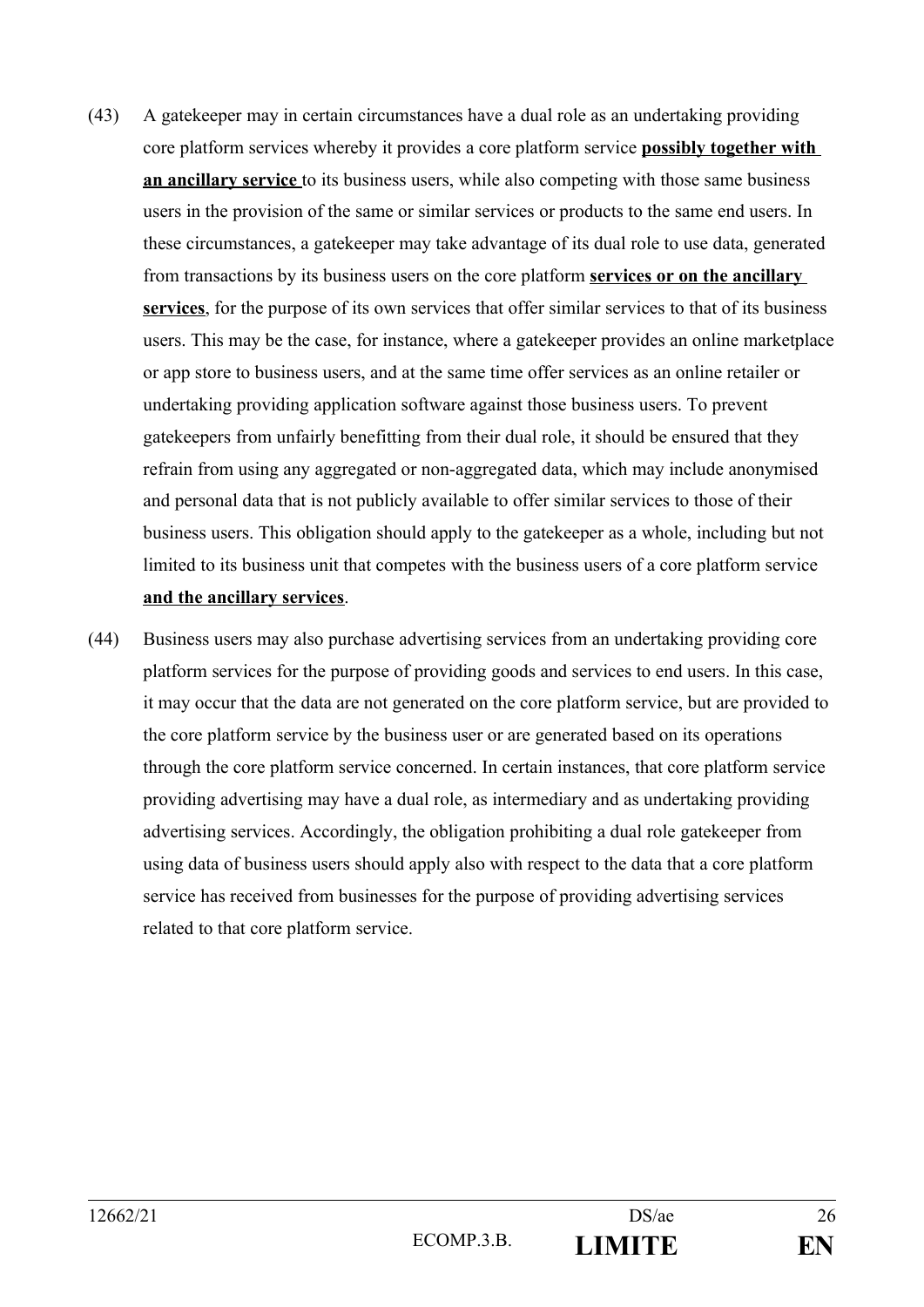(43) A gatekeeper may in certain circumstances have a dual role as an undertaking providing core platform services whereby it provides a core platform service **possibly together with an ancillary service** to its business users, while also competing with those same business users in the provision of the same or similar services or products to the same end users. In these circumstances, a gatekeeper may take advantage of its dual role to use data, generated from transactions by its business users on the core platform **services or on the ancillary services**, for the purpose of its own services that offer similar services to that of its business users. This may be the case, for instance, where a gatekeeper provides an online marketplace or app store to business users, and at the same time offer services as an online retailer or undertaking providing application software against those business users. To prevent gatekeepers from unfairly benefitting from their dual role, it should be ensured that they refrain from using any aggregated or non-aggregated data, which may include anonymised and personal data that is not publicly available to offer similar services to those of their business users. This obligation should apply to the gatekeeper as a whole, including but not limited to its business unit that competes with the business users of a core platform service **and the ancillary services**.

(44) Business users may also purchase advertising services from an undertaking providing core platform services for the purpose of providing goods and services to end users. In this case, it may occur that the data are not generated on the core platform service, but are provided to the core platform service by the business user or are generated based on its operations through the core platform service concerned. In certain instances, that core platform service providing advertising may have a dual role, as intermediary and as undertaking providing advertising services. Accordingly, the obligation prohibiting a dual role gatekeeper from using data of business users should apply also with respect to the data that a core platform service has received from businesses for the purpose of providing advertising services related to that core platform service.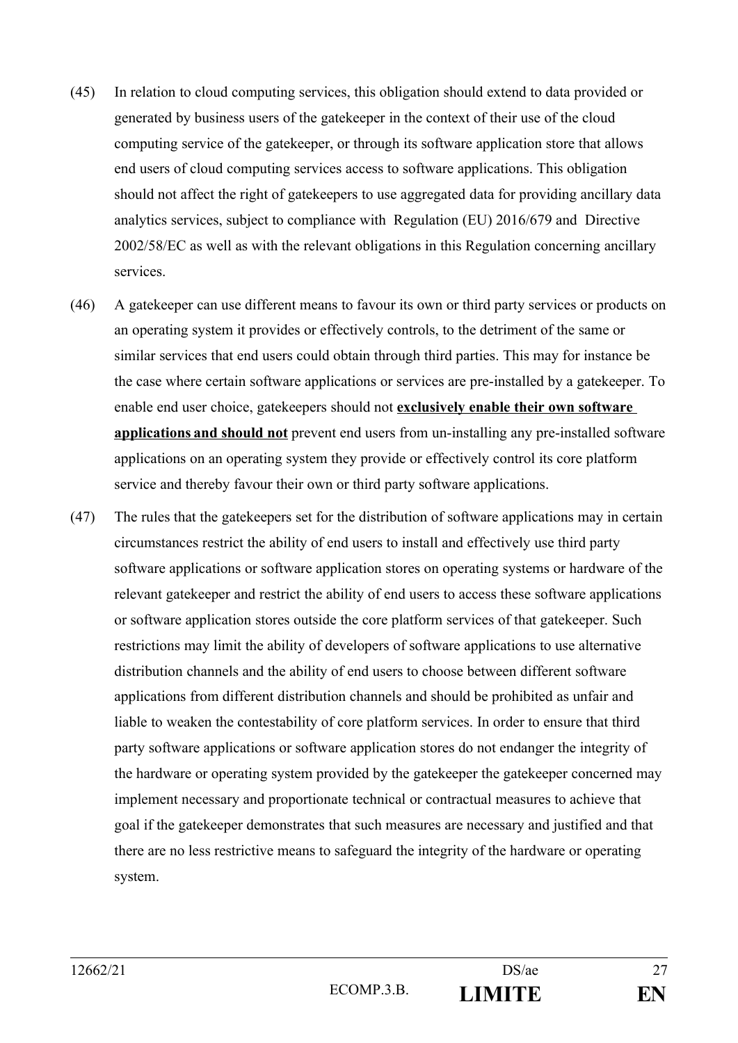(45) In relation to cloud computing services, this obligation should extend to data provided or generated by business users of the gatekeeper in the context of their use of the cloud computing service of the gatekeeper, or through its software application store that allows end users of cloud computing services access to software applications. This obligation should not affect the right of gatekeepers to use aggregated data for providing ancillary data analytics services, subject to compliance with Regulation (EU) 2016/679 and Directive 2002/58/EC as well as with the relevant obligations in this Regulation concerning ancillary services.

(46) A gatekeeper can use different means to favour its own or third party services or products on an operating system it provides or effectively controls, to the detriment of the same or similar services that end users could obtain through third parties. This may for instance be the case where certain software applications or services are pre-installed by a gatekeeper. To enable end user choice, gatekeepers should not **exclusively enable their own software applications and should not** prevent end users from un-installing any pre-installed software applications on an operating system they provide or effectively control its core platform service and thereby favour their own or third party software applications.

(47) The rules that the gatekeepers set for the distribution of software applications may in certain circumstances restrict the ability of end users to install and effectively use third party software applications or software application stores on operating systems or hardware of the relevant gatekeeper and restrict the ability of end users to access these software applications or software application stores outside the core platform services of that gatekeeper. Such restrictions may limit the ability of developers of software applications to use alternative distribution channels and the ability of end users to choose between different software applications from different distribution channels and should be prohibited as unfair and liable to weaken the contestability of core platform services. In order to ensure that third party software applications or software application stores do not endanger the integrity of the hardware or operating system provided by the gatekeeper the gatekeeper concerned may implement necessary and proportionate technical or contractual measures to achieve that goal if the gatekeeper demonstrates that such measures are necessary and justified and that there are no less restrictive means to safeguard the integrity of the hardware or operating system.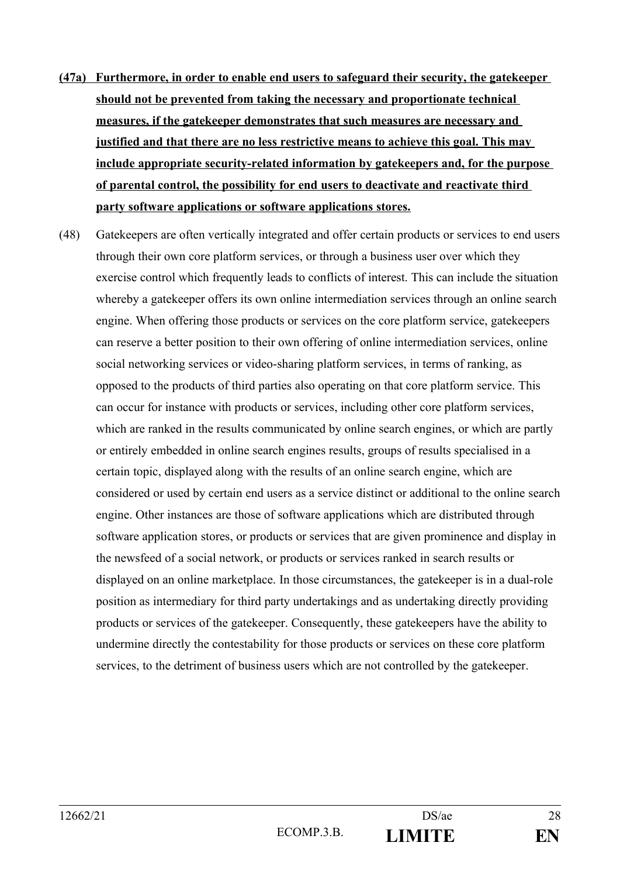**<u>(47a) Furthermore, in order to enable end users to safeguard their security, the gatekeeper should not be prevented from taking the necessary and proportionate technical measures, if the gatekeeper demonstrates that such measures are necessary and justified and that there are no less restrictive means to achieve this goal. This may include appropriate security-related information by gatekeepers and, for the purpose of parental control, the possibility for end users to deactivate and reactivate third party software applications or software applications stores.</u>**

(48) Gatekeepers are often vertically integrated and offer certain products or services to end users through their own core platform services, or through a business user over which they exercise control which frequently leads to conflicts of interest. This can include the situation whereby a gatekeeper offers its own online intermediation services through an online search engine. When offering those products or services on the core platform service, gatekeepers can reserve a better position to their own offering of online intermediation services, online social networking services or video-sharing platform services, in terms of ranking, as opposed to the products of third parties also operating on that core platform service. This can occur for instance with products or services, including other core platform services, which are ranked in the results communicated by online search engines, or which are partly or entirely embedded in online search engines results, groups of results specialised in a certain topic, displayed along with the results of an online search engine, which are considered or used by certain end users as a service distinct or additional to the online search engine. Other instances are those of software applications which are distributed through software application stores, or products or services that are given prominence and display in the newsfeed of a social network, or products or services ranked in search results or displayed on an online marketplace. In those circumstances, the gatekeeper is in a dual-role position as intermediary for third party undertakings and as undertaking directly providing products or services of the gatekeeper. Consequently, these gatekeepers have the ability to undermine directly the contestability for those products or services on these core platform services, to the detriment of business users which are not controlled by the gatekeeper.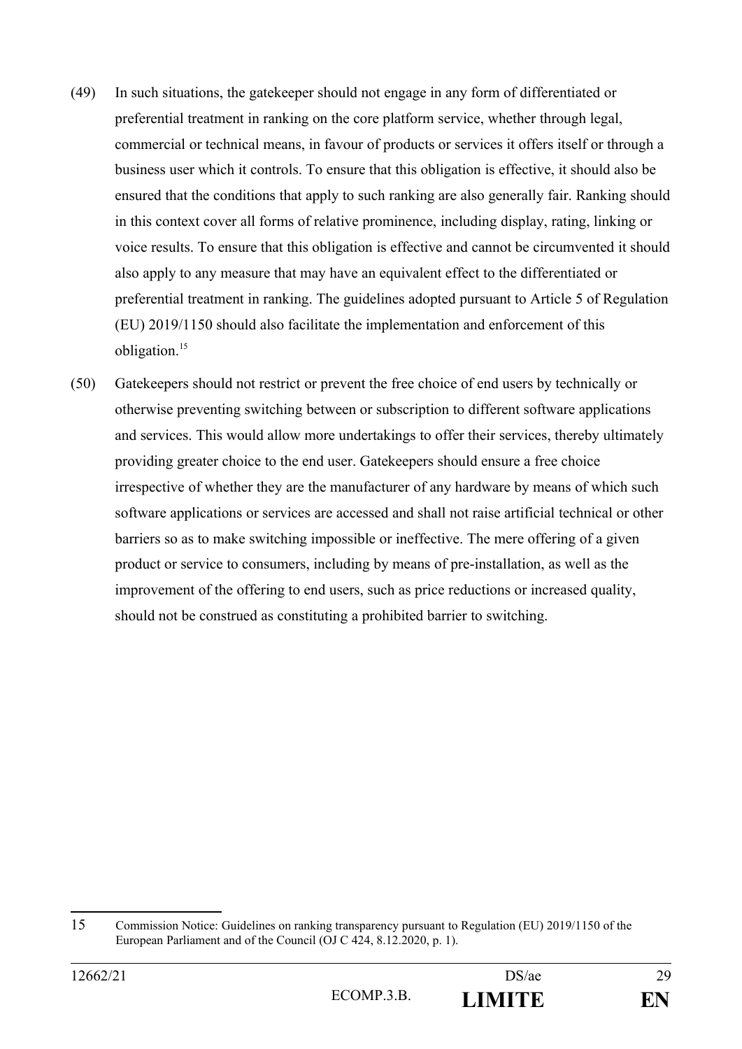(49) In such situations, the gatekeeper should not engage in any form of differentiated or preferential treatment in ranking on the core platform service, whether through legal, commercial or technical means, in favour of products or services it offers itself or through a business user which it controls. To ensure that this obligation is effective, it should also be ensured that the conditions that apply to such ranking are also generally fair. Ranking should in this context cover all forms of relative prominence, including display, rating, linking or voice results. To ensure that this obligation is effective and cannot be circumvented it should also apply to any measure that may have an equivalent effect to the differentiated or preferential treatment in ranking. The guidelines adopted pursuant to Article 5 of Regulation (EU) 2019/1150 should also facilitate the implementation and enforcement of this obligation.[15]

(50) Gatekeepers should not restrict or prevent the free choice of end users by technically or otherwise preventing switching between or subscription to different software applications and services. This would allow more undertakings to offer their services, thereby ultimately providing greater choice to the end user. Gatekeepers should ensure a free choice irrespective of whether they are the manufacturer of any hardware by means of which such software applications or services are accessed and shall not raise artificial technical or other barriers so as to make switching impossible or ineffective. The mere offering of a given product or service to consumers, including by means of pre-installation, as well as the improvement of the offering to end users, such as price reductions or increased quality, should not be construed as constituting a prohibited barrier to switching.

---

15 Commission Notice: Guidelines on ranking transparency pursuant to Regulation (EU) 2019/1150 of the European Parliament and of the Council (OJ C 424, 8.12.2020, p. 1).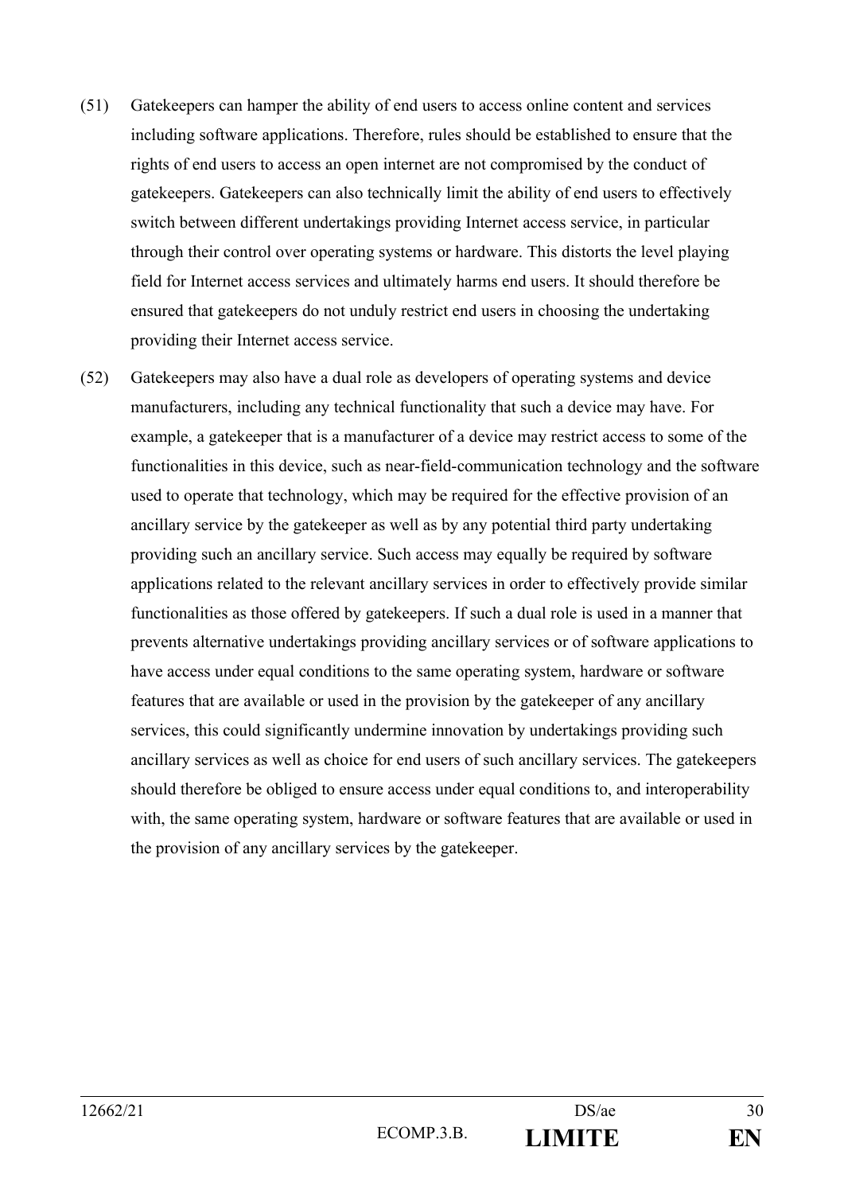(51) Gatekeepers can hamper the ability of end users to access online content and services including software applications. Therefore, rules should be established to ensure that the rights of end users to access an open internet are not compromised by the conduct of gatekeepers. Gatekeepers can also technically limit the ability of end users to effectively switch between different undertakings providing Internet access service, in particular through their control over operating systems or hardware. This distorts the level playing field for Internet access services and ultimately harms end users. It should therefore be ensured that gatekeepers do not unduly restrict end users in choosing the undertaking providing their Internet access service.

(52) Gatekeepers may also have a dual role as developers of operating systems and device manufacturers, including any technical functionality that such a device may have. For example, a gatekeeper that is a manufacturer of a device may restrict access to some of the functionalities in this device, such as near-field-communication technology and the software used to operate that technology, which may be required for the effective provision of an ancillary service by the gatekeeper as well as by any potential third party undertaking providing such an ancillary service. Such access may equally be required by software applications related to the relevant ancillary services in order to effectively provide similar functionalities as those offered by gatekeepers. If such a dual role is used in a manner that prevents alternative undertakings providing ancillary services or of software applications to have access under equal conditions to the same operating system, hardware or software features that are available or used in the provision by the gatekeeper of any ancillary services, this could significantly undermine innovation by undertakings providing such ancillary services as well as choice for end users of such ancillary services. The gatekeepers should therefore be obliged to ensure access under equal conditions to, and interoperability with, the same operating system, hardware or software features that are available or used in the provision of any ancillary services by the gatekeeper.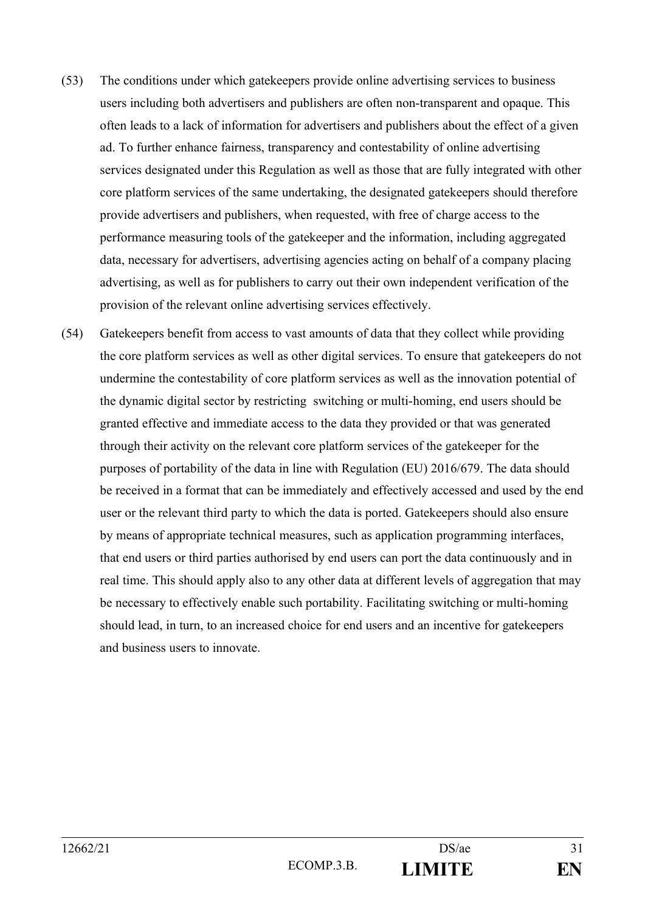(53) The conditions under which gatekeepers provide online advertising services to business users including both advertisers and publishers are often non-transparent and opaque. This often leads to a lack of information for advertisers and publishers about the effect of a given ad. To further enhance fairness, transparency and contestability of online advertising services designated under this Regulation as well as those that are fully integrated with other core platform services of the same undertaking, the designated gatekeepers should therefore provide advertisers and publishers, when requested, with free of charge access to the performance measuring tools of the gatekeeper and the information, including aggregated data, necessary for advertisers, advertising agencies acting on behalf of a company placing advertising, as well as for publishers to carry out their own independent verification of the provision of the relevant online advertising services effectively.

(54) Gatekeepers benefit from access to vast amounts of data that they collect while providing the core platform services as well as other digital services. To ensure that gatekeepers do not undermine the contestability of core platform services as well as the innovation potential of the dynamic digital sector by restricting switching or multi-homing, end users should be granted effective and immediate access to the data they provided or that was generated through their activity on the relevant core platform services of the gatekeeper for the purposes of portability of the data in line with Regulation (EU) 2016/679. The data should be received in a format that can be immediately and effectively accessed and used by the end user or the relevant third party to which the data is ported. Gatekeepers should also ensure by means of appropriate technical measures, such as application programming interfaces, that end users or third parties authorised by end users can port the data continuously and in real time. This should apply also to any other data at different levels of aggregation that may be necessary to effectively enable such portability. Facilitating switching or multi-homing should lead, in turn, to an increased choice for end users and an incentive for gatekeepers and business users to innovate.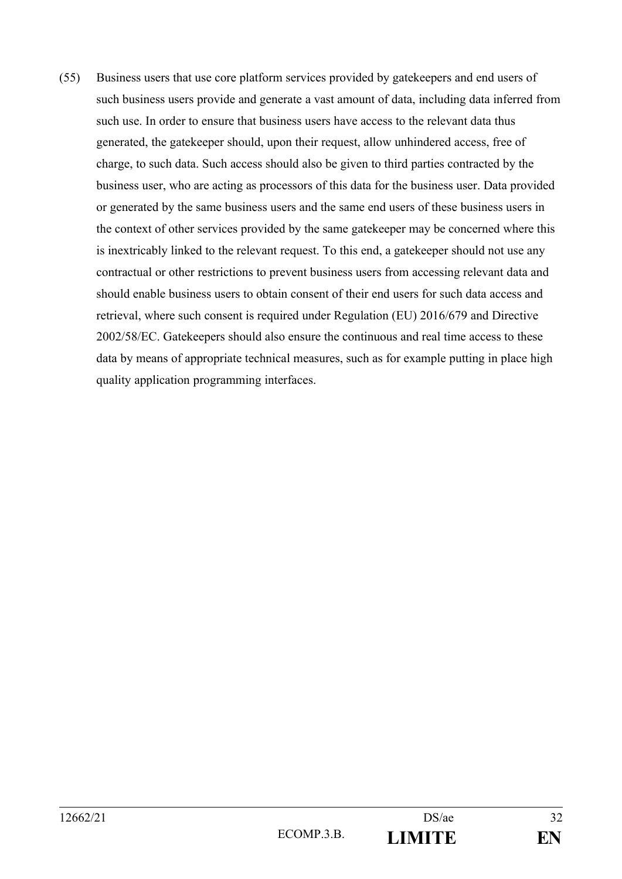(55) Business users that use core platform services provided by gatekeepers and end users of such business users provide and generate a vast amount of data, including data inferred from such use. In order to ensure that business users have access to the relevant data thus generated, the gatekeeper should, upon their request, allow unhindered access, free of charge, to such data. Such access should also be given to third parties contracted by the business user, who are acting as processors of this data for the business user. Data provided or generated by the same business users and the same end users of these business users in the context of other services provided by the same gatekeeper may be concerned where this is inextricably linked to the relevant request. To this end, a gatekeeper should not use any contractual or other restrictions to prevent business users from accessing relevant data and should enable business users to obtain consent of their end users for such data access and retrieval, where such consent is required under Regulation (EU) 2016/679 and Directive 2002/58/EC. Gatekeepers should also ensure the continuous and real time access to these data by means of appropriate technical measures, such as for example putting in place high quality application programming interfaces.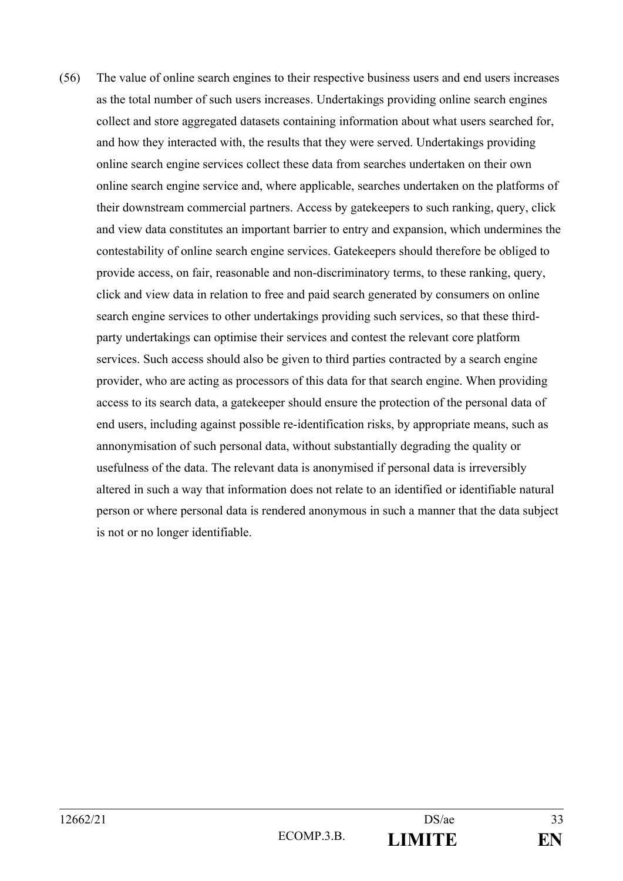(56) The value of online search engines to their respective business users and end users increases as the total number of such users increases. Undertakings providing online search engines collect and store aggregated datasets containing information about what users searched for, and how they interacted with, the results that they were served. Undertakings providing online search engine services collect these data from searches undertaken on their own online search engine service and, where applicable, searches undertaken on the platforms of their downstream commercial partners. Access by gatekeepers to such ranking, query, click and view data constitutes an important barrier to entry and expansion, which undermines the contestability of online search engine services. Gatekeepers should therefore be obliged to provide access, on fair, reasonable and non-discriminatory terms, to these ranking, query, click and view data in relation to free and paid search generated by consumers on online search engine services to other undertakings providing such services, so that these third-party undertakings can optimise their services and contest the relevant core platform services. Such access should also be given to third parties contracted by a search engine provider, who are acting as processors of this data for that search engine. When providing access to its search data, a gatekeeper should ensure the protection of the personal data of end users, including against possible re-identification risks, by appropriate means, such as annonymisation of such personal data, without substantially degrading the quality or usefulness of the data. The relevant data is anonymised if personal data is irreversibly altered in such a way that information does not relate to an identified or identifiable natural person or where personal data is rendered anonymous in such a manner that the data subject is not or no longer identifiable.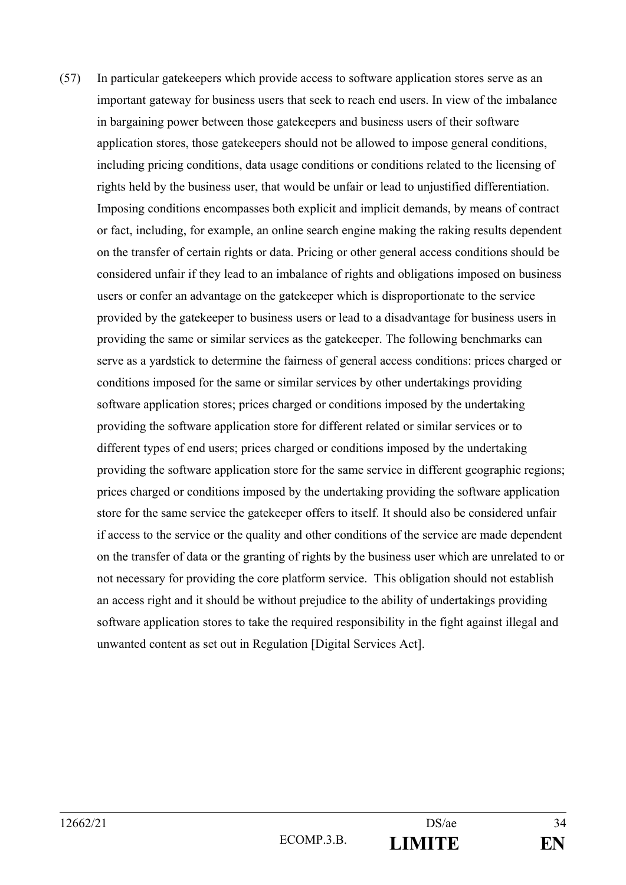(57) In particular gatekeepers which provide access to software application stores serve as an important gateway for business users that seek to reach end users. In view of the imbalance in bargaining power between those gatekeepers and business users of their software application stores, those gatekeepers should not be allowed to impose general conditions, including pricing conditions, data usage conditions or conditions related to the licensing of rights held by the business user, that would be unfair or lead to unjustified differentiation. Imposing conditions encompasses both explicit and implicit demands, by means of contract or fact, including, for example, an online search engine making the raking results dependent on the transfer of certain rights or data. Pricing or other general access conditions should be considered unfair if they lead to an imbalance of rights and obligations imposed on business users or confer an advantage on the gatekeeper which is disproportionate to the service provided by the gatekeeper to business users or lead to a disadvantage for business users in providing the same or similar services as the gatekeeper. The following benchmarks can serve as a yardstick to determine the fairness of general access conditions: prices charged or conditions imposed for the same or similar services by other undertakings providing software application stores; prices charged or conditions imposed by the undertaking providing the software application store for different related or similar services or to different types of end users; prices charged or conditions imposed by the undertaking providing the software application store for the same service in different geographic regions; prices charged or conditions imposed by the undertaking providing the software application store for the same service the gatekeeper offers to itself. It should also be considered unfair if access to the service or the quality and other conditions of the service are made dependent on the transfer of data or the granting of rights by the business user which are unrelated to or not necessary for providing the core platform service. This obligation should not establish an access right and it should be without prejudice to the ability of undertakings providing software application stores to take the required responsibility in the fight against illegal and unwanted content as set out in Regulation [Digital Services Act].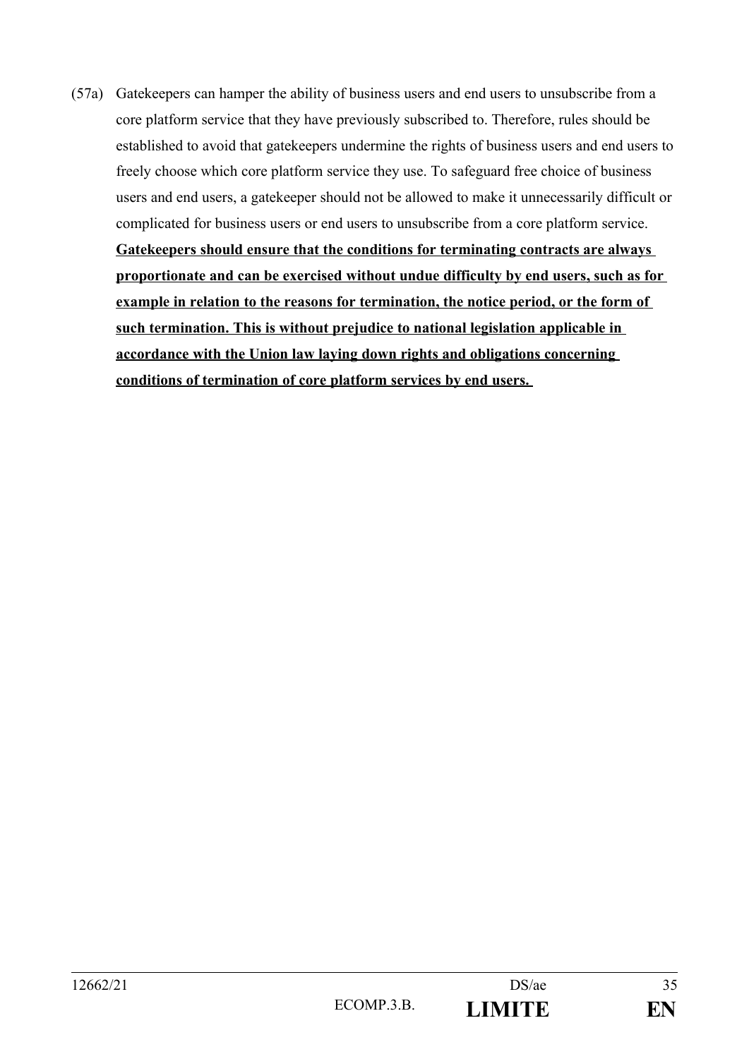(57a) Gatekeepers can hamper the ability of business users and end users to unsubscribe from a core platform service that they have previously subscribed to. Therefore, rules should be established to avoid that gatekeepers undermine the rights of business users and end users to freely choose which core platform service they use. To safeguard free choice of business users and end users, a gatekeeper should not be allowed to make it unnecessarily difficult or complicated for business users or end users to unsubscribe from a core platform service. <u>**Gatekeepers should ensure that the conditions for terminating contracts are always proportionate and can be exercised without undue difficulty by end users, such as for example in relation to the reasons for termination, the notice period, or the form of such termination. This is without prejudice to national legislation applicable in accordance with the Union law laying down rights and obligations concerning conditions of termination of core platform services by end users.**</u>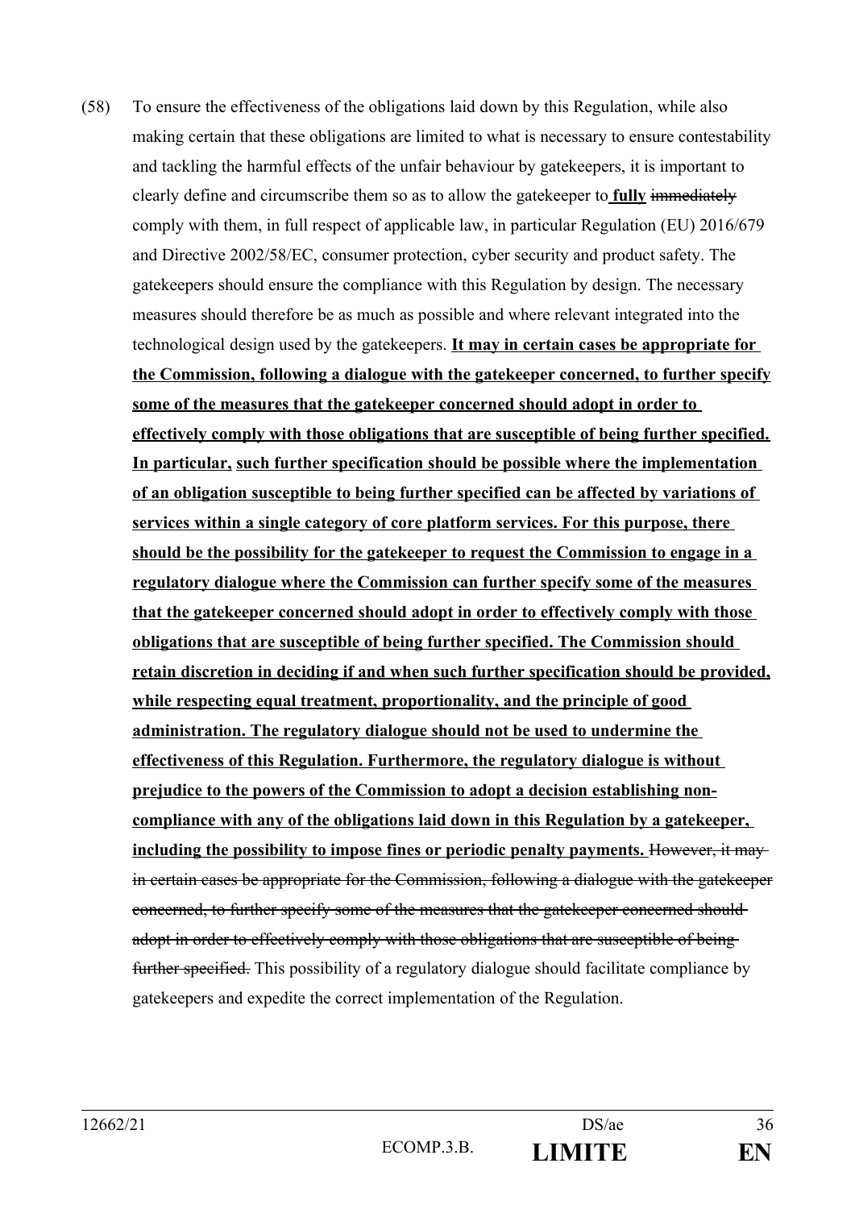(58) To ensure the effectiveness of the obligations laid down by this Regulation, while also making certain that these obligations are limited to what is necessary to ensure contestability and tackling the harmful effects of the unfair behaviour by gatekeepers, it is important to clearly define and circumscribe them so as to allow the gatekeeper to **<u>fully</u>** ~~immediately~~ comply with them, in full respect of applicable law, in particular Regulation (EU) 2016/679 and Directive 2002/58/EC, consumer protection, cyber security and product safety. The gatekeepers should ensure the compliance with this Regulation by design. The necessary measures should therefore be as much as possible and where relevant integrated into the technological design used by the gatekeepers. **<u>It may in certain cases be appropriate for the Commission, following a dialogue with the gatekeeper concerned, to further specify some of the measures that the gatekeeper concerned should adopt in order to effectively comply with those obligations that are susceptible of being further specified. In particular, such further specification should be possible where the implementation of an obligation susceptible to being further specified can be affected by variations of services within a single category of core platform services. For this purpose, there should be the possibility for the gatekeeper to request the Commission to engage in a regulatory dialogue where the Commission can further specify some of the measures that the gatekeeper concerned should adopt in order to effectively comply with those obligations that are susceptible of being further specified. The Commission should retain discretion in deciding if and when such further specification should be provided, while respecting equal treatment, proportionality, and the principle of good administration. The regulatory dialogue should not be used to undermine the effectiveness of this Regulation. Furthermore, the regulatory dialogue is without prejudice to the powers of the Commission to adopt a decision establishing non-compliance with any of the obligations laid down in this Regulation by a gatekeeper, including the possibility to impose fines or periodic penalty payments.</u>** ~~However, it may in certain cases be appropriate for the Commission, following a dialogue with the gatekeeper concerned, to further specify some of the measures that the gatekeeper concerned should adopt in order to effectively comply with those obligations that are susceptible of being further specified.~~ This possibility of a regulatory dialogue should facilitate compliance by gatekeepers and expedite the correct implementation of the Regulation.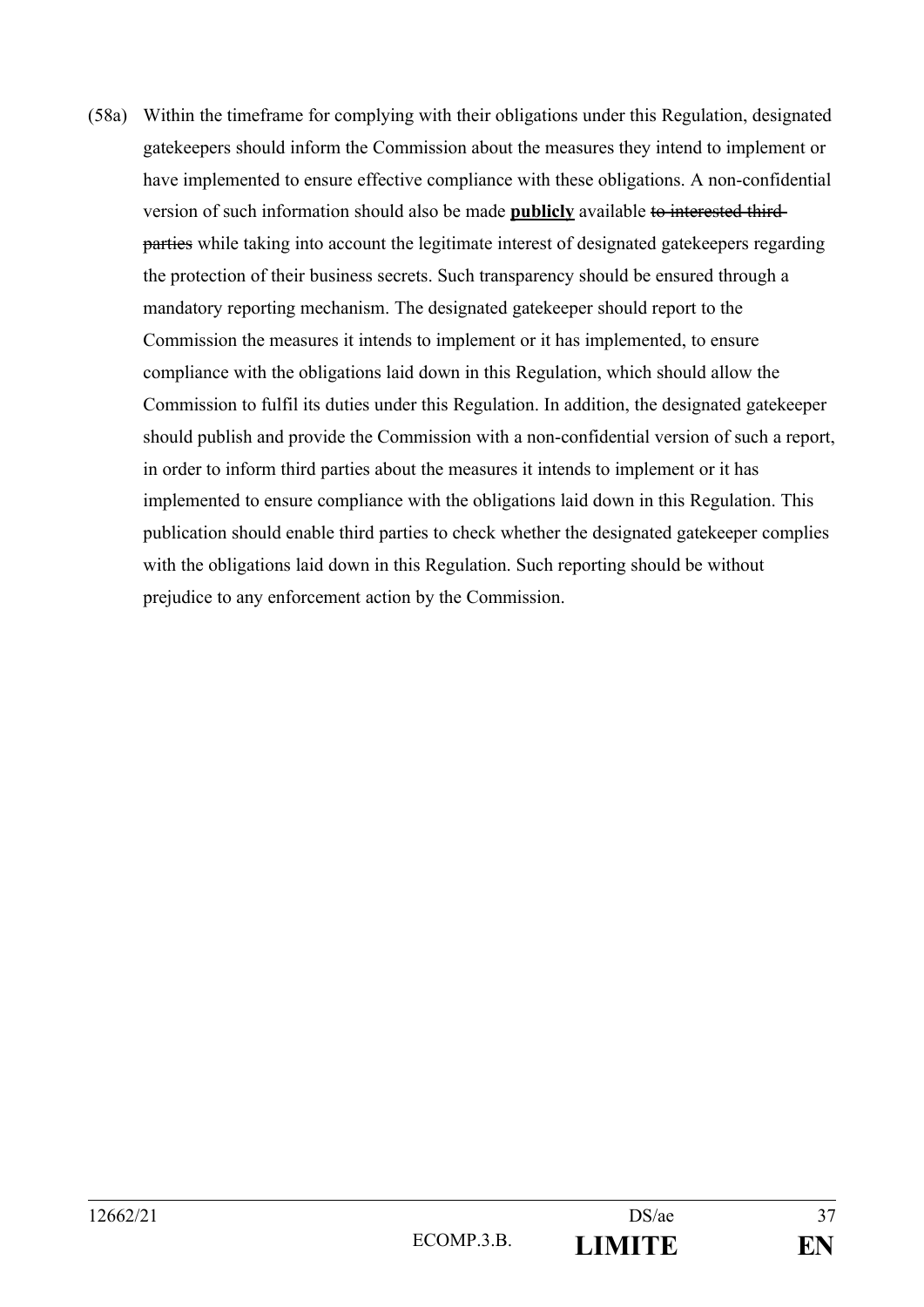(58a) Within the timeframe for complying with their obligations under this Regulation, designated gatekeepers should inform the Commission about the measures they intend to implement or have implemented to ensure effective compliance with these obligations. A non-confidential version of such information should also be made **publicly** available ~~to interested third parties~~ while taking into account the legitimate interest of designated gatekeepers regarding the protection of their business secrets. Such transparency should be ensured through a mandatory reporting mechanism. The designated gatekeeper should report to the Commission the measures it intends to implement or it has implemented, to ensure compliance with the obligations laid down in this Regulation, which should allow the Commission to fulfil its duties under this Regulation. In addition, the designated gatekeeper should publish and provide the Commission with a non-confidential version of such a report, in order to inform third parties about the measures it intends to implement or it has implemented to ensure compliance with the obligations laid down in this Regulation. This publication should enable third parties to check whether the designated gatekeeper complies with the obligations laid down in this Regulation. Such reporting should be without prejudice to any enforcement action by the Commission.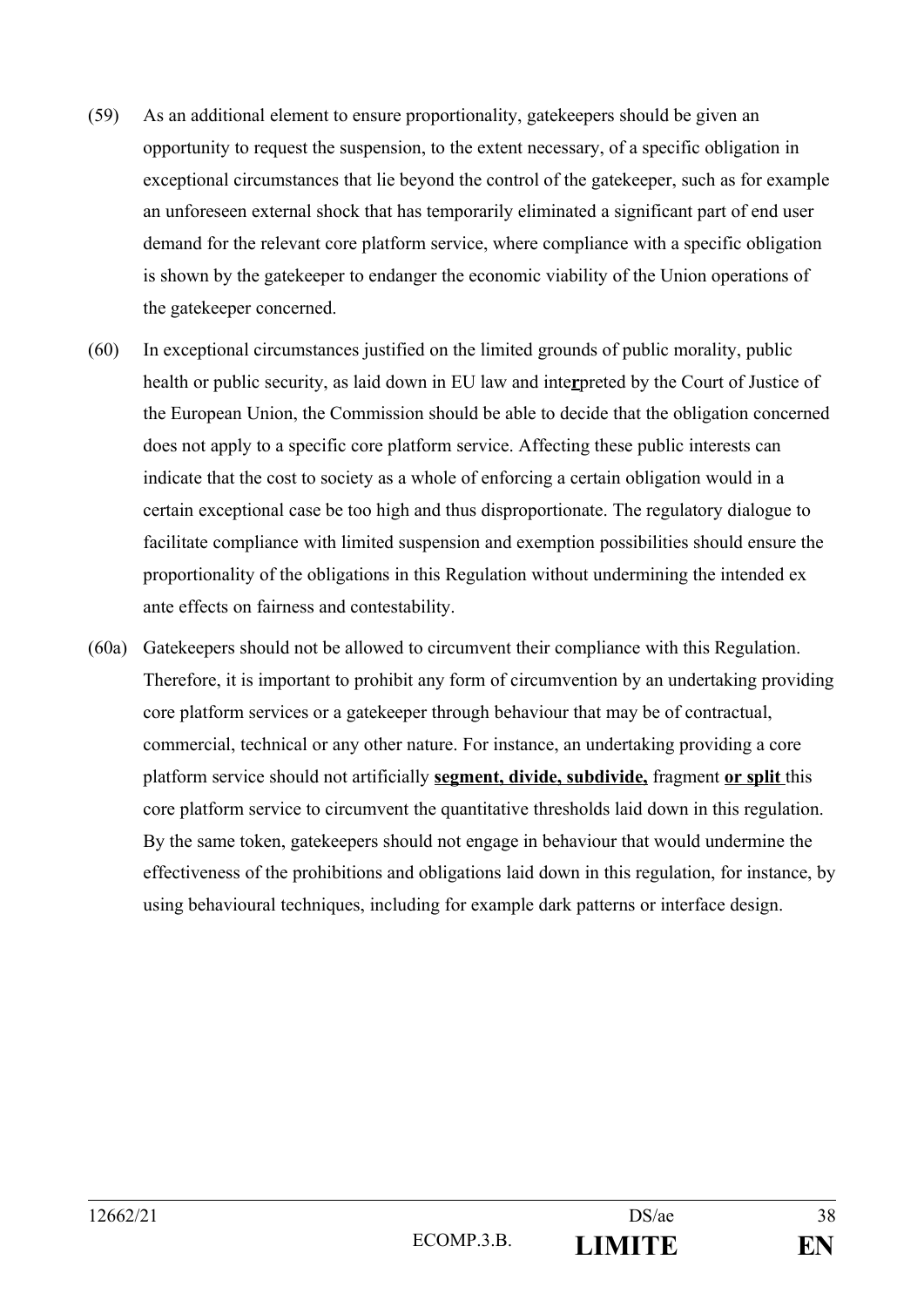(59) As an additional element to ensure proportionality, gatekeepers should be given an opportunity to request the suspension, to the extent necessary, of a specific obligation in exceptional circumstances that lie beyond the control of the gatekeeper, such as for example an unforeseen external shock that has temporarily eliminated a significant part of end user demand for the relevant core platform service, where compliance with a specific obligation is shown by the gatekeeper to endanger the economic viability of the Union operations of the gatekeeper concerned.

(60) In exceptional circumstances justified on the limited grounds of public morality, public health or public security, as laid down in EU law and inte**r**preted by the Court of Justice of the European Union, the Commission should be able to decide that the obligation concerned does not apply to a specific core platform service. Affecting these public interests can indicate that the cost to society as a whole of enforcing a certain obligation would in a certain exceptional case be too high and thus disproportionate. The regulatory dialogue to facilitate compliance with limited suspension and exemption possibilities should ensure the proportionality of the obligations in this Regulation without undermining the intended ex ante effects on fairness and contestability.

(60a) Gatekeepers should not be allowed to circumvent their compliance with this Regulation. Therefore, it is important to prohibit any form of circumvention by an undertaking providing core platform services or a gatekeeper through behaviour that may be of contractual, commercial, technical or any other nature. For instance, an undertaking providing a core platform service should not artificially **segment, divide, subdivide,** fragment **or split** this core platform service to circumvent the quantitative thresholds laid down in this regulation. By the same token, gatekeepers should not engage in behaviour that would undermine the effectiveness of the prohibitions and obligations laid down in this regulation, for instance, by using behavioural techniques, including for example dark patterns or interface design.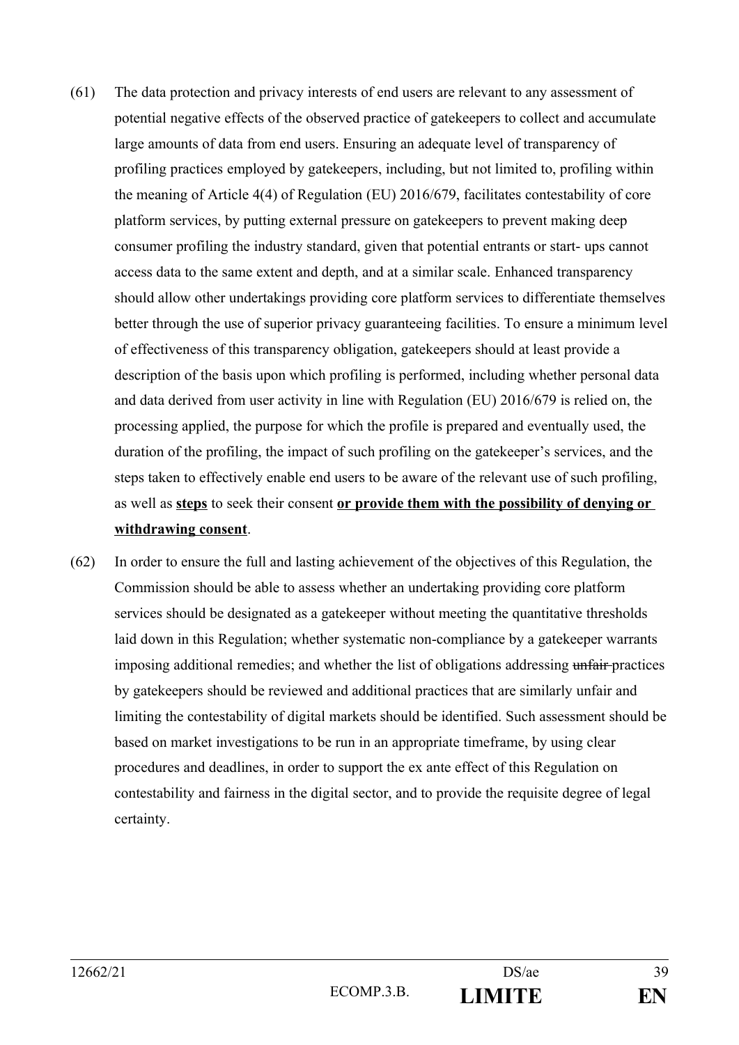(61) The data protection and privacy interests of end users are relevant to any assessment of potential negative effects of the observed practice of gatekeepers to collect and accumulate large amounts of data from end users. Ensuring an adequate level of transparency of profiling practices employed by gatekeepers, including, but not limited to, profiling within the meaning of Article 4(4) of Regulation (EU) 2016/679, facilitates contestability of core platform services, by putting external pressure on gatekeepers to prevent making deep consumer profiling the industry standard, given that potential entrants or start- ups cannot access data to the same extent and depth, and at a similar scale. Enhanced transparency should allow other undertakings providing core platform services to differentiate themselves better through the use of superior privacy guaranteeing facilities. To ensure a minimum level of effectiveness of this transparency obligation, gatekeepers should at least provide a description of the basis upon which profiling is performed, including whether personal data and data derived from user activity in line with Regulation (EU) 2016/679 is relied on, the processing applied, the purpose for which the profile is prepared and eventually used, the duration of the profiling, the impact of such profiling on the gatekeeper's services, and the steps taken to effectively enable end users to be aware of the relevant use of such profiling, as well as **steps** to seek their consent **or provide them with the possibility of denying or withdrawing consent**.

(62) In order to ensure the full and lasting achievement of the objectives of this Regulation, the Commission should be able to assess whether an undertaking providing core platform services should be designated as a gatekeeper without meeting the quantitative thresholds laid down in this Regulation; whether systematic non-compliance by a gatekeeper warrants imposing additional remedies; and whether the list of obligations addressing ~~unfair~~ practices by gatekeepers should be reviewed and additional practices that are similarly unfair and limiting the contestability of digital markets should be identified. Such assessment should be based on market investigations to be run in an appropriate timeframe, by using clear procedures and deadlines, in order to support the ex ante effect of this Regulation on contestability and fairness in the digital sector, and to provide the requisite degree of legal certainty.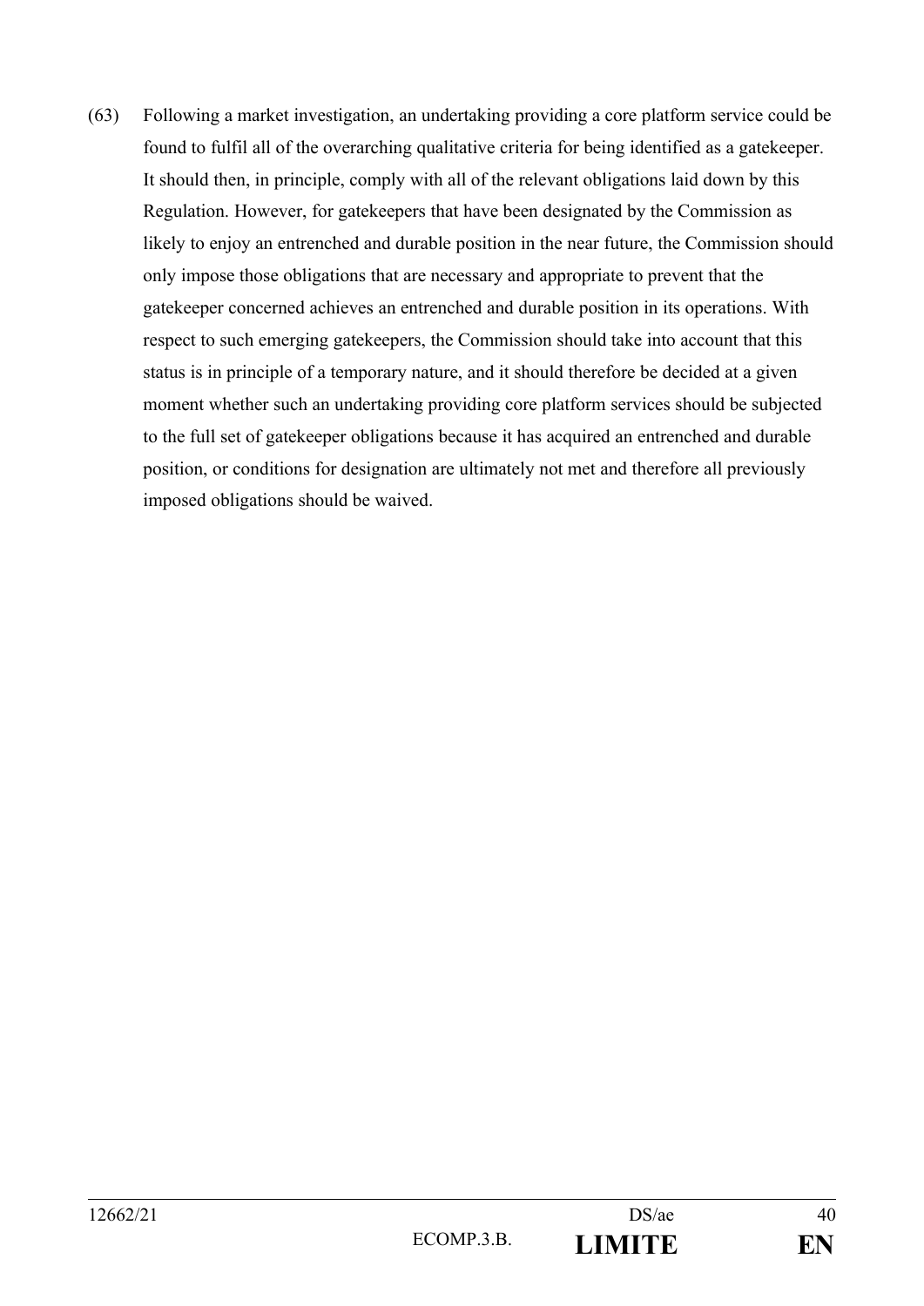(63) Following a market investigation, an undertaking providing a core platform service could be found to fulfil all of the overarching qualitative criteria for being identified as a gatekeeper. It should then, in principle, comply with all of the relevant obligations laid down by this Regulation. However, for gatekeepers that have been designated by the Commission as likely to enjoy an entrenched and durable position in the near future, the Commission should only impose those obligations that are necessary and appropriate to prevent that the gatekeeper concerned achieves an entrenched and durable position in its operations. With respect to such emerging gatekeepers, the Commission should take into account that this status is in principle of a temporary nature, and it should therefore be decided at a given moment whether such an undertaking providing core platform services should be subjected to the full set of gatekeeper obligations because it has acquired an entrenched and durable position, or conditions for designation are ultimately not met and therefore all previously imposed obligations should be waived.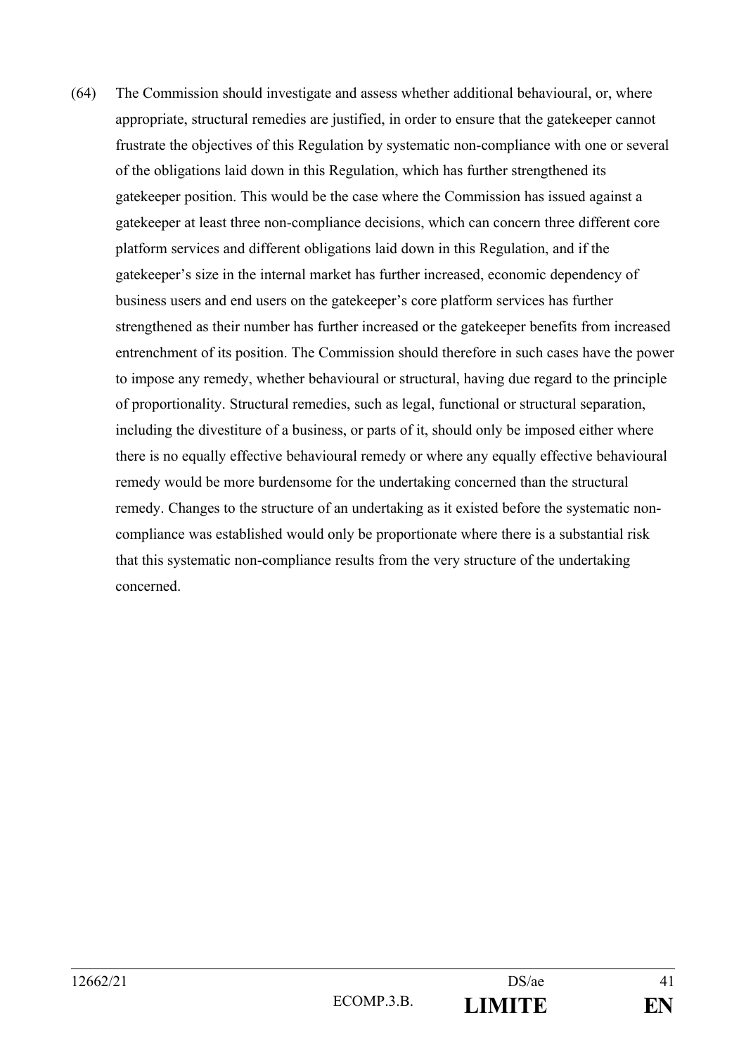(64) The Commission should investigate and assess whether additional behavioural, or, where appropriate, structural remedies are justified, in order to ensure that the gatekeeper cannot frustrate the objectives of this Regulation by systematic non-compliance with one or several of the obligations laid down in this Regulation, which has further strengthened its gatekeeper position. This would be the case where the Commission has issued against a gatekeeper at least three non-compliance decisions, which can concern three different core platform services and different obligations laid down in this Regulation, and if the gatekeeper's size in the internal market has further increased, economic dependency of business users and end users on the gatekeeper's core platform services has further strengthened as their number has further increased or the gatekeeper benefits from increased entrenchment of its position. The Commission should therefore in such cases have the power to impose any remedy, whether behavioural or structural, having due regard to the principle of proportionality. Structural remedies, such as legal, functional or structural separation, including the divestiture of a business, or parts of it, should only be imposed either where there is no equally effective behavioural remedy or where any equally effective behavioural remedy would be more burdensome for the undertaking concerned than the structural remedy. Changes to the structure of an undertaking as it existed before the systematic non-compliance was established would only be proportionate where there is a substantial risk that this systematic non-compliance results from the very structure of the undertaking concerned.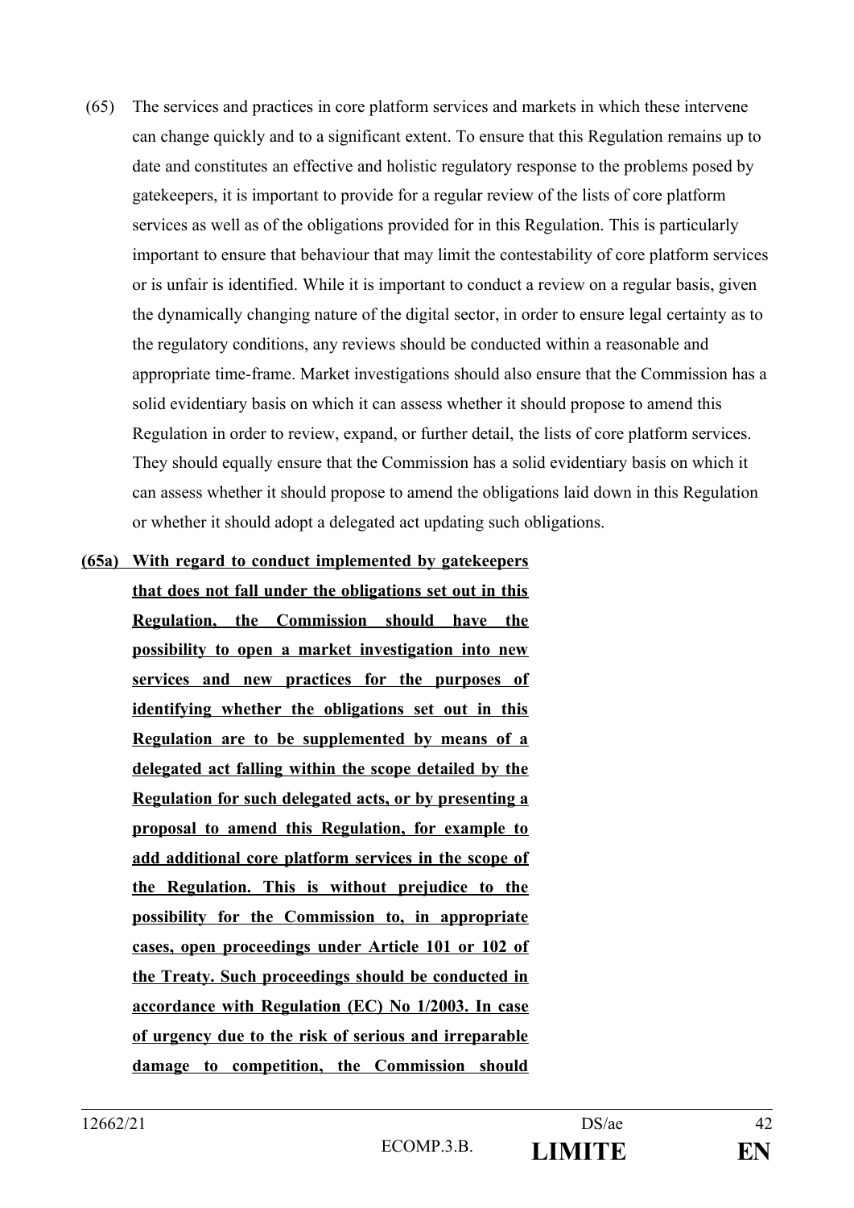(65) The services and practices in core platform services and markets in which these intervene can change quickly and to a significant extent. To ensure that this Regulation remains up to date and constitutes an effective and holistic regulatory response to the problems posed by gatekeepers, it is important to provide for a regular review of the lists of core platform services as well as of the obligations provided for in this Regulation. This is particularly important to ensure that behaviour that may limit the contestability of core platform services or is unfair is identified. While it is important to conduct a review on a regular basis, given the dynamically changing nature of the digital sector, in order to ensure legal certainty as to the regulatory conditions, any reviews should be conducted within a reasonable and appropriate time-frame. Market investigations should also ensure that the Commission has a solid evidentiary basis on which it can assess whether it should propose to amend this Regulation in order to review, expand, or further detail, the lists of core platform services. They should equally ensure that the Commission has a solid evidentiary basis on which it can assess whether it should propose to amend the obligations laid down in this Regulation or whether it should adopt a delegated act updating such obligations.

**(65a) With regard to conduct implemented by gatekeepers that does not fall under the obligations set out in this Regulation, the Commission should have the possibility to open a market investigation into new services and new practices for the purposes of identifying whether the obligations set out in this Regulation are to be supplemented by means of a delegated act falling within the scope detailed by the Regulation for such delegated acts, or by presenting a proposal to amend this Regulation, for example to add additional core platform services in the scope of the Regulation. This is without prejudice to the possibility for the Commission to, in appropriate cases, open proceedings under Article 101 or 102 of the Treaty. Such proceedings should be conducted in accordance with Regulation (EC) No 1/2003. In case of urgency due to the risk of serious and irreparable damage to competition, the Commission should**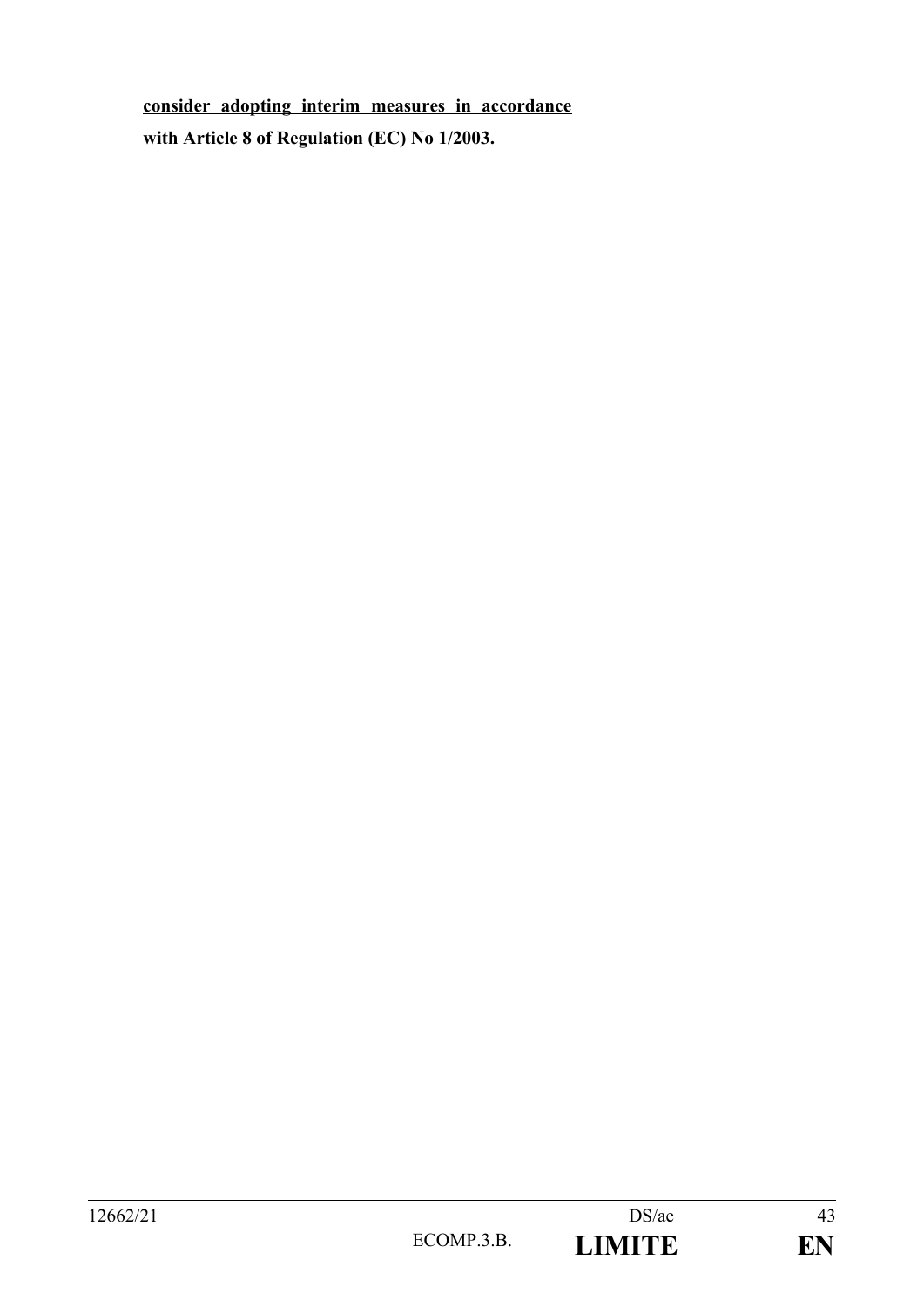<u>**consider adopting interim measures in accordance with Article 8 of Regulation (EC) No 1/2003.**</u>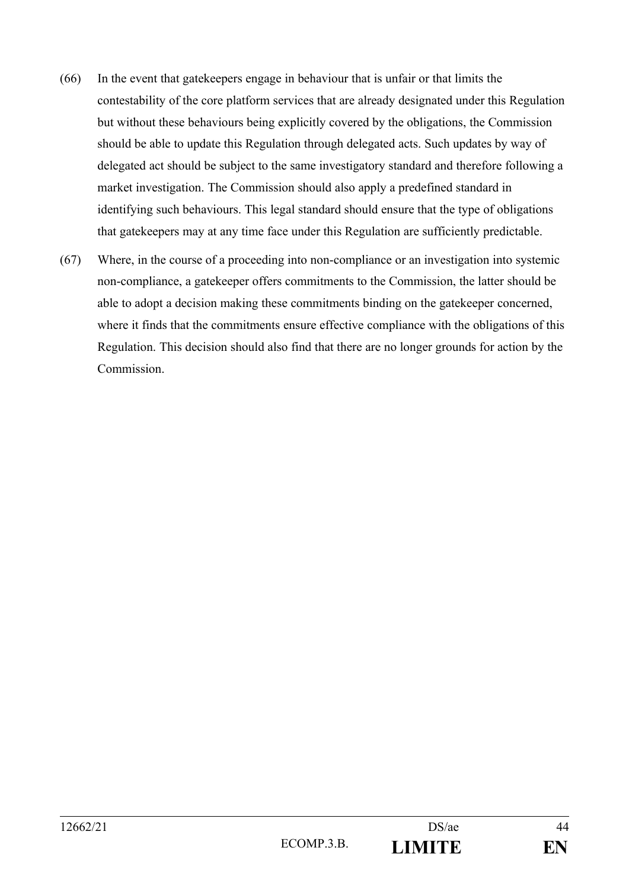(66) In the event that gatekeepers engage in behaviour that is unfair or that limits the contestability of the core platform services that are already designated under this Regulation but without these behaviours being explicitly covered by the obligations, the Commission should be able to update this Regulation through delegated acts. Such updates by way of delegated act should be subject to the same investigatory standard and therefore following a market investigation. The Commission should also apply a predefined standard in identifying such behaviours. This legal standard should ensure that the type of obligations that gatekeepers may at any time face under this Regulation are sufficiently predictable.

(67) Where, in the course of a proceeding into non-compliance or an investigation into systemic non-compliance, a gatekeeper offers commitments to the Commission, the latter should be able to adopt a decision making these commitments binding on the gatekeeper concerned, where it finds that the commitments ensure effective compliance with the obligations of this Regulation. This decision should also find that there are no longer grounds for action by the Commission.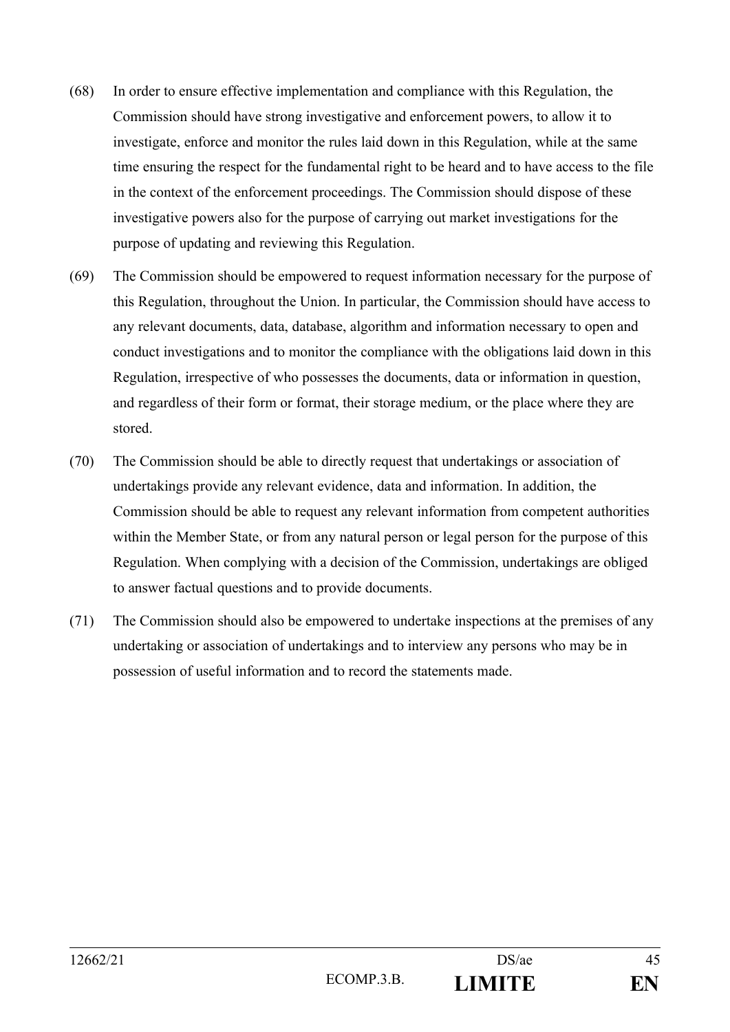(68) In order to ensure effective implementation and compliance with this Regulation, the Commission should have strong investigative and enforcement powers, to allow it to investigate, enforce and monitor the rules laid down in this Regulation, while at the same time ensuring the respect for the fundamental right to be heard and to have access to the file in the context of the enforcement proceedings. The Commission should dispose of these investigative powers also for the purpose of carrying out market investigations for the purpose of updating and reviewing this Regulation.

(69) The Commission should be empowered to request information necessary for the purpose of this Regulation, throughout the Union. In particular, the Commission should have access to any relevant documents, data, database, algorithm and information necessary to open and conduct investigations and to monitor the compliance with the obligations laid down in this Regulation, irrespective of who possesses the documents, data or information in question, and regardless of their form or format, their storage medium, or the place where they are stored.

(70) The Commission should be able to directly request that undertakings or association of undertakings provide any relevant evidence, data and information. In addition, the Commission should be able to request any relevant information from competent authorities within the Member State, or from any natural person or legal person for the purpose of this Regulation. When complying with a decision of the Commission, undertakings are obliged to answer factual questions and to provide documents.

(71) The Commission should also be empowered to undertake inspections at the premises of any undertaking or association of undertakings and to interview any persons who may be in possession of useful information and to record the statements made.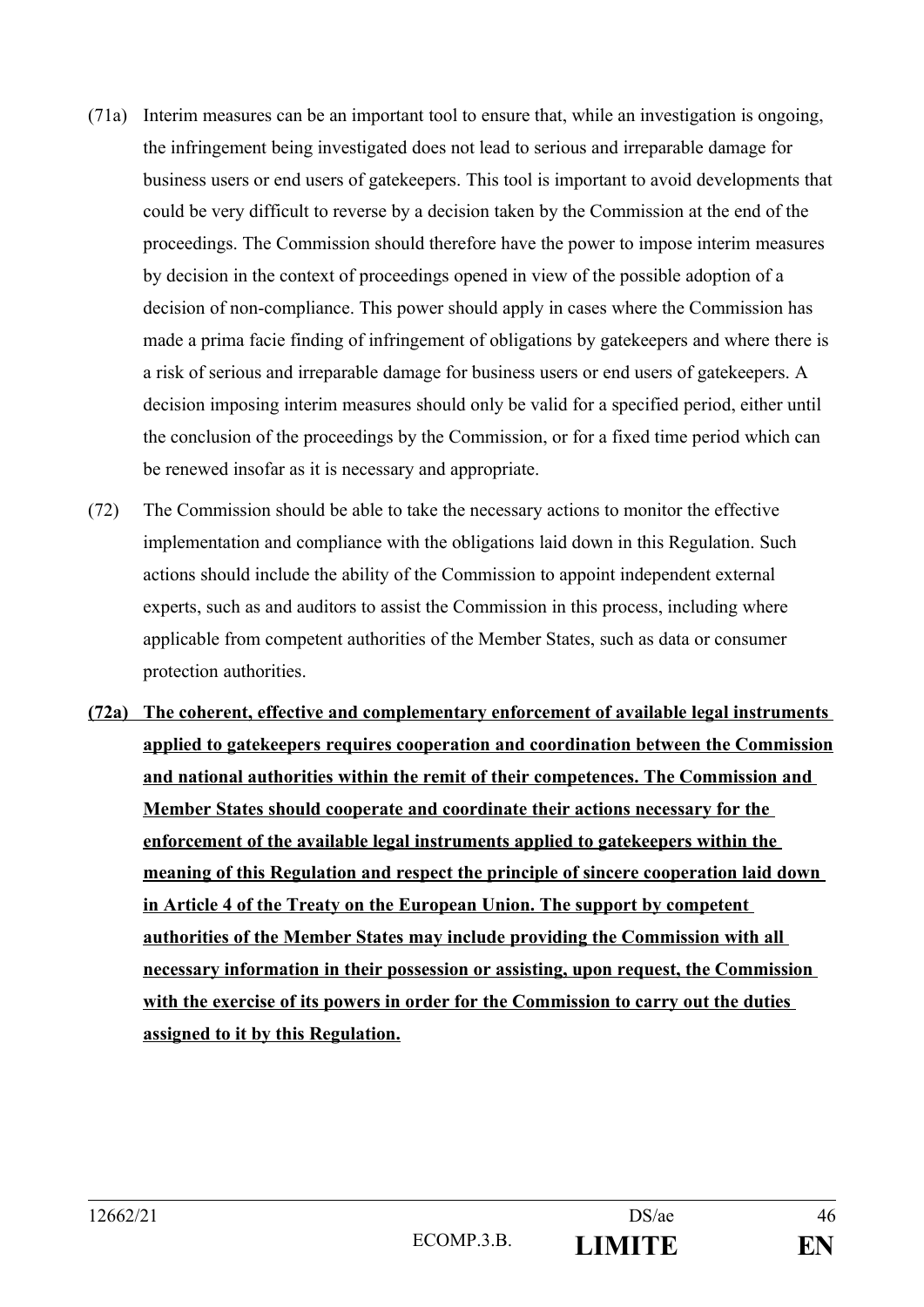(71a) Interim measures can be an important tool to ensure that, while an investigation is ongoing, the infringement being investigated does not lead to serious and irreparable damage for business users or end users of gatekeepers. This tool is important to avoid developments that could be very difficult to reverse by a decision taken by the Commission at the end of the proceedings. The Commission should therefore have the power to impose interim measures by decision in the context of proceedings opened in view of the possible adoption of a decision of non-compliance. This power should apply in cases where the Commission has made a prima facie finding of infringement of obligations by gatekeepers and where there is a risk of serious and irreparable damage for business users or end users of gatekeepers. A decision imposing interim measures should only be valid for a specified period, either until the conclusion of the proceedings by the Commission, or for a fixed time period which can be renewed insofar as it is necessary and appropriate.

(72) The Commission should be able to take the necessary actions to monitor the effective implementation and compliance with the obligations laid down in this Regulation. Such actions should include the ability of the Commission to appoint independent external experts, such as and auditors to assist the Commission in this process, including where applicable from competent authorities of the Member States, such as data or consumer protection authorities.

<u>**(72a) The coherent, effective and complementary enforcement of available legal instruments applied to gatekeepers requires cooperation and coordination between the Commission and national authorities within the remit of their competences. The Commission and Member States should cooperate and coordinate their actions necessary for the enforcement of the available legal instruments applied to gatekeepers within the meaning of this Regulation and respect the principle of sincere cooperation laid down in Article 4 of the Treaty on the European Union. The support by competent authorities of the Member States may include providing the Commission with all necessary information in their possession or assisting, upon request, the Commission with the exercise of its powers in order for the Commission to carry out the duties assigned to it by this Regulation.**</u>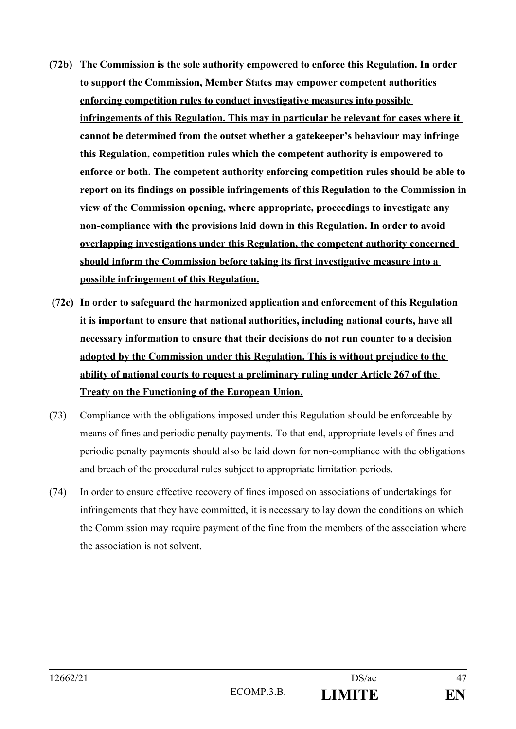**(72b) The Commission is the sole authority empowered to enforce this Regulation. In order to support the Commission, Member States may empower competent authorities enforcing competition rules to conduct investigative measures into possible infringements of this Regulation. This may in particular be relevant for cases where it cannot be determined from the outset whether a gatekeeper's behaviour may infringe this Regulation, competition rules which the competent authority is empowered to enforce or both. The competent authority enforcing competition rules should be able to report on its findings on possible infringements of this Regulation to the Commission in view of the Commission opening, where appropriate, proceedings to investigate any non-compliance with the provisions laid down in this Regulation. In order to avoid overlapping investigations under this Regulation, the competent authority concerned should inform the Commission before taking its first investigative measure into a possible infringement of this Regulation.**

**(72c) In order to safeguard the harmonized application and enforcement of this Regulation it is important to ensure that national authorities, including national courts, have all necessary information to ensure that their decisions do not run counter to a decision adopted by the Commission under this Regulation. This is without prejudice to the ability of national courts to request a preliminary ruling under Article 267 of the Treaty on the Functioning of the European Union.**

(73) Compliance with the obligations imposed under this Regulation should be enforceable by means of fines and periodic penalty payments. To that end, appropriate levels of fines and periodic penalty payments should also be laid down for non-compliance with the obligations and breach of the procedural rules subject to appropriate limitation periods.

(74) In order to ensure effective recovery of fines imposed on associations of undertakings for infringements that they have committed, it is necessary to lay down the conditions on which the Commission may require payment of the fine from the members of the association where the association is not solvent.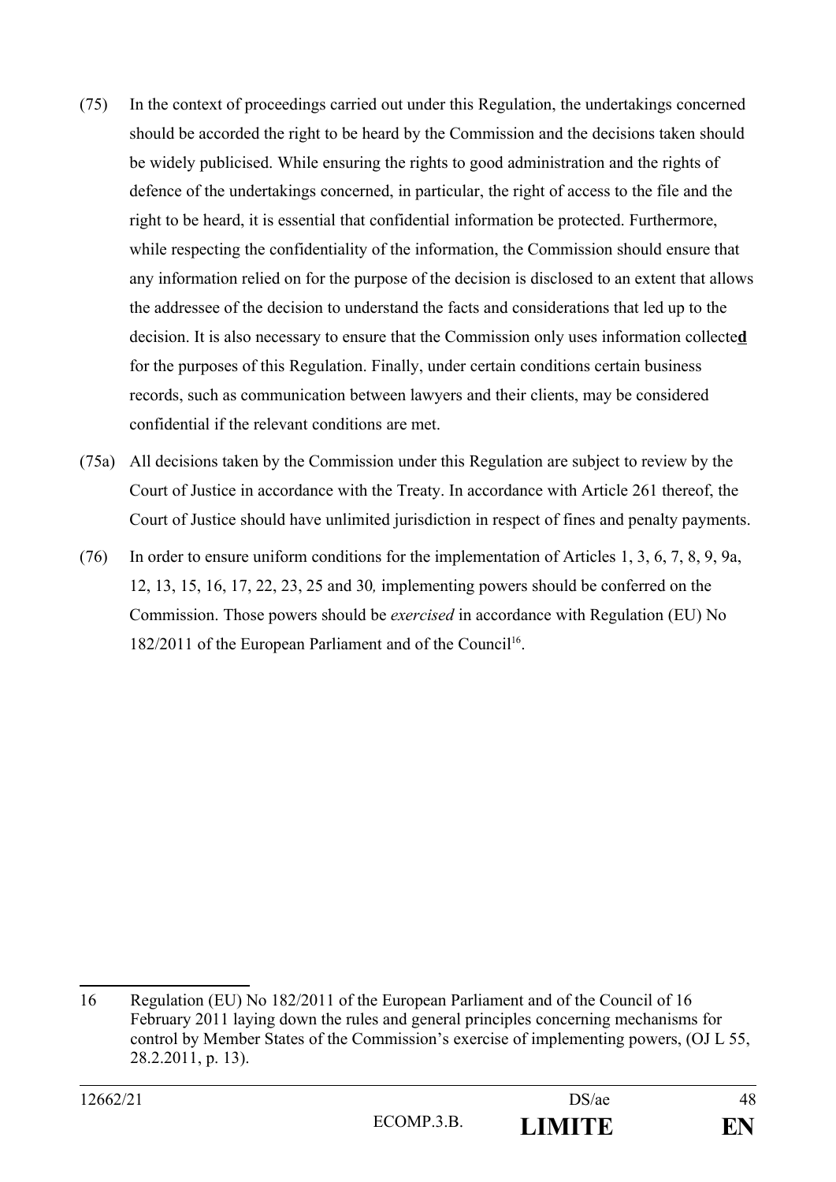(75) In the context of proceedings carried out under this Regulation, the undertakings concerned should be accorded the right to be heard by the Commission and the decisions taken should be widely publicised. While ensuring the rights to good administration and the rights of defence of the undertakings concerned, in particular, the right of access to the file and the right to be heard, it is essential that confidential information be protected. Furthermore, while respecting the confidentiality of the information, the Commission should ensure that any information relied on for the purpose of the decision is disclosed to an extent that allows the addressee of the decision to understand the facts and considerations that led up to the decision. It is also necessary to ensure that the Commission only uses information collecte**d** for the purposes of this Regulation. Finally, under certain conditions certain business records, such as communication between lawyers and their clients, may be considered confidential if the relevant conditions are met.

(75a) All decisions taken by the Commission under this Regulation are subject to review by the Court of Justice in accordance with the Treaty. In accordance with Article 261 thereof, the Court of Justice should have unlimited jurisdiction in respect of fines and penalty payments.

(76) In order to ensure uniform conditions for the implementation of Articles 1, 3, 6, 7, 8, 9, 9a, 12, 13, 15, 16, 17, 22, 23, 25 and 30*,* implementing powers should be conferred on the Commission. Those powers should be *exercised* in accordance with Regulation (EU) No 182/2011 of the European Parliament and of the Council[16].

---

16 Regulation (EU) No 182/2011 of the European Parliament and of the Council of 16 February 2011 laying down the rules and general principles concerning mechanisms for control by Member States of the Commission's exercise of implementing powers, (OJ L 55, 28.2.2011, p. 13).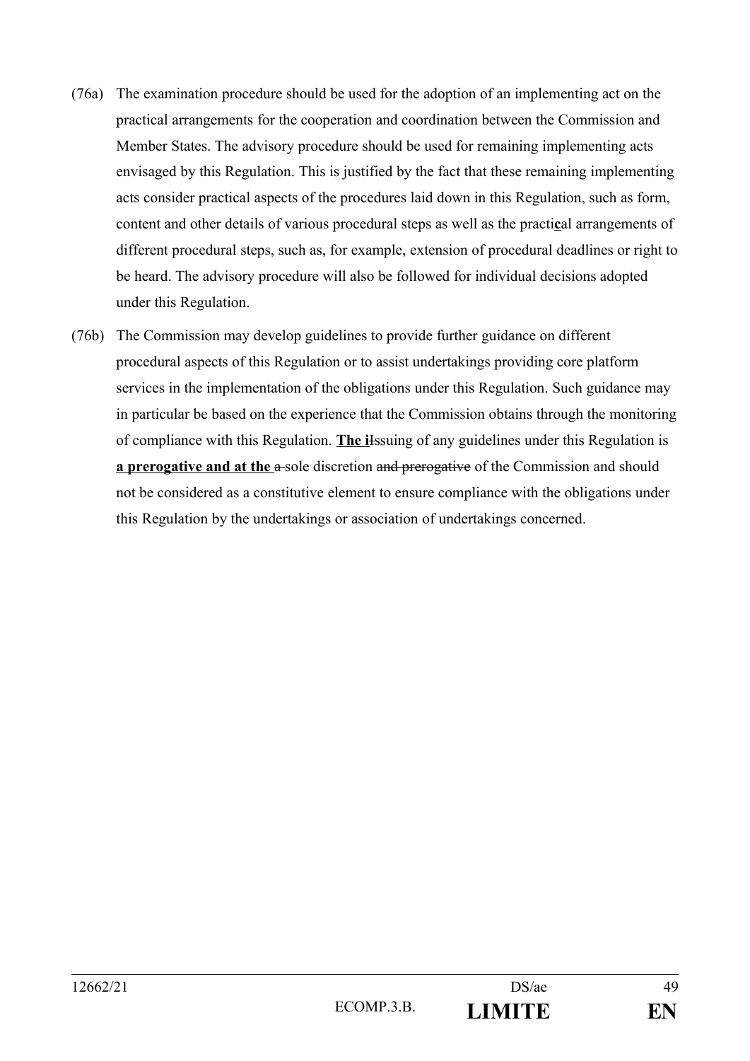(76a) The examination procedure should be used for the adoption of an implementing act on the practical arrangements for the cooperation and coordination between the Commission and Member States. The advisory procedure should be used for remaining implementing acts envisaged by this Regulation. This is justified by the fact that these remaining implementing acts consider practical aspects of the procedures laid down in this Regulation, such as form, content and other details of various procedural steps as well as the practi**c**al arrangements of different procedural steps, such as, for example, extension of procedural deadlines or right to be heard. The advisory procedure will also be followed for individual decisions adopted under this Regulation.

(76b) The Commission may develop guidelines to provide further guidance on different procedural aspects of this Regulation or to assist undertakings providing core platform services in the implementation of the obligations under this Regulation. Such guidance may in particular be based on the experience that the Commission obtains through the monitoring of compliance with this Regulation. **The i**~~I~~ssuing of any guidelines under this Regulation is **a prerogative and at the** ~~a~~ sole discretion ~~and prerogative~~ of the Commission and should not be considered as a constitutive element to ensure compliance with the obligations under this Regulation by the undertakings or association of undertakings concerned.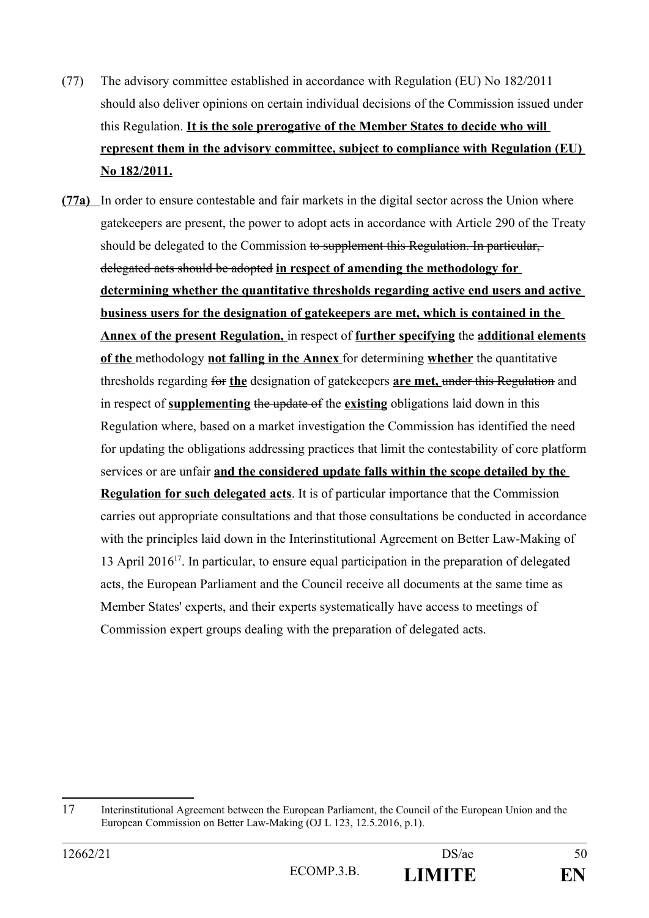(77) The advisory committee established in accordance with Regulation (EU) No 182/2011 should also deliver opinions on certain individual decisions of the Commission issued under this Regulation. <u>**It is the sole prerogative of the Member States to decide who will represent them in the advisory committee, subject to compliance with Regulation (EU) No 182/2011.**</u>

<u>**(77a)**</u> In order to ensure contestable and fair markets in the digital sector across the Union where gatekeepers are present, the power to adopt acts in accordance with Article 290 of the Treaty should be delegated to the Commission ~~to supplement this Regulation. In particular, delegated acts should be adopted~~ <u>**in respect of amending the methodology for determining whether the quantitative thresholds regarding active end users and active business users for the designation of gatekeepers are met, which is contained in the Annex of the present Regulation,**</u> in respect of <u>**further specifying**</u> the <u>**additional elements of the**</u> methodology <u>**not falling in the Annex**</u> for determining <u>**whether**</u> the quantitative thresholds regarding ~~for~~ <u>**the**</u> designation of gatekeepers <u>**are met,**</u> ~~under this Regulation~~ and in respect of <u>**supplementing**</u> ~~the update of~~ the <u>**existing**</u> obligations laid down in this Regulation where, based on a market investigation the Commission has identified the need for updating the obligations addressing practices that limit the contestability of core platform services or are unfair <u>**and the considered update falls within the scope detailed by the Regulation for such delegated acts**</u>. It is of particular importance that the Commission carries out appropriate consultations and that those consultations be conducted in accordance with the principles laid down in the Interinstitutional Agreement on Better Law-Making of 13 April 2016[17]. In particular, to ensure equal participation in the preparation of delegated acts, the European Parliament and the Council receive all documents at the same time as Member States' experts, and their experts systematically have access to meetings of Commission expert groups dealing with the preparation of delegated acts.

---

17 Interinstitutional Agreement between the European Parliament, the Council of the European Union and the European Commission on Better Law-Making (OJ L 123, 12.5.2016, p.1).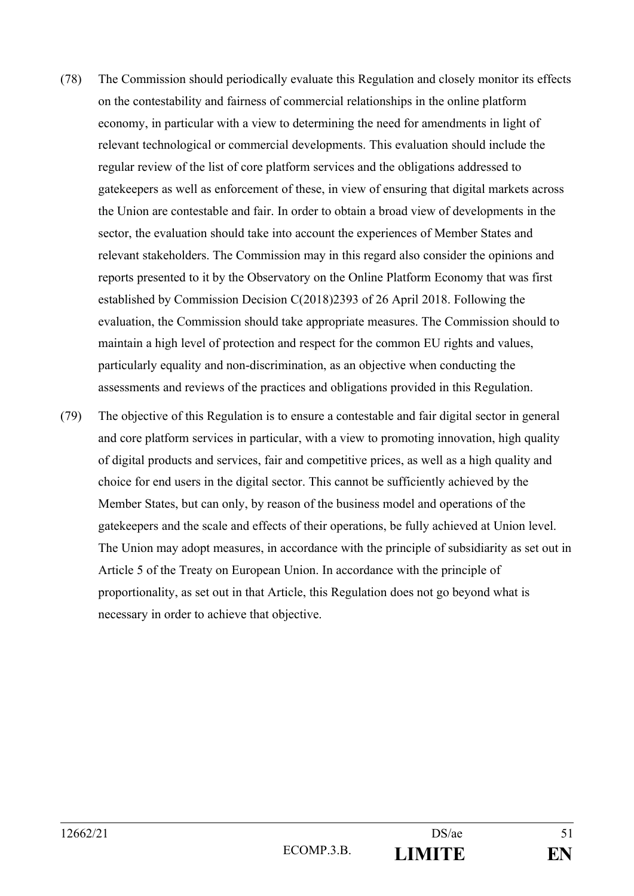(78) The Commission should periodically evaluate this Regulation and closely monitor its effects on the contestability and fairness of commercial relationships in the online platform economy, in particular with a view to determining the need for amendments in light of relevant technological or commercial developments. This evaluation should include the regular review of the list of core platform services and the obligations addressed to gatekeepers as well as enforcement of these, in view of ensuring that digital markets across the Union are contestable and fair. In order to obtain a broad view of developments in the sector, the evaluation should take into account the experiences of Member States and relevant stakeholders. The Commission may in this regard also consider the opinions and reports presented to it by the Observatory on the Online Platform Economy that was first established by Commission Decision C(2018)2393 of 26 April 2018. Following the evaluation, the Commission should take appropriate measures. The Commission should to maintain a high level of protection and respect for the common EU rights and values, particularly equality and non-discrimination, as an objective when conducting the assessments and reviews of the practices and obligations provided in this Regulation.

(79) The objective of this Regulation is to ensure a contestable and fair digital sector in general and core platform services in particular, with a view to promoting innovation, high quality of digital products and services, fair and competitive prices, as well as a high quality and choice for end users in the digital sector. This cannot be sufficiently achieved by the Member States, but can only, by reason of the business model and operations of the gatekeepers and the scale and effects of their operations, be fully achieved at Union level. The Union may adopt measures, in accordance with the principle of subsidiarity as set out in Article 5 of the Treaty on European Union. In accordance with the principle of proportionality, as set out in that Article, this Regulation does not go beyond what is necessary in order to achieve that objective.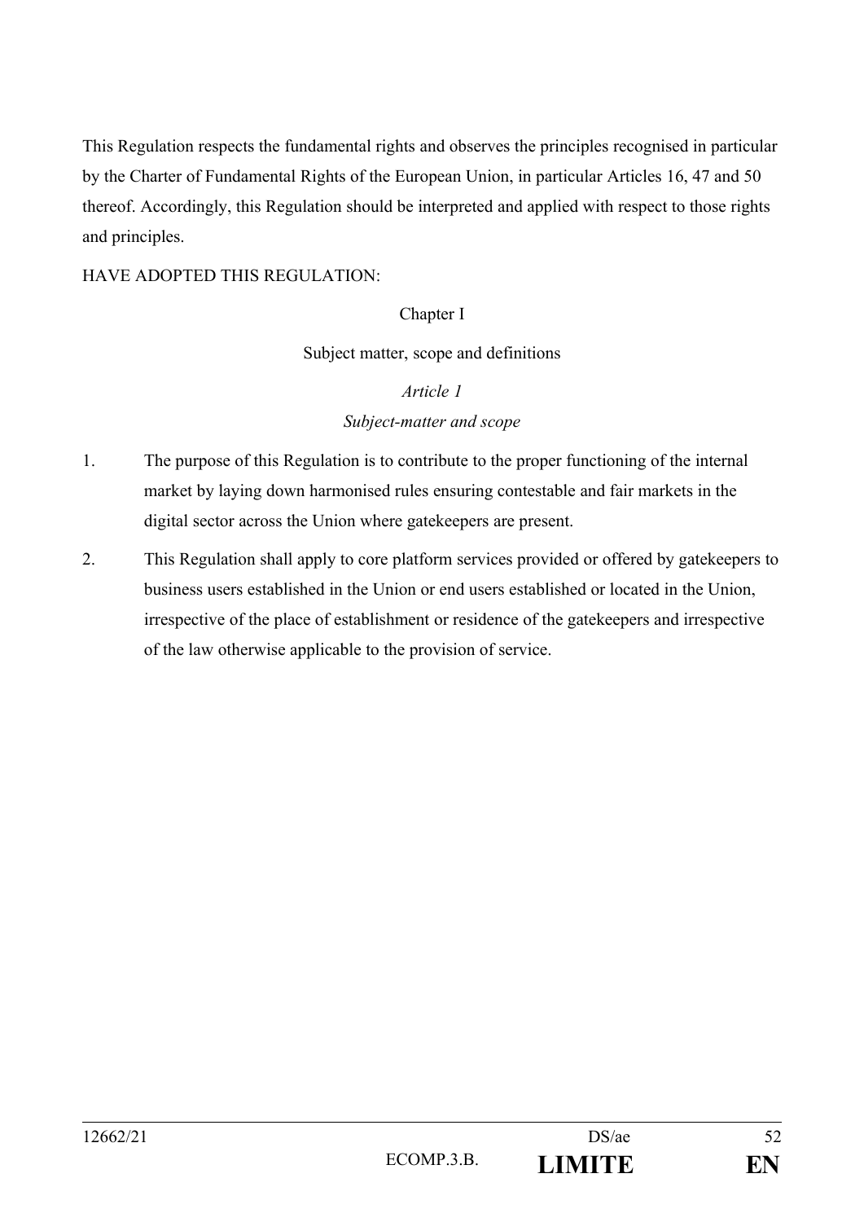This Regulation respects the fundamental rights and observes the principles recognised in particular by the Charter of Fundamental Rights of the European Union, in particular Articles 16, 47 and 50 thereof. Accordingly, this Regulation should be interpreted and applied with respect to those rights and principles.

HAVE ADOPTED THIS REGULATION:

## Chapter I

## Subject matter, scope and definitions

### *Article 1*

### *Subject-matter and scope*

1. The purpose of this Regulation is to contribute to the proper functioning of the internal market by laying down harmonised rules ensuring contestable and fair markets in the digital sector across the Union where gatekeepers are present.

2. This Regulation shall apply to core platform services provided or offered by gatekeepers to business users established in the Union or end users established or located in the Union, irrespective of the place of establishment or residence of the gatekeepers and irrespective of the law otherwise applicable to the provision of service.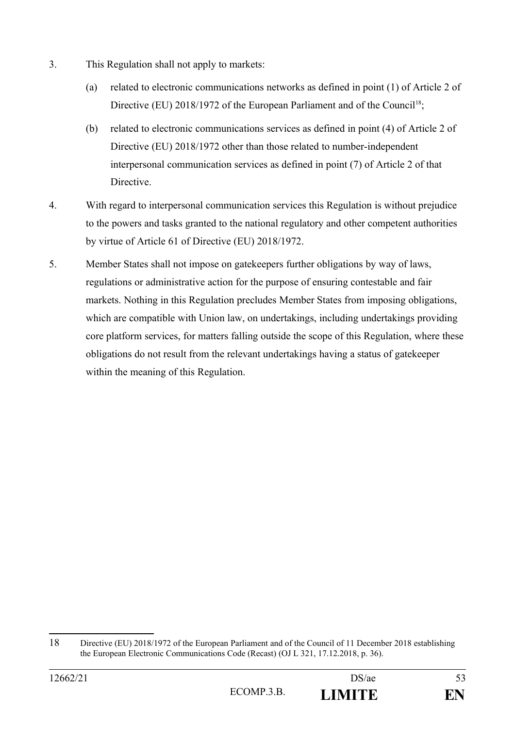3. This Regulation shall not apply to markets:

   (a) related to electronic communications networks as defined in point (1) of Article 2 of Directive (EU) 2018/1972 of the European Parliament and of the Council[18];

   (b) related to electronic communications services as defined in point (4) of Article 2 of Directive (EU) 2018/1972 other than those related to number-independent interpersonal communication services as defined in point (7) of Article 2 of that Directive.

4. With regard to interpersonal communication services this Regulation is without prejudice to the powers and tasks granted to the national regulatory and other competent authorities by virtue of Article 61 of Directive (EU) 2018/1972.

5. Member States shall not impose on gatekeepers further obligations by way of laws, regulations or administrative action for the purpose of ensuring contestable and fair markets. Nothing in this Regulation precludes Member States from imposing obligations, which are compatible with Union law, on undertakings, including undertakings providing core platform services, for matters falling outside the scope of this Regulation, where these obligations do not result from the relevant undertakings having a status of gatekeeper within the meaning of this Regulation.

---

18 Directive (EU) 2018/1972 of the European Parliament and of the Council of 11 December 2018 establishing the European Electronic Communications Code (Recast) (OJ L 321, 17.12.2018, p. 36).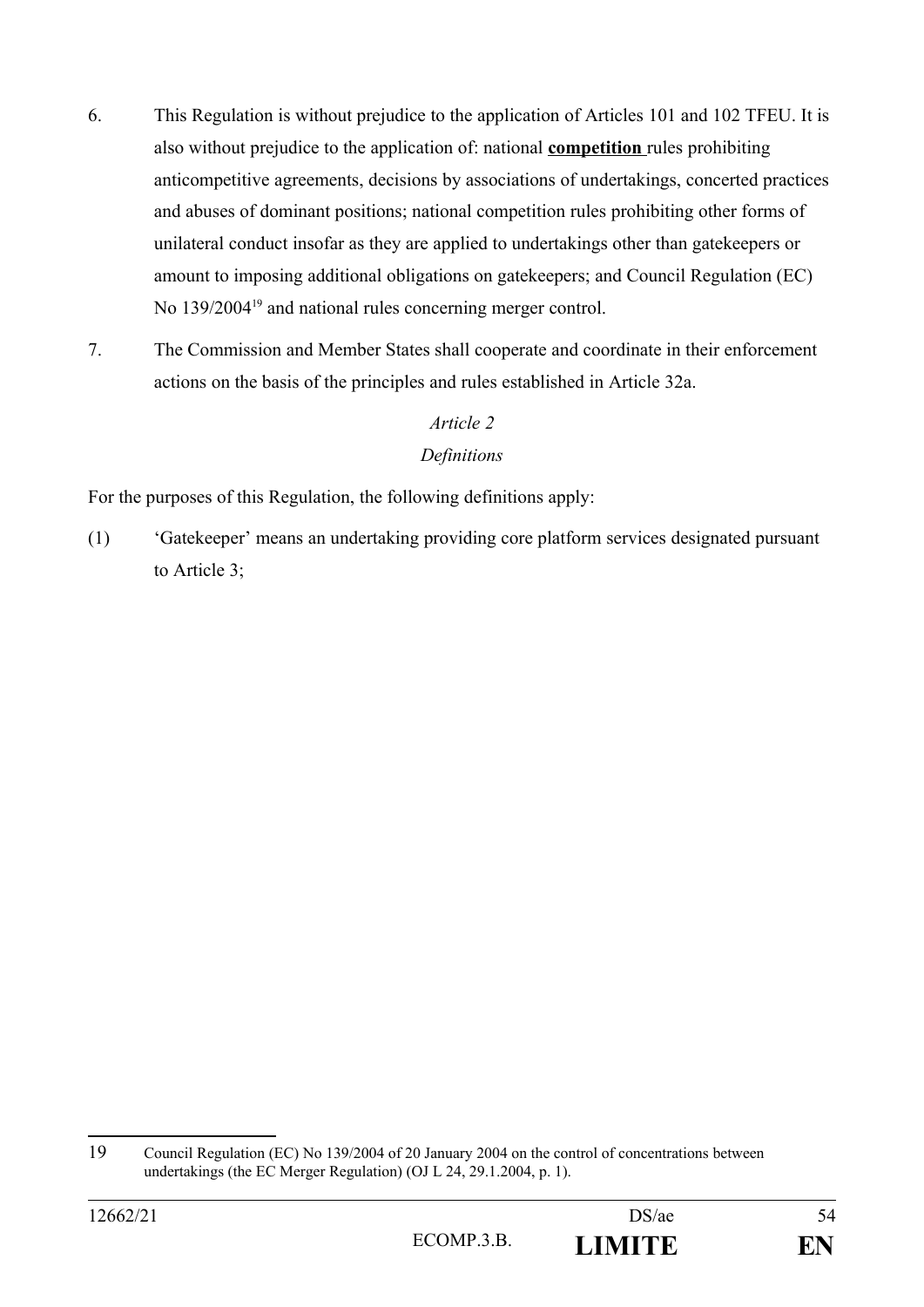6. This Regulation is without prejudice to the application of Articles 101 and 102 TFEU. It is also without prejudice to the application of: national **competition** rules prohibiting anticompetitive agreements, decisions by associations of undertakings, concerted practices and abuses of dominant positions; national competition rules prohibiting other forms of unilateral conduct insofar as they are applied to undertakings other than gatekeepers or amount to imposing additional obligations on gatekeepers; and Council Regulation (EC) No 139/2004[19] and national rules concerning merger control.

7. The Commission and Member States shall cooperate and coordinate in their enforcement actions on the basis of the principles and rules established in Article 32a.

*Article 2*

*Definitions*

For the purposes of this Regulation, the following definitions apply:

(1) 'Gatekeeper' means an undertaking providing core platform services designated pursuant to Article 3;

---

19 Council Regulation (EC) No 139/2004 of 20 January 2004 on the control of concentrations between undertakings (the EC Merger Regulation) (OJ L 24, 29.1.2004, p. 1).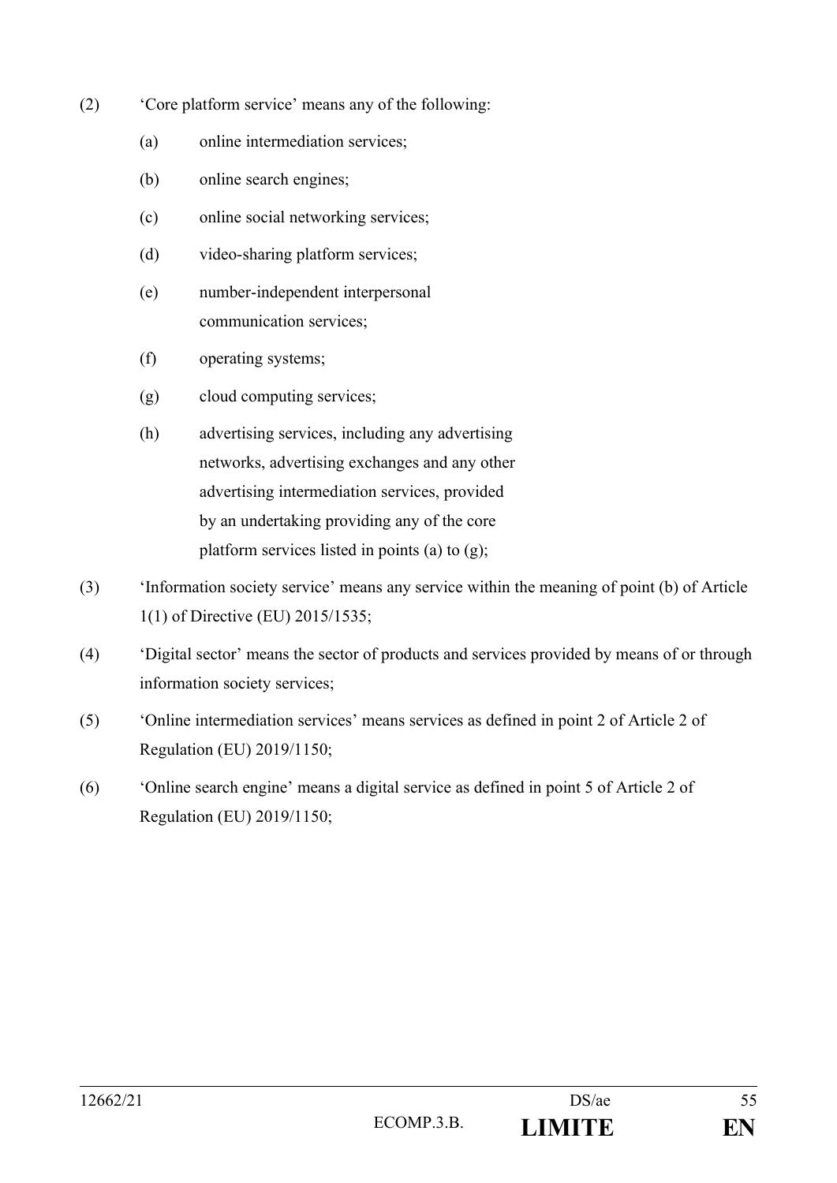(2) 'Core platform service' means any of the following:

(a) online intermediation services;

(b) online search engines;

(c) online social networking services;

(d) video-sharing platform services;

(e) number-independent interpersonal communication services;

(f) operating systems;

(g) cloud computing services;

(h) advertising services, including any advertising networks, advertising exchanges and any other advertising intermediation services, provided by an undertaking providing any of the core platform services listed in points (a) to (g);

(3) 'Information society service' means any service within the meaning of point (b) of Article 1(1) of Directive (EU) 2015/1535;

(4) 'Digital sector' means the sector of products and services provided by means of or through information society services;

(5) 'Online intermediation services' means services as defined in point 2 of Article 2 of Regulation (EU) 2019/1150;

(6) 'Online search engine' means a digital service as defined in point 5 of Article 2 of Regulation (EU) 2019/1150;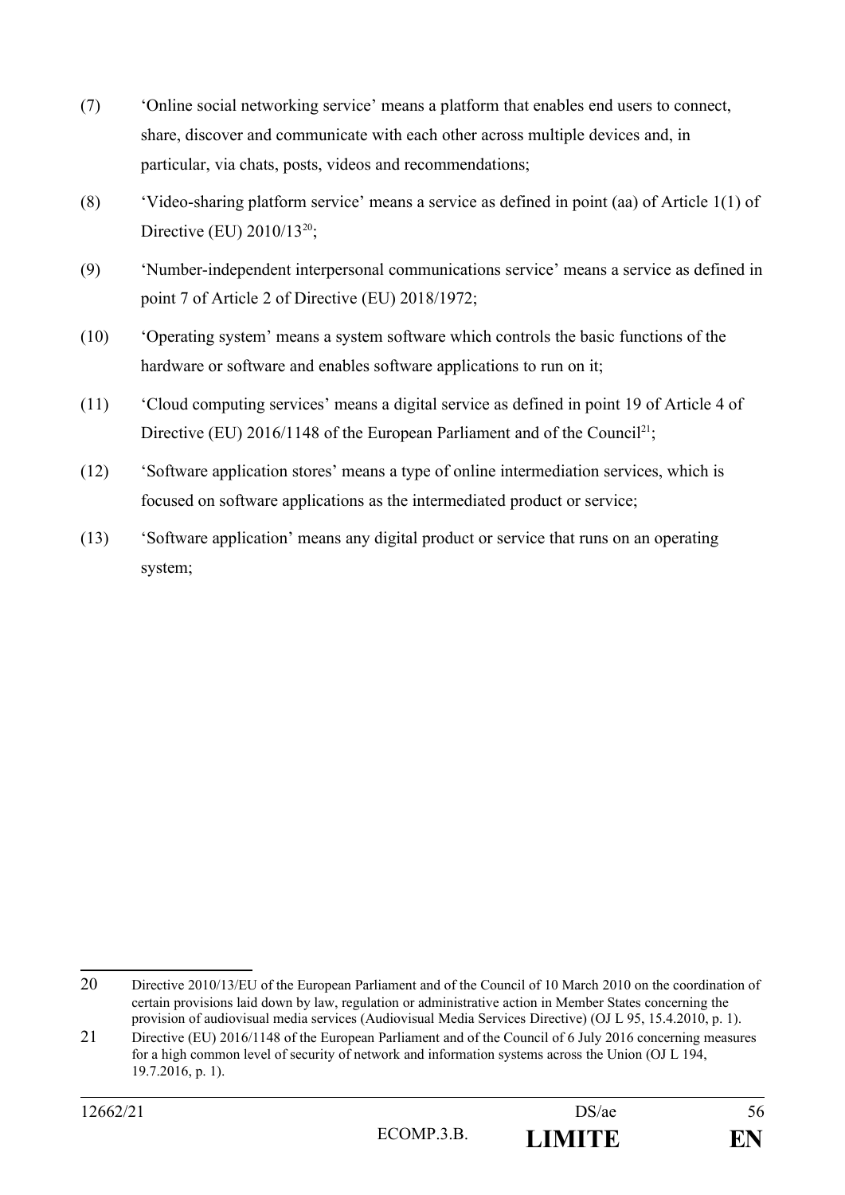(7) ‘Online social networking service’ means a platform that enables end users to connect, share, discover and communicate with each other across multiple devices and, in particular, via chats, posts, videos and recommendations;

(8) ‘Video-sharing platform service’ means a service as defined in point (aa) of Article 1(1) of Directive (EU) 2010/13[20];

(9) ‘Number-independent interpersonal communications service’ means a service as defined in point 7 of Article 2 of Directive (EU) 2018/1972;

(10) ‘Operating system’ means a system software which controls the basic functions of the hardware or software and enables software applications to run on it;

(11) ‘Cloud computing services’ means a digital service as defined in point 19 of Article 4 of Directive (EU) 2016/1148 of the European Parliament and of the Council[21];

(12) ‘Software application stores’ means a type of online intermediation services, which is focused on software applications as the intermediated product or service;

(13) ‘Software application’ means any digital product or service that runs on an operating system;

---

20 Directive 2010/13/EU of the European Parliament and of the Council of 10 March 2010 on the coordination of certain provisions laid down by law, regulation or administrative action in Member States concerning the provision of audiovisual media services (Audiovisual Media Services Directive) (OJ L 95, 15.4.2010, p. 1).

21 Directive (EU) 2016/1148 of the European Parliament and of the Council of 6 July 2016 concerning measures for a high common level of security of network and information systems across the Union (OJ L 194, 19.7.2016, p. 1).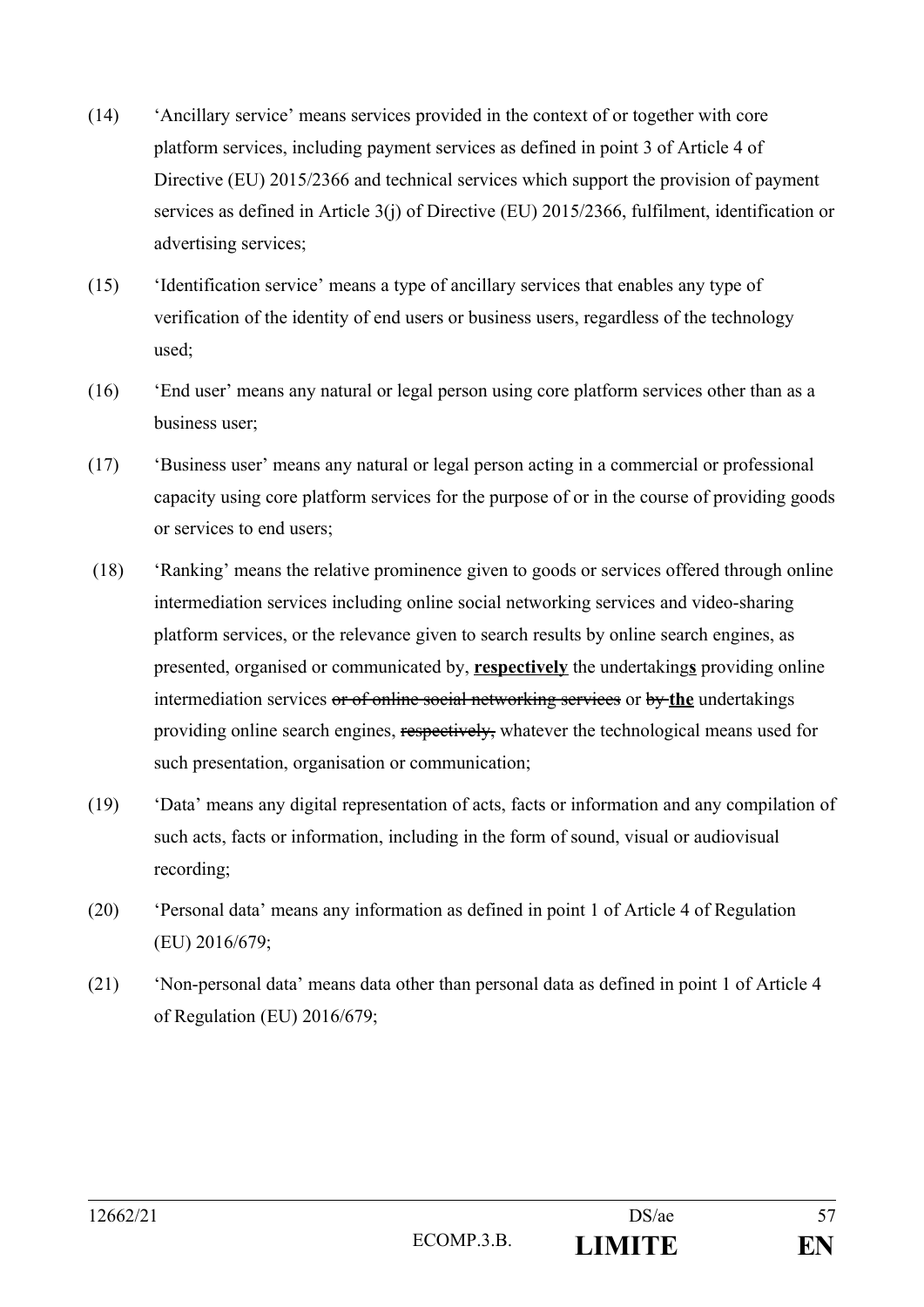(14) 'Ancillary service' means services provided in the context of or together with core platform services, including payment services as defined in point 3 of Article 4 of Directive (EU) 2015/2366 and technical services which support the provision of payment services as defined in Article 3(j) of Directive (EU) 2015/2366, fulfilment, identification or advertising services;

(15) 'Identification service' means a type of ancillary services that enables any type of verification of the identity of end users or business users, regardless of the technology used;

(16) 'End user' means any natural or legal person using core platform services other than as a business user;

(17) 'Business user' means any natural or legal person acting in a commercial or professional capacity using core platform services for the purpose of or in the course of providing goods or services to end users;

(18) 'Ranking' means the relative prominence given to goods or services offered through online intermediation services including online social networking services and video-sharing platform services, or the relevance given to search results by online search engines, as presented, organised or communicated by, **respectively** the undertaking**s** providing online intermediation services ~~or of online social networking services~~ or ~~by~~ **the** undertakings providing online search engines, ~~respectively,~~ whatever the technological means used for such presentation, organisation or communication;

(19) 'Data' means any digital representation of acts, facts or information and any compilation of such acts, facts or information, including in the form of sound, visual or audiovisual recording;

(20) 'Personal data' means any information as defined in point 1 of Article 4 of Regulation (EU) 2016/679;

(21) 'Non-personal data' means data other than personal data as defined in point 1 of Article 4 of Regulation (EU) 2016/679;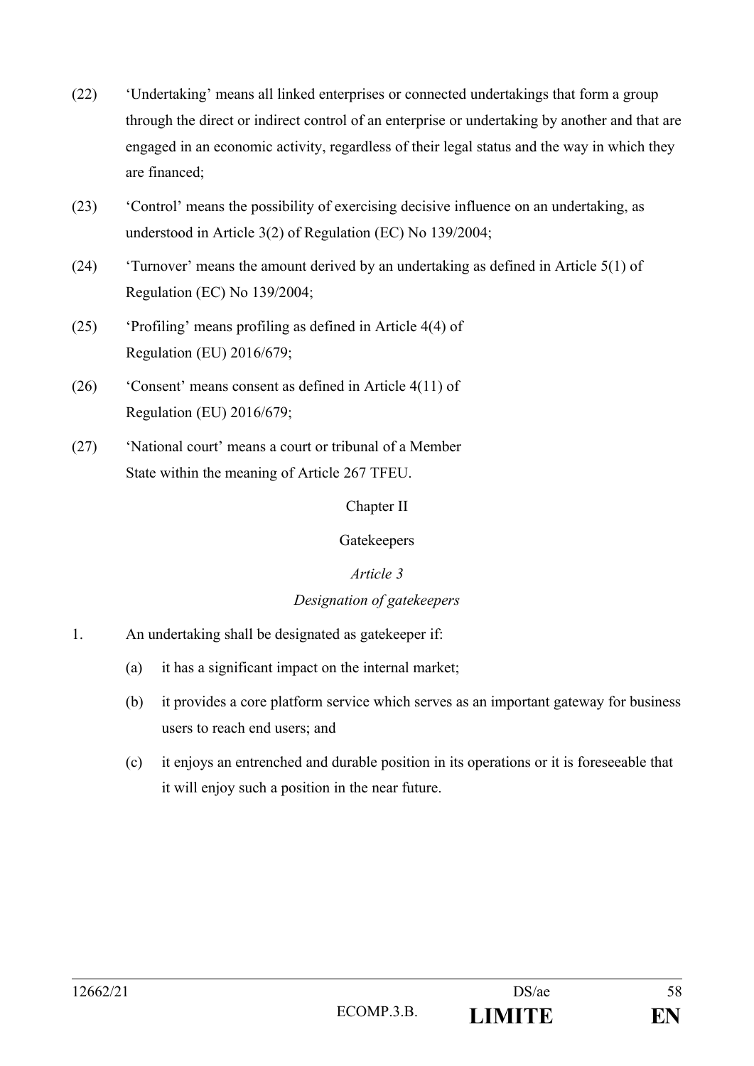(22) ‘Undertaking’ means all linked enterprises or connected undertakings that form a group through the direct or indirect control of an enterprise or undertaking by another and that are engaged in an economic activity, regardless of their legal status and the way in which they are financed;

(23) ‘Control’ means the possibility of exercising decisive influence on an undertaking, as understood in Article 3(2) of Regulation (EC) No 139/2004;

(24) ‘Turnover’ means the amount derived by an undertaking as defined in Article 5(1) of Regulation (EC) No 139/2004;

(25) ‘Profiling’ means profiling as defined in Article 4(4) of Regulation (EU) 2016/679;

(26) ‘Consent’ means consent as defined in Article 4(11) of Regulation (EU) 2016/679;

(27) ‘National court’ means a court or tribunal of a Member State within the meaning of Article 267 TFEU.

## Chapter II

## Gatekeepers

### *Article 3*

### *Designation of gatekeepers*

1. An undertaking shall be designated as gatekeeper if:

   (a) it has a significant impact on the internal market;

   (b) it provides a core platform service which serves as an important gateway for business users to reach end users; and

   (c) it enjoys an entrenched and durable position in its operations or it is foreseeable that it will enjoy such a position in the near future.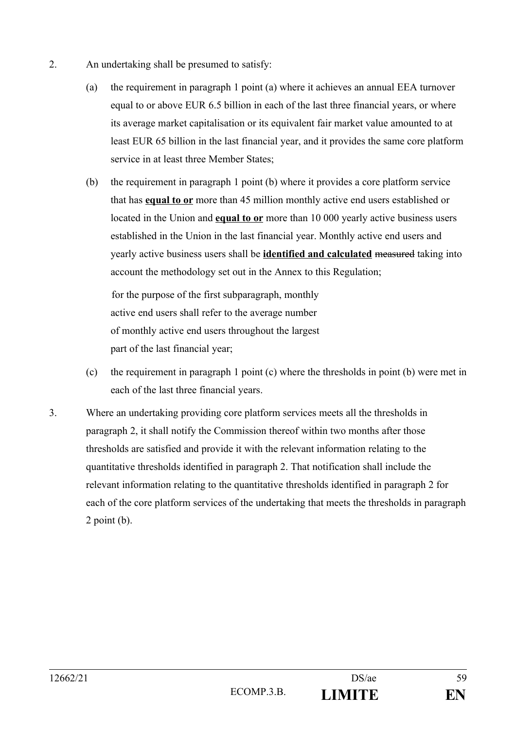2. An undertaking shall be presumed to satisfy:

   (a) the requirement in paragraph 1 point (a) where it achieves an annual EEA turnover equal to or above EUR 6.5 billion in each of the last three financial years, or where its average market capitalisation or its equivalent fair market value amounted to at least EUR 65 billion in the last financial year, and it provides the same core platform service in at least three Member States;

   (b) the requirement in paragraph 1 point (b) where it provides a core platform service that has **equal to or** more than 45 million monthly active end users established or located in the Union and **equal to or** more than 10 000 yearly active business users established in the Union in the last financial year. Monthly active end users and yearly active business users shall be **identified and calculated** ~~measured~~ taking into account the methodology set out in the Annex to this Regulation;

   for the purpose of the first subparagraph, monthly active end users shall refer to the average number of monthly active end users throughout the largest part of the last financial year;

   (c) the requirement in paragraph 1 point (c) where the thresholds in point (b) were met in each of the last three financial years.

3. Where an undertaking providing core platform services meets all the thresholds in paragraph 2, it shall notify the Commission thereof within two months after those thresholds are satisfied and provide it with the relevant information relating to the quantitative thresholds identified in paragraph 2. That notification shall include the relevant information relating to the quantitative thresholds identified in paragraph 2 for each of the core platform services of the undertaking that meets the thresholds in paragraph 2 point (b).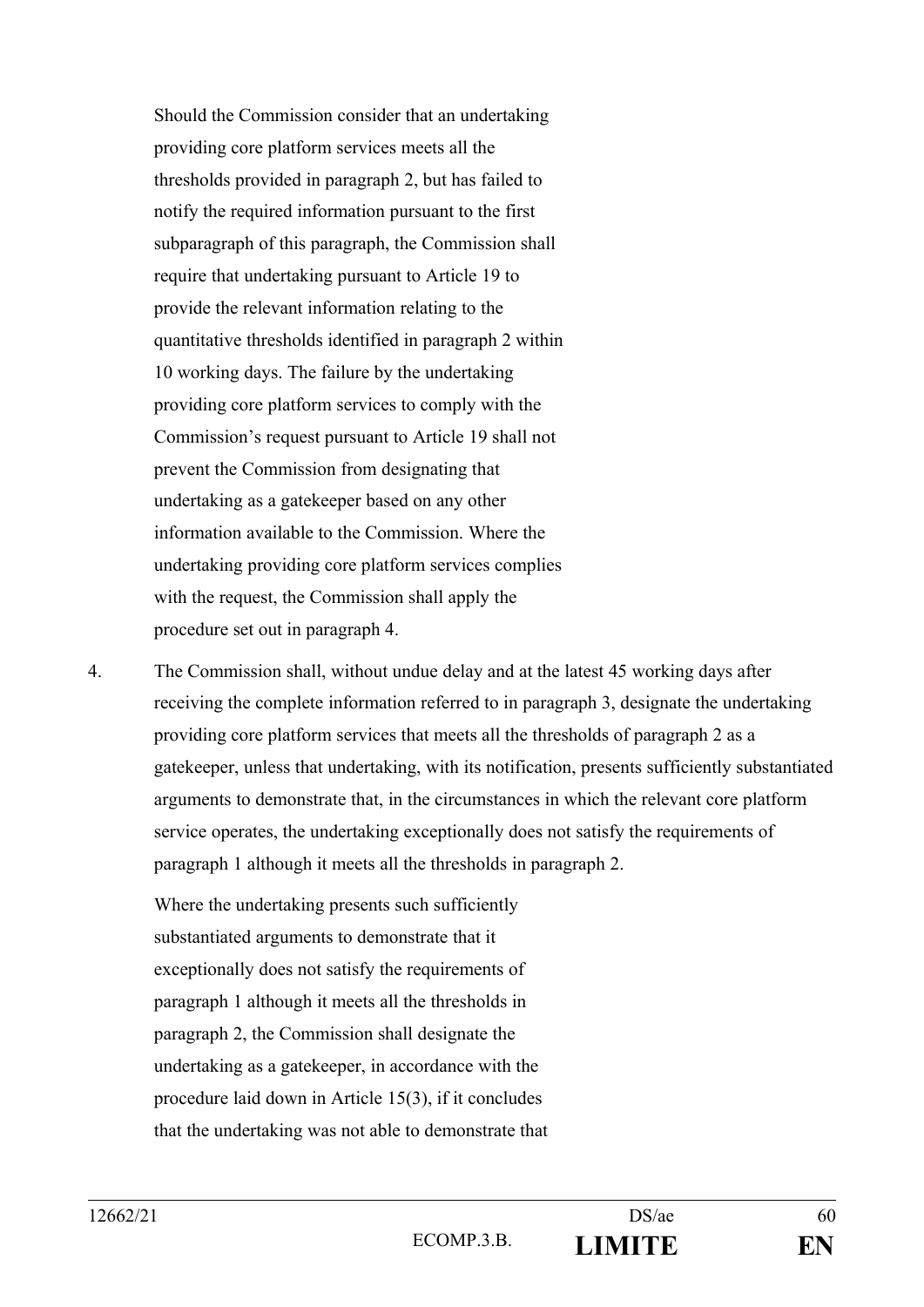Should the Commission consider that an undertaking providing core platform services meets all the thresholds provided in paragraph 2, but has failed to notify the required information pursuant to the first subparagraph of this paragraph, the Commission shall require that undertaking pursuant to Article 19 to provide the relevant information relating to the quantitative thresholds identified in paragraph 2 within 10 working days. The failure by the undertaking providing core platform services to comply with the Commission's request pursuant to Article 19 shall not prevent the Commission from designating that undertaking as a gatekeeper based on any other information available to the Commission. Where the undertaking providing core platform services complies with the request, the Commission shall apply the procedure set out in paragraph 4.

4. The Commission shall, without undue delay and at the latest 45 working days after receiving the complete information referred to in paragraph 3, designate the undertaking providing core platform services that meets all the thresholds of paragraph 2 as a gatekeeper, unless that undertaking, with its notification, presents sufficiently substantiated arguments to demonstrate that, in the circumstances in which the relevant core platform service operates, the undertaking exceptionally does not satisfy the requirements of paragraph 1 although it meets all the thresholds in paragraph 2.

   Where the undertaking presents such sufficiently substantiated arguments to demonstrate that it exceptionally does not satisfy the requirements of paragraph 1 although it meets all the thresholds in paragraph 2, the Commission shall designate the undertaking as a gatekeeper, in accordance with the procedure laid down in Article 15(3), if it concludes that the undertaking was not able to demonstrate that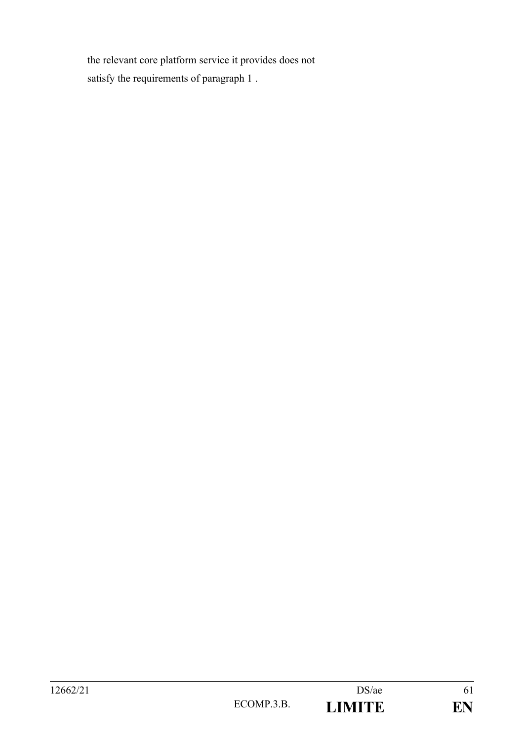the relevant core platform service it provides does not satisfy the requirements of paragraph 1 .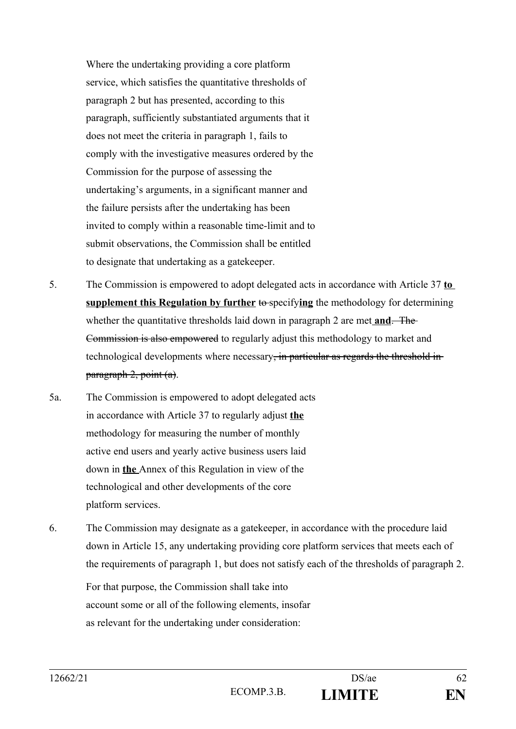Where the undertaking providing a core platform service, which satisfies the quantitative thresholds of paragraph 2 but has presented, according to this paragraph, sufficiently substantiated arguments that it does not meet the criteria in paragraph 1, fails to comply with the investigative measures ordered by the Commission for the purpose of assessing the undertaking's arguments, in a significant manner and the failure persists after the undertaking has been invited to comply within a reasonable time-limit and to submit observations, the Commission shall be entitled to designate that undertaking as a gatekeeper.

5. The Commission is empowered to adopt delegated acts in accordance with Article 37 **to supplement this Regulation by further** ~~to~~ specify**ing** the methodology for determining whether the quantitative thresholds laid down in paragraph 2 are met **and**~~. The Commission is also empowered~~ to regularly adjust this methodology to market and technological developments where necessary~~, in particular as regards the threshold in paragraph 2, point (a)~~.

5a. The Commission is empowered to adopt delegated acts in accordance with Article 37 to regularly adjust **the** methodology for measuring the number of monthly active end users and yearly active business users laid down in **the** Annex of this Regulation in view of the technological and other developments of the core platform services.

6. The Commission may designate as a gatekeeper, in accordance with the procedure laid down in Article 15, any undertaking providing core platform services that meets each of the requirements of paragraph 1, but does not satisfy each of the thresholds of paragraph 2.

For that purpose, the Commission shall take into account some or all of the following elements, insofar as relevant for the undertaking under consideration: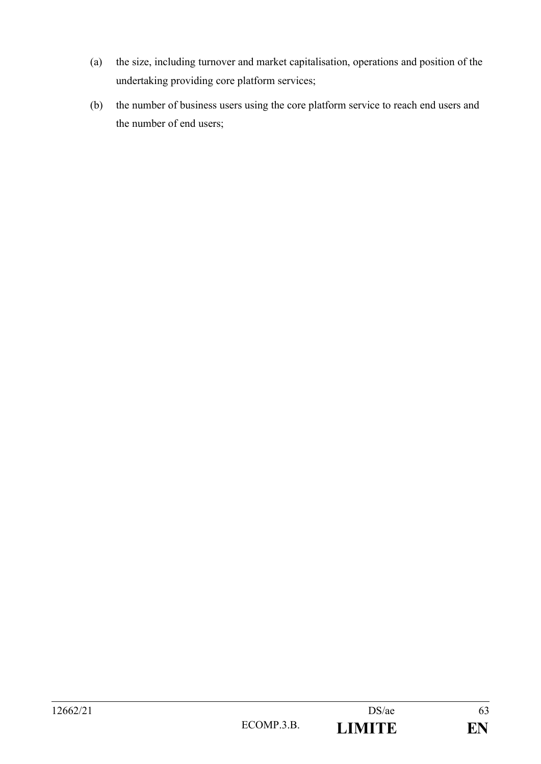(a) the size, including turnover and market capitalisation, operations and position of the undertaking providing core platform services;

(b) the number of business users using the core platform service to reach end users and the number of end users;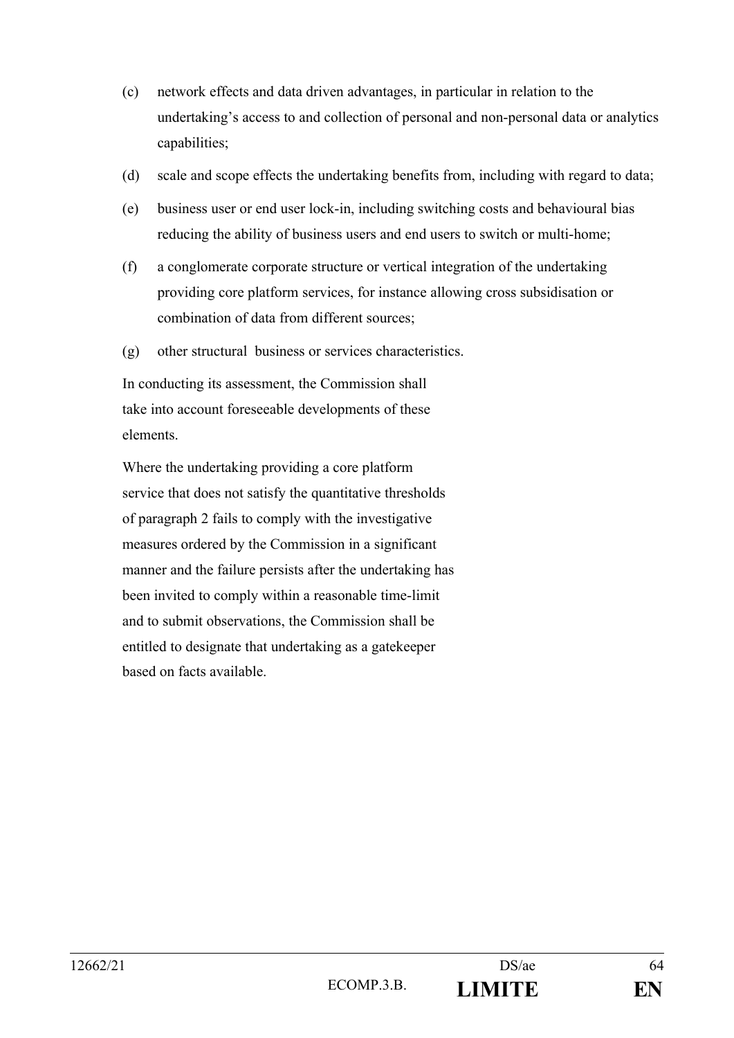(c) network effects and data driven advantages, in particular in relation to the undertaking's access to and collection of personal and non-personal data or analytics capabilities;

(d) scale and scope effects the undertaking benefits from, including with regard to data;

(e) business user or end user lock-in, including switching costs and behavioural bias reducing the ability of business users and end users to switch or multi-home;

(f) a conglomerate corporate structure or vertical integration of the undertaking providing core platform services, for instance allowing cross subsidisation or combination of data from different sources;

(g) other structural business or services characteristics.

In conducting its assessment, the Commission shall take into account foreseeable developments of these elements.

Where the undertaking providing a core platform service that does not satisfy the quantitative thresholds of paragraph 2 fails to comply with the investigative measures ordered by the Commission in a significant manner and the failure persists after the undertaking has been invited to comply within a reasonable time-limit and to submit observations, the Commission shall be entitled to designate that undertaking as a gatekeeper based on facts available.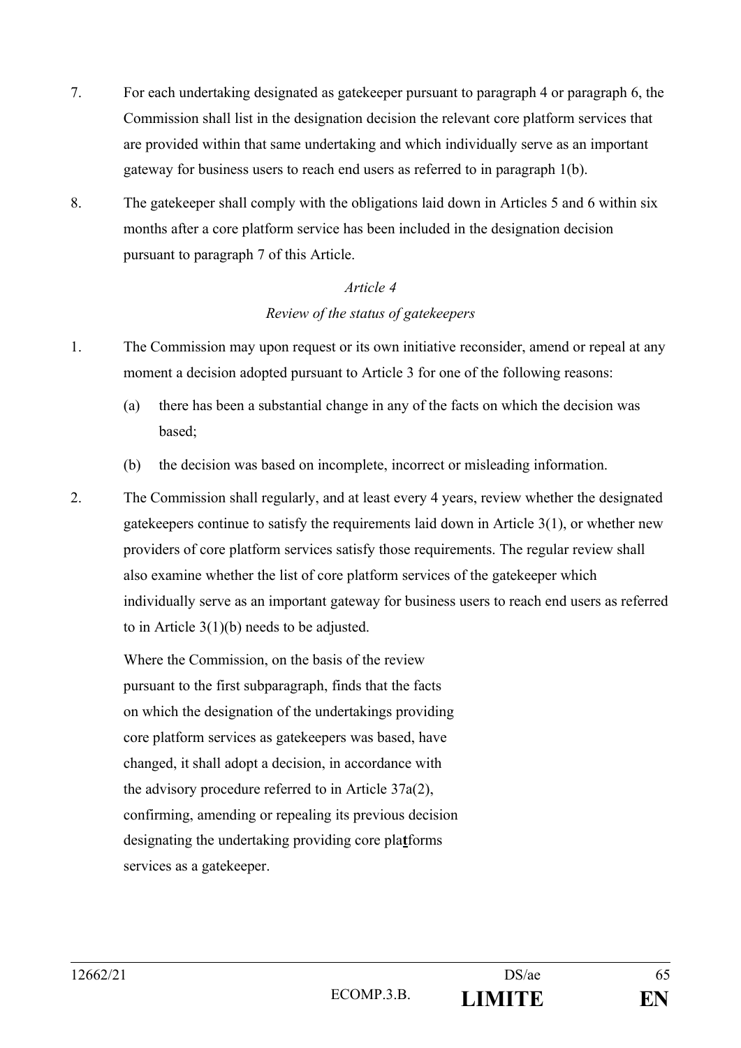7. For each undertaking designated as gatekeeper pursuant to paragraph 4 or paragraph 6, the Commission shall list in the designation decision the relevant core platform services that are provided within that same undertaking and which individually serve as an important gateway for business users to reach end users as referred to in paragraph 1(b).

8. The gatekeeper shall comply with the obligations laid down in Articles 5 and 6 within six months after a core platform service has been included in the designation decision pursuant to paragraph 7 of this Article.

*Article 4*

*Review of the status of gatekeepers*

1. The Commission may upon request or its own initiative reconsider, amend or repeal at any moment a decision adopted pursuant to Article 3 for one of the following reasons:

   (a) there has been a substantial change in any of the facts on which the decision was based;

   (b) the decision was based on incomplete, incorrect or misleading information.

2. The Commission shall regularly, and at least every 4 years, review whether the designated gatekeepers continue to satisfy the requirements laid down in Article 3(1), or whether new providers of core platform services satisfy those requirements. The regular review shall also examine whether the list of core platform services of the gatekeeper which individually serve as an important gateway for business users to reach end users as referred to in Article 3(1)(b) needs to be adjusted.

   Where the Commission, on the basis of the review pursuant to the first subparagraph, finds that the facts on which the designation of the undertakings providing core platform services as gatekeepers was based, have changed, it shall adopt a decision, in accordance with the advisory procedure referred to in Article 37a(2), confirming, amending or repealing its previous decision designating the undertaking providing core pla**t**forms services as a gatekeeper.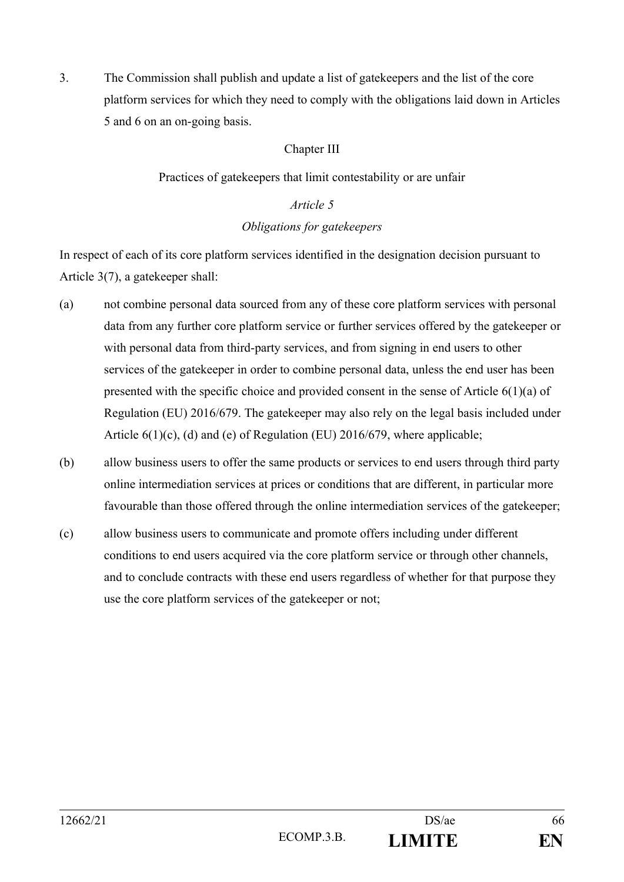3. The Commission shall publish and update a list of gatekeepers and the list of the core platform services for which they need to comply with the obligations laid down in Articles 5 and 6 on an on-going basis.

## Chapter III

## Practices of gatekeepers that limit contestability or are unfair

### *Article 5*

### *Obligations for gatekeepers*

In respect of each of its core platform services identified in the designation decision pursuant to Article 3(7), a gatekeeper shall:

(a) not combine personal data sourced from any of these core platform services with personal data from any further core platform service or further services offered by the gatekeeper or with personal data from third-party services, and from signing in end users to other services of the gatekeeper in order to combine personal data, unless the end user has been presented with the specific choice and provided consent in the sense of Article 6(1)(a) of Regulation (EU) 2016/679. The gatekeeper may also rely on the legal basis included under Article 6(1)(c), (d) and (e) of Regulation (EU) 2016/679, where applicable;

(b) allow business users to offer the same products or services to end users through third party online intermediation services at prices or conditions that are different, in particular more favourable than those offered through the online intermediation services of the gatekeeper;

(c) allow business users to communicate and promote offers including under different conditions to end users acquired via the core platform service or through other channels, and to conclude contracts with these end users regardless of whether for that purpose they use the core platform services of the gatekeeper or not;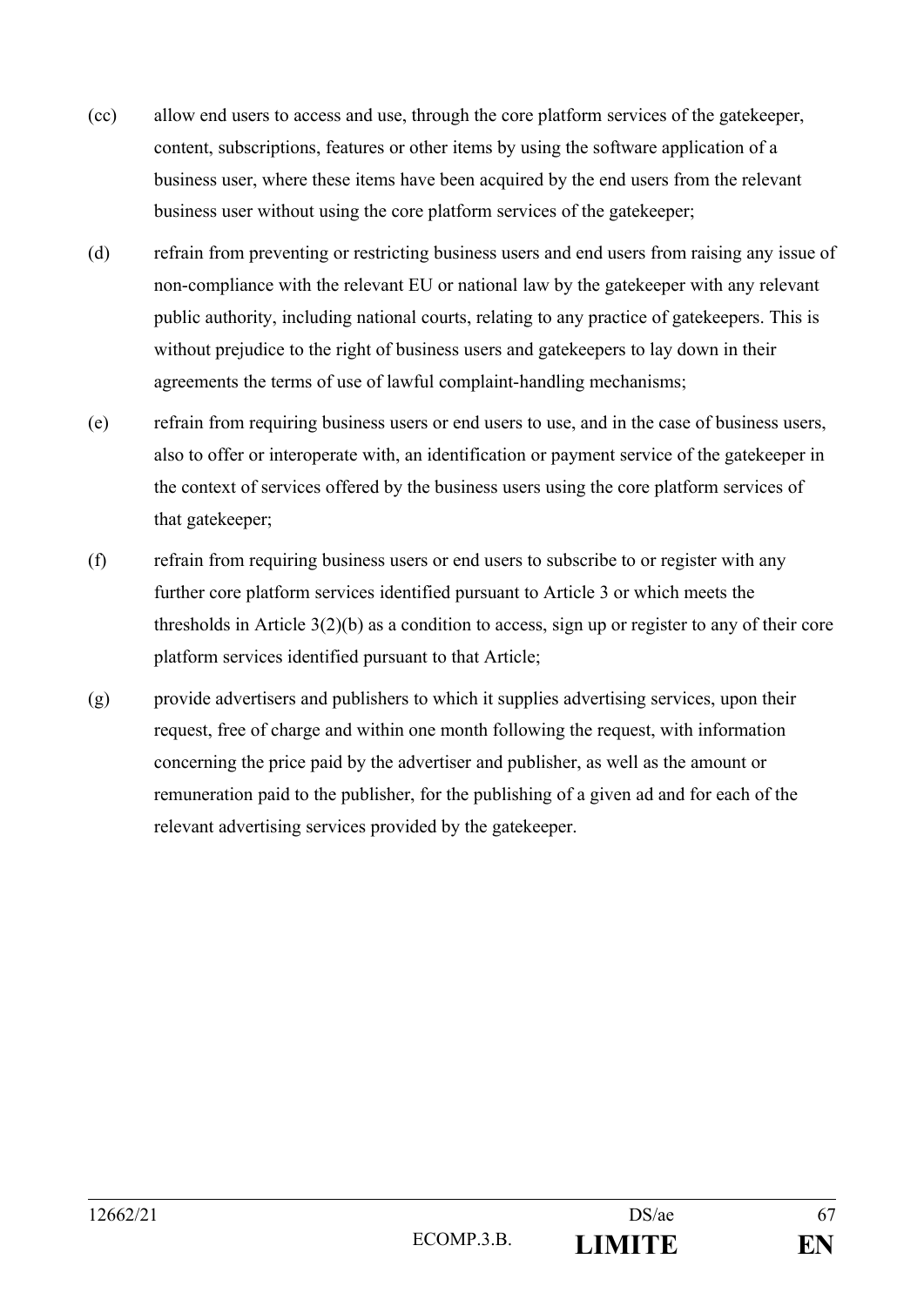(cc) allow end users to access and use, through the core platform services of the gatekeeper, content, subscriptions, features or other items by using the software application of a business user, where these items have been acquired by the end users from the relevant business user without using the core platform services of the gatekeeper;

(d) refrain from preventing or restricting business users and end users from raising any issue of non-compliance with the relevant EU or national law by the gatekeeper with any relevant public authority, including national courts, relating to any practice of gatekeepers. This is without prejudice to the right of business users and gatekeepers to lay down in their agreements the terms of use of lawful complaint-handling mechanisms;

(e) refrain from requiring business users or end users to use, and in the case of business users, also to offer or interoperate with, an identification or payment service of the gatekeeper in the context of services offered by the business users using the core platform services of that gatekeeper;

(f) refrain from requiring business users or end users to subscribe to or register with any further core platform services identified pursuant to Article 3 or which meets the thresholds in Article 3(2)(b) as a condition to access, sign up or register to any of their core platform services identified pursuant to that Article;

(g) provide advertisers and publishers to which it supplies advertising services, upon their request, free of charge and within one month following the request, with information concerning the price paid by the advertiser and publisher, as well as the amount or remuneration paid to the publisher, for the publishing of a given ad and for each of the relevant advertising services provided by the gatekeeper.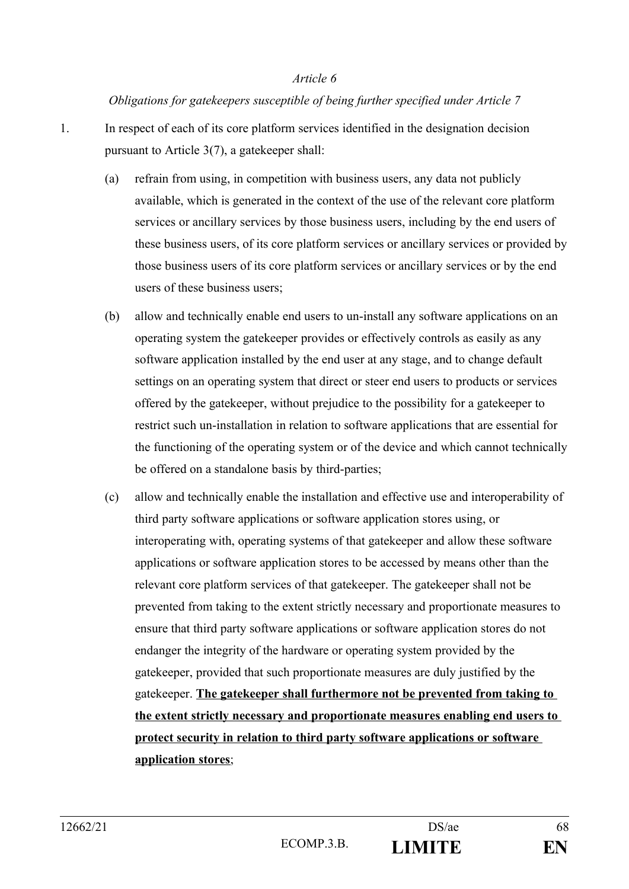*Article 6*

*Obligations for gatekeepers susceptible of being further specified under Article 7*

1. In respect of each of its core platform services identified in the designation decision pursuant to Article 3(7), a gatekeeper shall:

   (a) refrain from using, in competition with business users, any data not publicly available, which is generated in the context of the use of the relevant core platform services or ancillary services by those business users, including by the end users of these business users, of its core platform services or ancillary services or provided by those business users of its core platform services or ancillary services or by the end users of these business users;

   (b) allow and technically enable end users to un-install any software applications on an operating system the gatekeeper provides or effectively controls as easily as any software application installed by the end user at any stage, and to change default settings on an operating system that direct or steer end users to products or services offered by the gatekeeper, without prejudice to the possibility for a gatekeeper to restrict such un-installation in relation to software applications that are essential for the functioning of the operating system or of the device and which cannot technically be offered on a standalone basis by third-parties;

   (c) allow and technically enable the installation and effective use and interoperability of third party software applications or software application stores using, or interoperating with, operating systems of that gatekeeper and allow these software applications or software application stores to be accessed by means other than the relevant core platform services of that gatekeeper. The gatekeeper shall not be prevented from taking to the extent strictly necessary and proportionate measures to ensure that third party software applications or software application stores do not endanger the integrity of the hardware or operating system provided by the gatekeeper, provided that such proportionate measures are duly justified by the gatekeeper. <u>**The gatekeeper shall furthermore not be prevented from taking to the extent strictly necessary and proportionate measures enabling end users to protect security in relation to third party software applications or software application stores**</u>;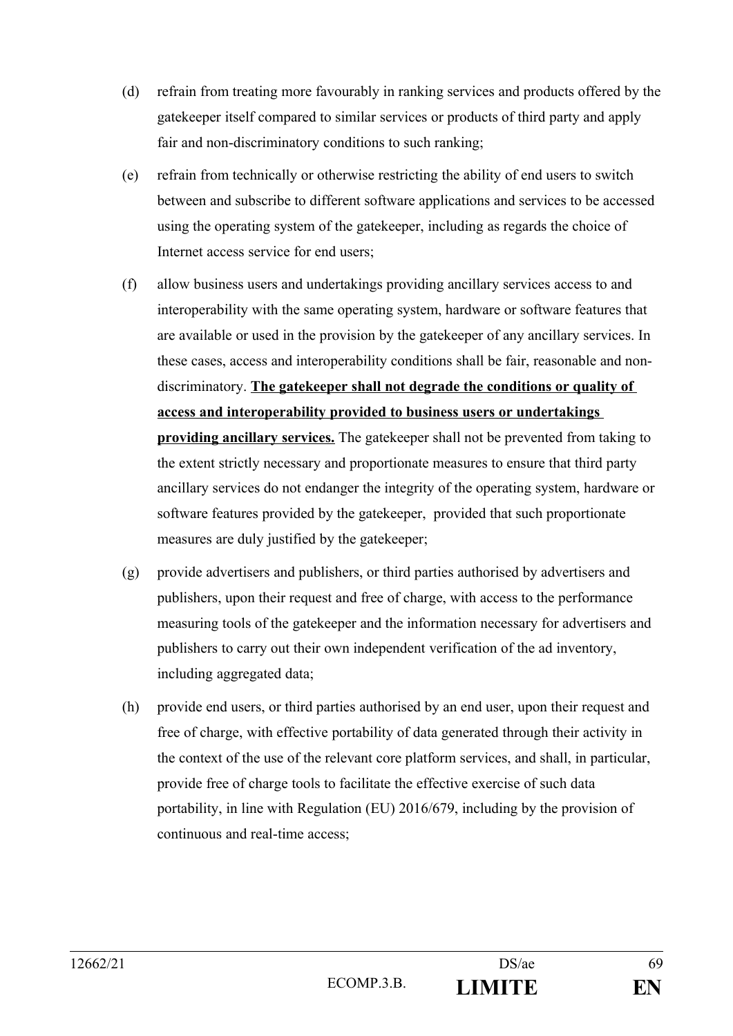(d) refrain from treating more favourably in ranking services and products offered by the gatekeeper itself compared to similar services or products of third party and apply fair and non-discriminatory conditions to such ranking;

(e) refrain from technically or otherwise restricting the ability of end users to switch between and subscribe to different software applications and services to be accessed using the operating system of the gatekeeper, including as regards the choice of Internet access service for end users;

(f) allow business users and undertakings providing ancillary services access to and interoperability with the same operating system, hardware or software features that are available or used in the provision by the gatekeeper of any ancillary services. In these cases, access and interoperability conditions shall be fair, reasonable and non-discriminatory. **<u>The gatekeeper shall not degrade the conditions or quality of access and interoperability provided to business users or undertakings providing ancillary services.</u>** The gatekeeper shall not be prevented from taking to the extent strictly necessary and proportionate measures to ensure that third party ancillary services do not endanger the integrity of the operating system, hardware or software features provided by the gatekeeper, provided that such proportionate measures are duly justified by the gatekeeper;

(g) provide advertisers and publishers, or third parties authorised by advertisers and publishers, upon their request and free of charge, with access to the performance measuring tools of the gatekeeper and the information necessary for advertisers and publishers to carry out their own independent verification of the ad inventory, including aggregated data;

(h) provide end users, or third parties authorised by an end user, upon their request and free of charge, with effective portability of data generated through their activity in the context of the use of the relevant core platform services, and shall, in particular, provide free of charge tools to facilitate the effective exercise of such data portability, in line with Regulation (EU) 2016/679, including by the provision of continuous and real-time access;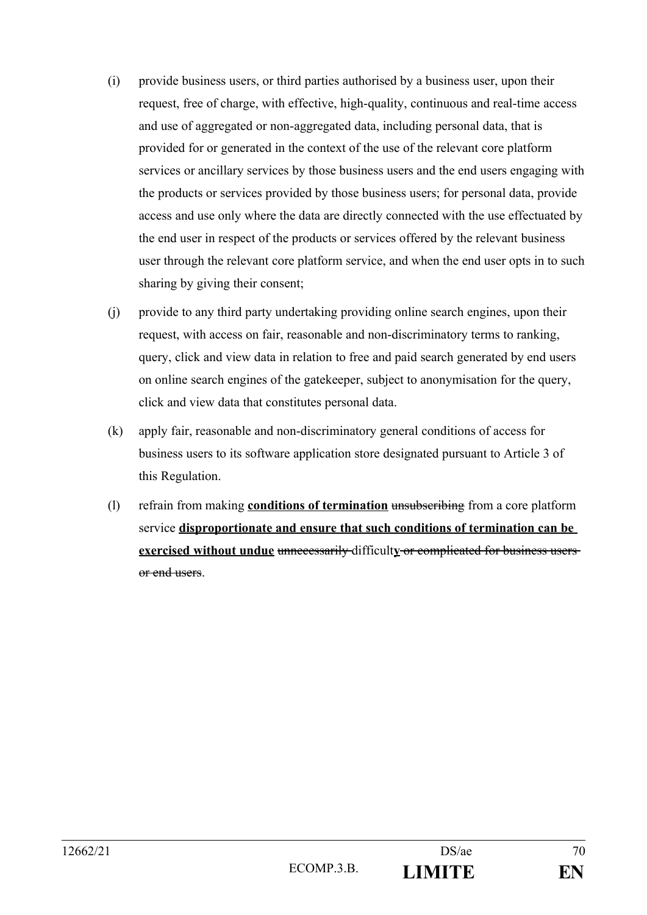(i) provide business users, or third parties authorised by a business user, upon their request, free of charge, with effective, high-quality, continuous and real-time access and use of aggregated or non-aggregated data, including personal data, that is provided for or generated in the context of the use of the relevant core platform services or ancillary services by those business users and the end users engaging with the products or services provided by those business users; for personal data, provide access and use only where the data are directly connected with the use effectuated by the end user in respect of the products or services offered by the relevant business user through the relevant core platform service, and when the end user opts in to such sharing by giving their consent;

(j) provide to any third party undertaking providing online search engines, upon their request, with access on fair, reasonable and non-discriminatory terms to ranking, query, click and view data in relation to free and paid search generated by end users on online search engines of the gatekeeper, subject to anonymisation for the query, click and view data that constitutes personal data.

(k) apply fair, reasonable and non-discriminatory general conditions of access for business users to its software application store designated pursuant to Article 3 of this Regulation.

(l) refrain from making <u>**conditions of termination**</u> ~~unsubscribing~~ from a core platform service <u>**disproportionate and ensure that such conditions of termination can be exercised without undue**</u> ~~unnecessarily~~ difficult**y** ~~or complicated for business users or end users~~.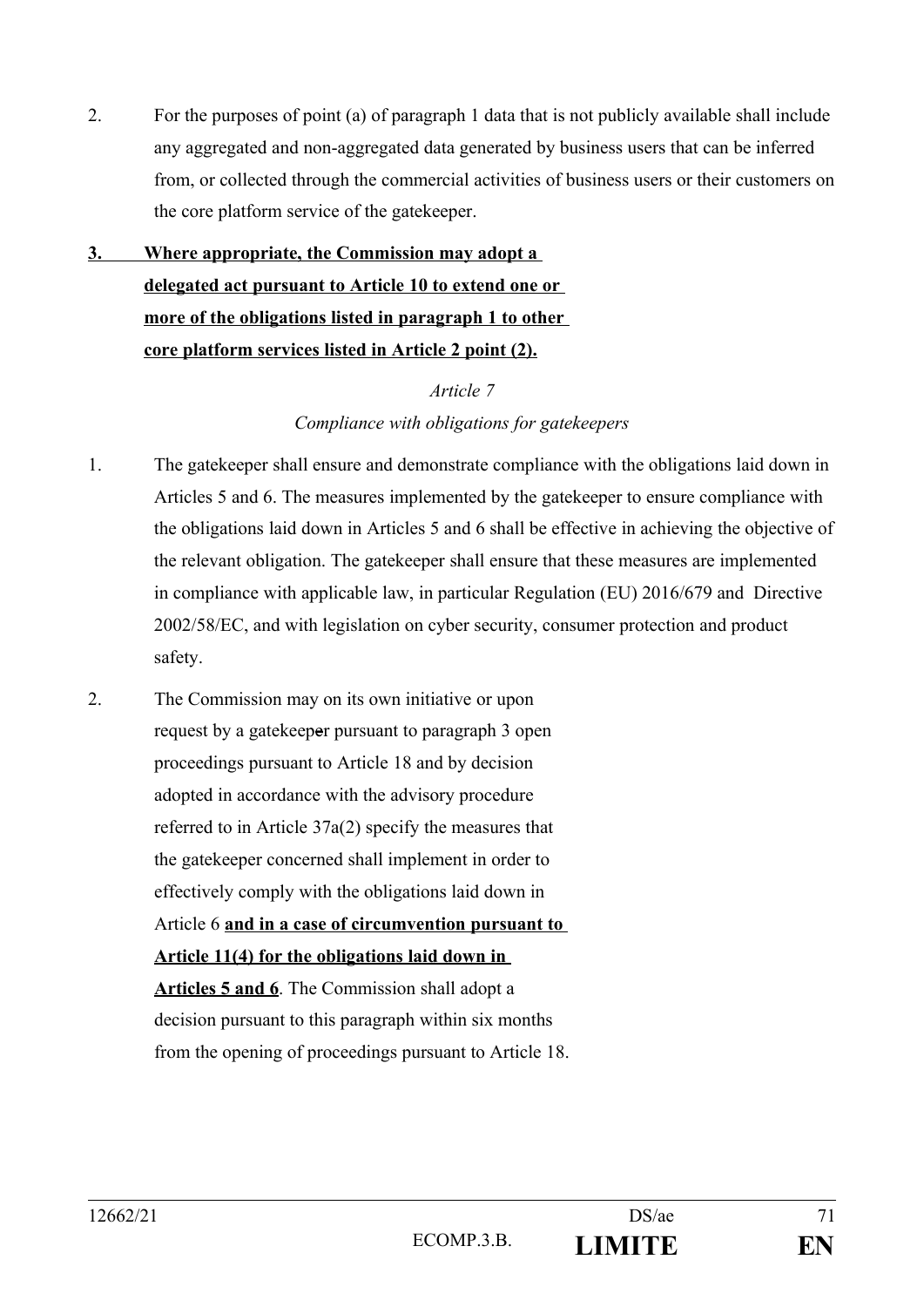2. For the purposes of point (a) of paragraph 1 data that is not publicly available shall include any aggregated and non-aggregated data generated by business users that can be inferred from, or collected through the commercial activities of business users or their customers on the core platform service of the gatekeeper.

**3. Where appropriate, the Commission may adopt a delegated act pursuant to Article 10 to extend one or more of the obligations listed in paragraph 1 to other core platform services listed in Article 2 point (2).**

*Article 7*

*Compliance with obligations for gatekeepers*

1. The gatekeeper shall ensure and demonstrate compliance with the obligations laid down in Articles 5 and 6. The measures implemented by the gatekeeper to ensure compliance with the obligations laid down in Articles 5 and 6 shall be effective in achieving the objective of the relevant obligation. The gatekeeper shall ensure that these measures are implemented in compliance with applicable law, in particular Regulation (EU) 2016/679 and Directive 2002/58/EC, and with legislation on cyber security, consumer protection and product safety.

2. The Commission may on its own initiative or upon request by a gatekeeper pursuant to paragraph 3 open proceedings pursuant to Article 18 and by decision adopted in accordance with the advisory procedure referred to in Article 37a(2) specify the measures that the gatekeeper concerned shall implement in order to effectively comply with the obligations laid down in Article 6 **and in a case of circumvention pursuant to Article 11(4) for the obligations laid down in Articles 5 and 6**. The Commission shall adopt a decision pursuant to this paragraph within six months from the opening of proceedings pursuant to Article 18.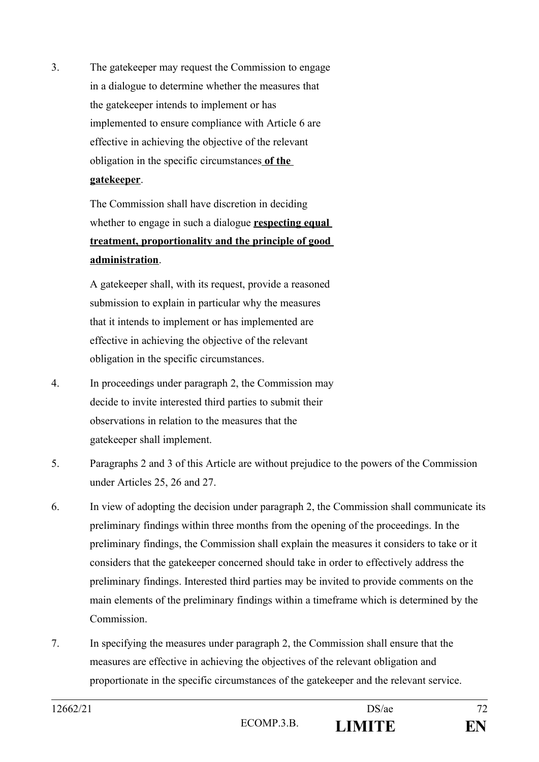3. The gatekeeper may request the Commission to engage in a dialogue to determine whether the measures that the gatekeeper intends to implement or has implemented to ensure compliance with Article 6 are effective in achieving the objective of the relevant obligation in the specific circumstances **of the gatekeeper**.

   The Commission shall have discretion in deciding whether to engage in such a dialogue **respecting equal treatment, proportionality and the principle of good administration**.

   A gatekeeper shall, with its request, provide a reasoned submission to explain in particular why the measures that it intends to implement or has implemented are effective in achieving the objective of the relevant obligation in the specific circumstances.

4. In proceedings under paragraph 2, the Commission may decide to invite interested third parties to submit their observations in relation to the measures that the gatekeeper shall implement.

5. Paragraphs 2 and 3 of this Article are without prejudice to the powers of the Commission under Articles 25, 26 and 27.

6. In view of adopting the decision under paragraph 2, the Commission shall communicate its preliminary findings within three months from the opening of the proceedings. In the preliminary findings, the Commission shall explain the measures it considers to take or it considers that the gatekeeper concerned should take in order to effectively address the preliminary findings. Interested third parties may be invited to provide comments on the main elements of the preliminary findings within a timeframe which is determined by the Commission.

7. In specifying the measures under paragraph 2, the Commission shall ensure that the measures are effective in achieving the objectives of the relevant obligation and proportionate in the specific circumstances of the gatekeeper and the relevant service.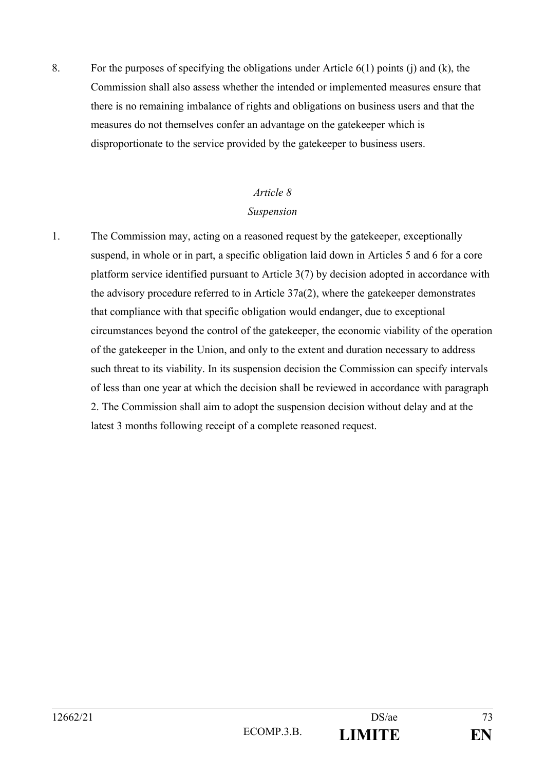8. For the purposes of specifying the obligations under Article 6(1) points (j) and (k), the Commission shall also assess whether the intended or implemented measures ensure that there is no remaining imbalance of rights and obligations on business users and that the measures do not themselves confer an advantage on the gatekeeper which is disproportionate to the service provided by the gatekeeper to business users.

*Article 8*

*Suspension*

1. The Commission may, acting on a reasoned request by the gatekeeper, exceptionally suspend, in whole or in part, a specific obligation laid down in Articles 5 and 6 for a core platform service identified pursuant to Article 3(7) by decision adopted in accordance with the advisory procedure referred to in Article 37a(2), where the gatekeeper demonstrates that compliance with that specific obligation would endanger, due to exceptional circumstances beyond the control of the gatekeeper, the economic viability of the operation of the gatekeeper in the Union, and only to the extent and duration necessary to address such threat to its viability. In its suspension decision the Commission can specify intervals of less than one year at which the decision shall be reviewed in accordance with paragraph 2. The Commission shall aim to adopt the suspension decision without delay and at the latest 3 months following receipt of a complete reasoned request.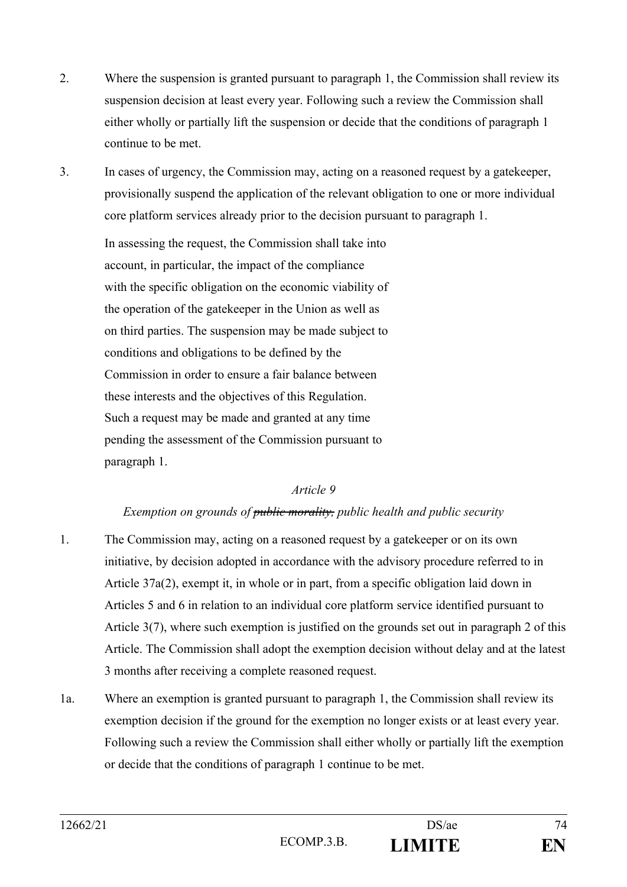2. Where the suspension is granted pursuant to paragraph 1, the Commission shall review its suspension decision at least every year. Following such a review the Commission shall either wholly or partially lift the suspension or decide that the conditions of paragraph 1 continue to be met.

3. In cases of urgency, the Commission may, acting on a reasoned request by a gatekeeper, provisionally suspend the application of the relevant obligation to one or more individual core platform services already prior to the decision pursuant to paragraph 1.

   In assessing the request, the Commission shall take into account, in particular, the impact of the compliance with the specific obligation on the economic viability of the operation of the gatekeeper in the Union as well as on third parties. The suspension may be made subject to conditions and obligations to be defined by the Commission in order to ensure a fair balance between these interests and the objectives of this Regulation. Such a request may be made and granted at any time pending the assessment of the Commission pursuant to paragraph 1.

*Article 9*

*Exemption on grounds of ~~public morality,~~ public health and public security*

1. The Commission may, acting on a reasoned request by a gatekeeper or on its own initiative, by decision adopted in accordance with the advisory procedure referred to in Article 37a(2), exempt it, in whole or in part, from a specific obligation laid down in Articles 5 and 6 in relation to an individual core platform service identified pursuant to Article 3(7), where such exemption is justified on the grounds set out in paragraph 2 of this Article. The Commission shall adopt the exemption decision without delay and at the latest 3 months after receiving a complete reasoned request.

1a. Where an exemption is granted pursuant to paragraph 1, the Commission shall review its exemption decision if the ground for the exemption no longer exists or at least every year. Following such a review the Commission shall either wholly or partially lift the exemption or decide that the conditions of paragraph 1 continue to be met.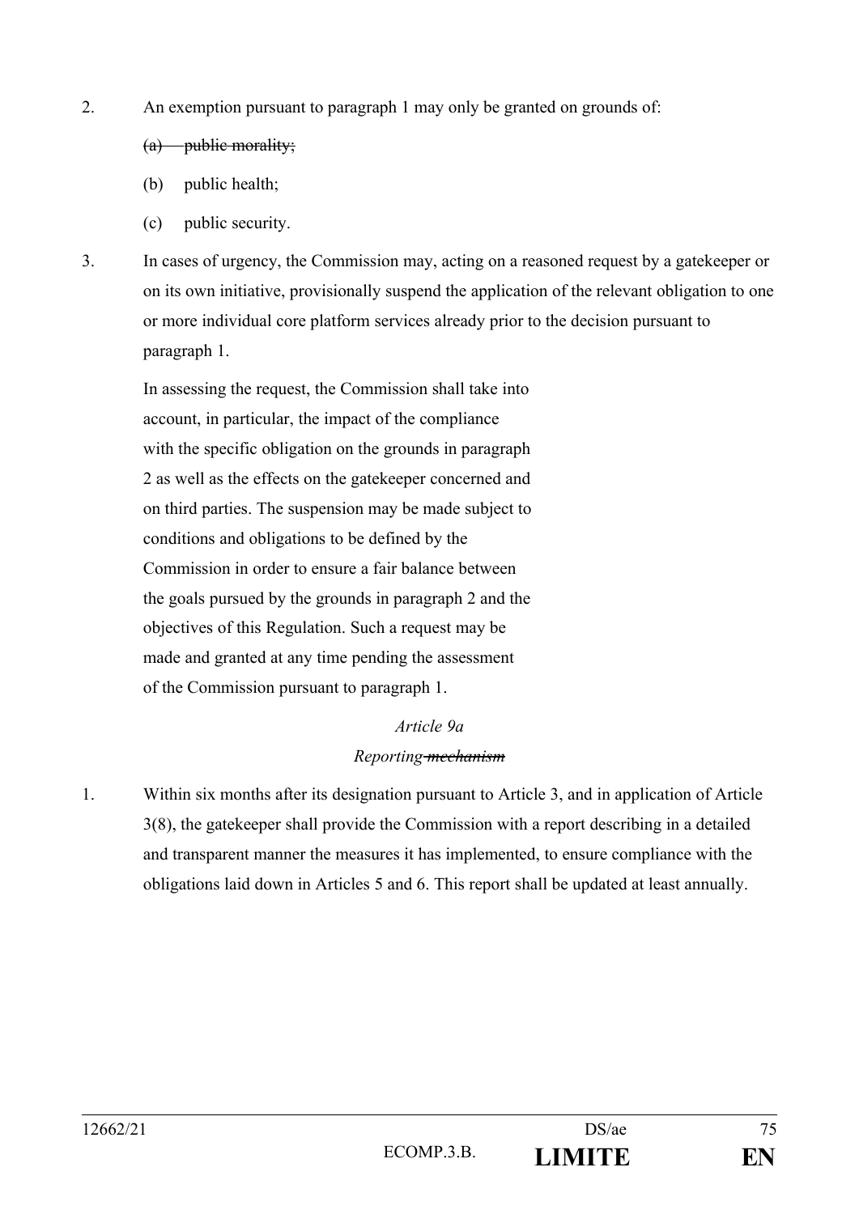2. An exemption pursuant to paragraph 1 may only be granted on grounds of:

   ~~(a) public morality;~~

   (b) public health;

   (c) public security.

3. In cases of urgency, the Commission may, acting on a reasoned request by a gatekeeper or on its own initiative, provisionally suspend the application of the relevant obligation to one or more individual core platform services already prior to the decision pursuant to paragraph 1.

   In assessing the request, the Commission shall take into account, in particular, the impact of the compliance with the specific obligation on the grounds in paragraph 2 as well as the effects on the gatekeeper concerned and on third parties. The suspension may be made subject to conditions and obligations to be defined by the Commission in order to ensure a fair balance between the goals pursued by the grounds in paragraph 2 and the objectives of this Regulation. Such a request may be made and granted at any time pending the assessment of the Commission pursuant to paragraph 1.

*Article 9a*

*Reporting ~~mechanism~~*

1. Within six months after its designation pursuant to Article 3, and in application of Article 3(8), the gatekeeper shall provide the Commission with a report describing in a detailed and transparent manner the measures it has implemented, to ensure compliance with the obligations laid down in Articles 5 and 6. This report shall be updated at least annually.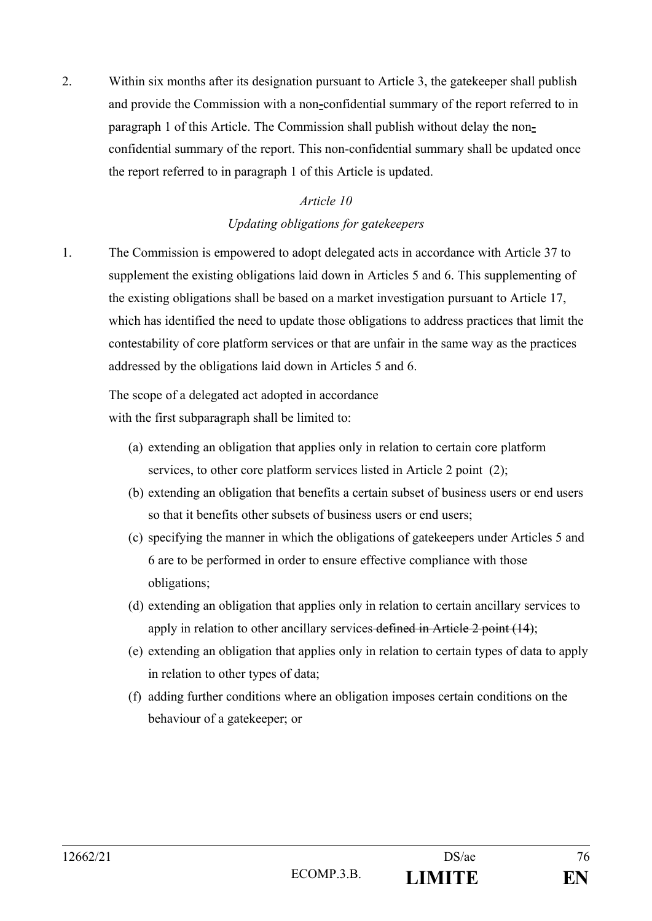2. Within six months after its designation pursuant to Article 3, the gatekeeper shall publish and provide the Commission with a non-confidential summary of the report referred to in paragraph 1 of this Article. The Commission shall publish without delay the non-confidential summary of the report. This non-confidential summary shall be updated once the report referred to in paragraph 1 of this Article is updated.

*Article 10*

*Updating obligations for gatekeepers*

1. The Commission is empowered to adopt delegated acts in accordance with Article 37 to supplement the existing obligations laid down in Articles 5 and 6. This supplementing of the existing obligations shall be based on a market investigation pursuant to Article 17, which has identified the need to update those obligations to address practices that limit the contestability of core platform services or that are unfair in the same way as the practices addressed by the obligations laid down in Articles 5 and 6.

   The scope of a delegated act adopted in accordance with the first subparagraph shall be limited to:

   (a) extending an obligation that applies only in relation to certain core platform services, to other core platform services listed in Article 2 point (2);

   (b) extending an obligation that benefits a certain subset of business users or end users so that it benefits other subsets of business users or end users;

   (c) specifying the manner in which the obligations of gatekeepers under Articles 5 and 6 are to be performed in order to ensure effective compliance with those obligations;

   (d) extending an obligation that applies only in relation to certain ancillary services to apply in relation to other ancillary services ~~defined in Article 2 point (14)~~;

   (e) extending an obligation that applies only in relation to certain types of data to apply in relation to other types of data;

   (f) adding further conditions where an obligation imposes certain conditions on the behaviour of a gatekeeper; or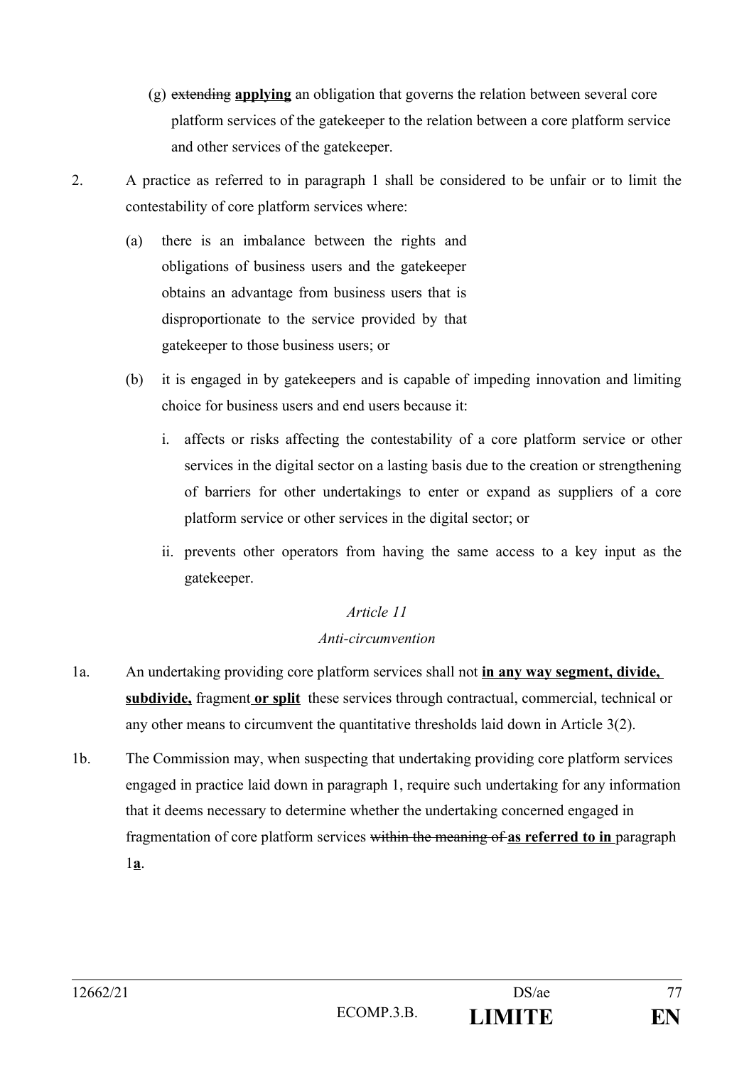(g) ~~extending~~ **applying** an obligation that governs the relation between several core platform services of the gatekeeper to the relation between a core platform service and other services of the gatekeeper.

2. A practice as referred to in paragraph 1 shall be considered to be unfair or to limit the contestability of core platform services where:

   (a) there is an imbalance between the rights and obligations of business users and the gatekeeper obtains an advantage from business users that is disproportionate to the service provided by that gatekeeper to those business users; or

   (b) it is engaged in by gatekeepers and is capable of impeding innovation and limiting choice for business users and end users because it:

      i. affects or risks affecting the contestability of a core platform service or other services in the digital sector on a lasting basis due to the creation or strengthening of barriers for other undertakings to enter or expand as suppliers of a core platform service or other services in the digital sector; or

      ii. prevents other operators from having the same access to a key input as the gatekeeper.

*Article 11*

*Anti-circumvention*

1a. An undertaking providing core platform services shall not **<u>in any way segment, divide, subdivide,</u>** fragment **<u>or split</u>** these services through contractual, commercial, technical or any other means to circumvent the quantitative thresholds laid down in Article 3(2).

1b. The Commission may, when suspecting that undertaking providing core platform services engaged in practice laid down in paragraph 1, require such undertaking for any information that it deems necessary to determine whether the undertaking concerned engaged in fragmentation of core platform services ~~within the meaning of~~ **<u>as referred to in</u>** paragraph 1**<u>a</u>**.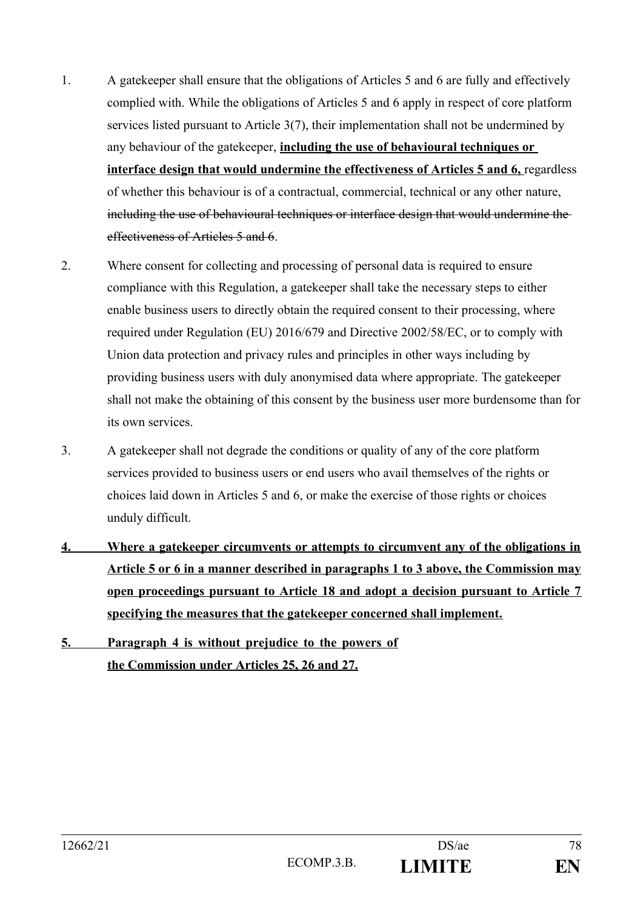1. A gatekeeper shall ensure that the obligations of Articles 5 and 6 are fully and effectively complied with. While the obligations of Articles 5 and 6 apply in respect of core platform services listed pursuant to Article 3(7), their implementation shall not be undermined by any behaviour of the gatekeeper, **<u>including the use of behavioural techniques or interface design that would undermine the effectiveness of Articles 5 and 6,</u>** regardless of whether this behaviour is of a contractual, commercial, technical or any other nature, ~~including the use of behavioural techniques or interface design that would undermine the effectiveness of Articles 5 and 6~~.

2. Where consent for collecting and processing of personal data is required to ensure compliance with this Regulation, a gatekeeper shall take the necessary steps to either enable business users to directly obtain the required consent to their processing, where required under Regulation (EU) 2016/679 and Directive 2002/58/EC, or to comply with Union data protection and privacy rules and principles in other ways including by providing business users with duly anonymised data where appropriate. The gatekeeper shall not make the obtaining of this consent by the business user more burdensome than for its own services.

3. A gatekeeper shall not degrade the conditions or quality of any of the core platform services provided to business users or end users who avail themselves of the rights or choices laid down in Articles 5 and 6, or make the exercise of those rights or choices unduly difficult.

**<u>4. Where a gatekeeper circumvents or attempts to circumvent any of the obligations in Article 5 or 6 in a manner described in paragraphs 1 to 3 above, the Commission may open proceedings pursuant to Article 18 and adopt a decision pursuant to Article 7 specifying the measures that the gatekeeper concerned shall implement.</u>**

**<u>5. Paragraph 4 is without prejudice to the powers of the Commission under Articles 25, 26 and 27.</u>**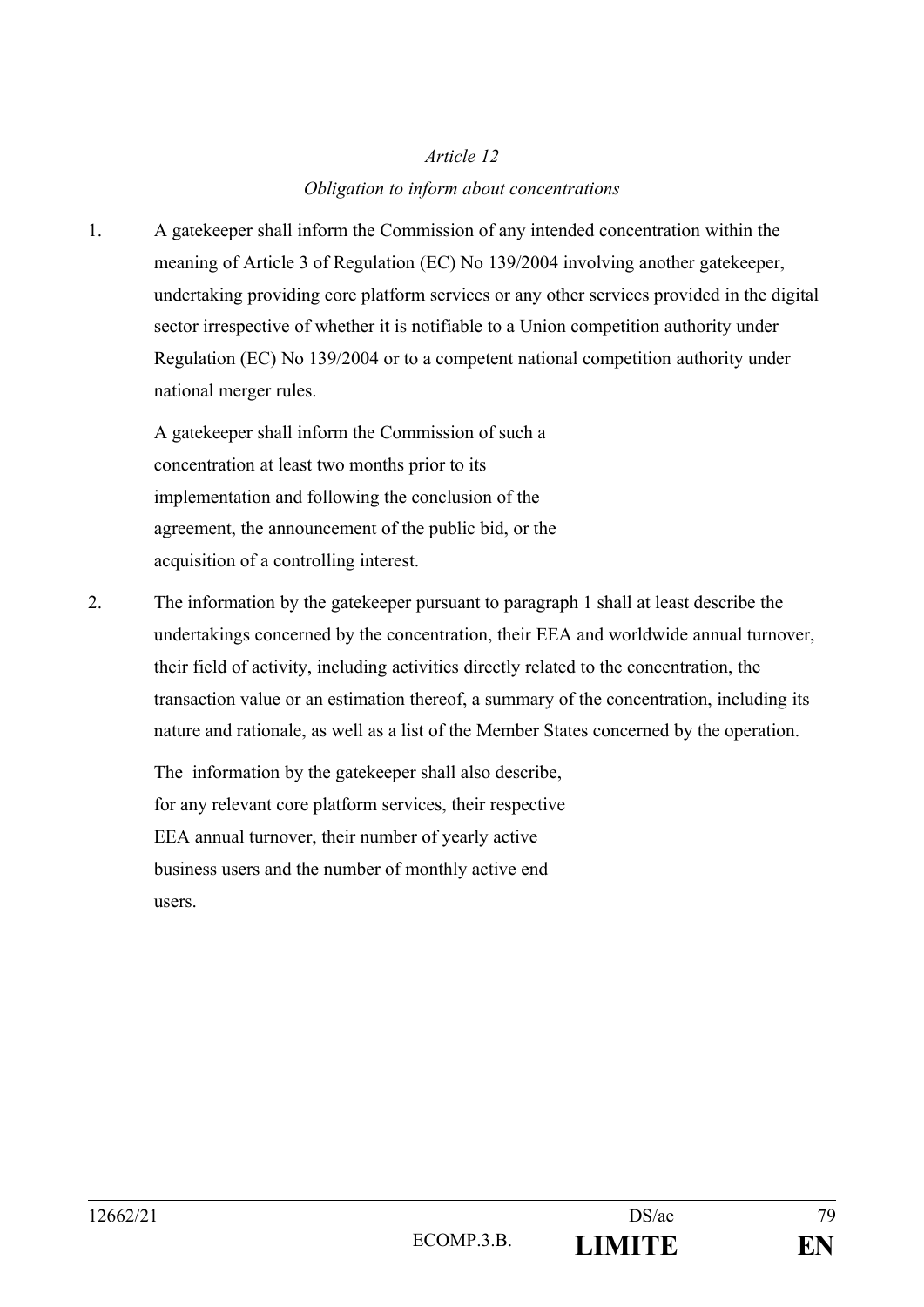*Article 12*

*Obligation to inform about concentrations*

1. A gatekeeper shall inform the Commission of any intended concentration within the meaning of Article 3 of Regulation (EC) No 139/2004 involving another gatekeeper, undertaking providing core platform services or any other services provided in the digital sector irrespective of whether it is notifiable to a Union competition authority under Regulation (EC) No 139/2004 or to a competent national competition authority under national merger rules.

   A gatekeeper shall inform the Commission of such a concentration at least two months prior to its implementation and following the conclusion of the agreement, the announcement of the public bid, or the acquisition of a controlling interest.

2. The information by the gatekeeper pursuant to paragraph 1 shall at least describe the undertakings concerned by the concentration, their EEA and worldwide annual turnover, their field of activity, including activities directly related to the concentration, the transaction value or an estimation thereof, a summary of the concentration, including its nature and rationale, as well as a list of the Member States concerned by the operation.

   The information by the gatekeeper shall also describe, for any relevant core platform services, their respective EEA annual turnover, their number of yearly active business users and the number of monthly active end users.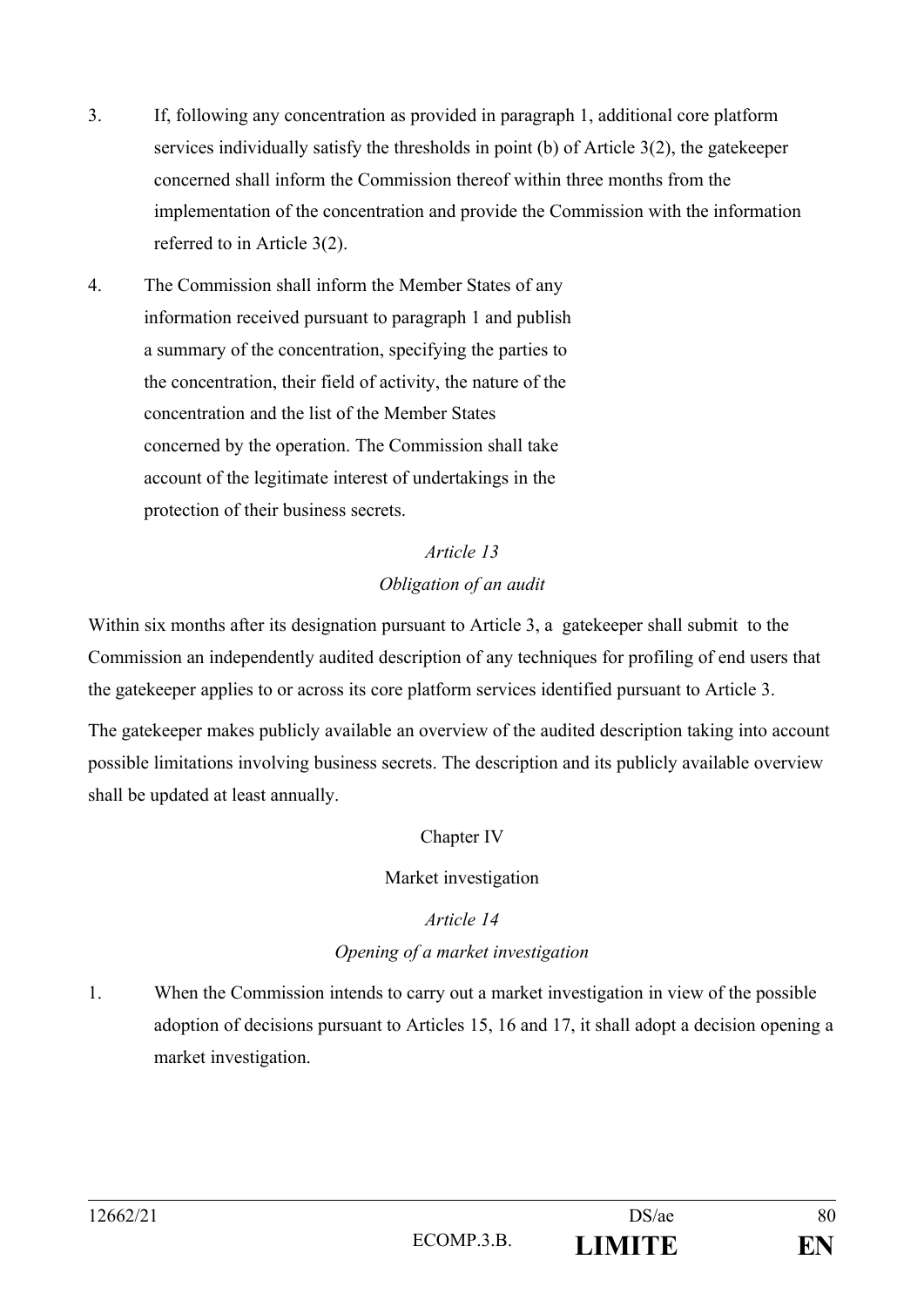3. If, following any concentration as provided in paragraph 1, additional core platform services individually satisfy the thresholds in point (b) of Article 3(2), the gatekeeper concerned shall inform the Commission thereof within three months from the implementation of the concentration and provide the Commission with the information referred to in Article 3(2).

4. The Commission shall inform the Member States of any information received pursuant to paragraph 1 and publish a summary of the concentration, specifying the parties to the concentration, their field of activity, the nature of the concentration and the list of the Member States concerned by the operation. The Commission shall take account of the legitimate interest of undertakings in the protection of their business secrets.

*Article 13*

*Obligation of an audit*

Within six months after its designation pursuant to Article 3, a gatekeeper shall submit to the Commission an independently audited description of any techniques for profiling of end users that the gatekeeper applies to or across its core platform services identified pursuant to Article 3.

The gatekeeper makes publicly available an overview of the audited description taking into account possible limitations involving business secrets. The description and its publicly available overview shall be updated at least annually.

Chapter IV

Market investigation

*Article 14*

*Opening of a market investigation*

1. When the Commission intends to carry out a market investigation in view of the possible adoption of decisions pursuant to Articles 15, 16 and 17, it shall adopt a decision opening a market investigation.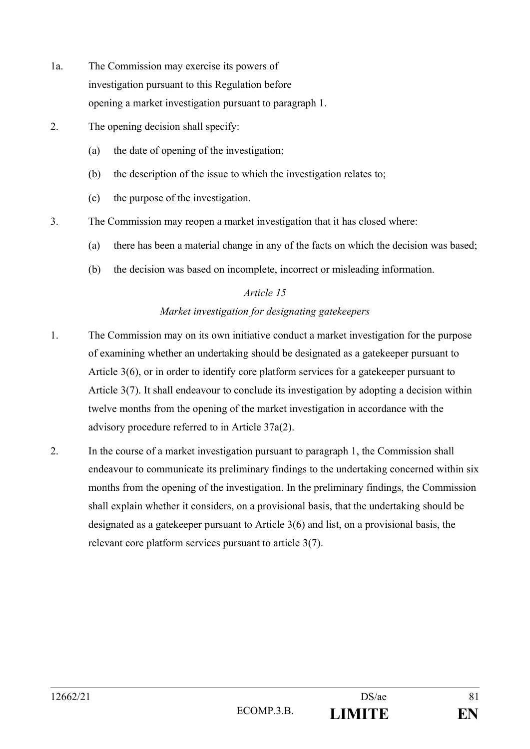1a. The Commission may exercise its powers of investigation pursuant to this Regulation before opening a market investigation pursuant to paragraph 1.

2. The opening decision shall specify:

   (a) the date of opening of the investigation;

   (b) the description of the issue to which the investigation relates to;

   (c) the purpose of the investigation.

3. The Commission may reopen a market investigation that it has closed where:

   (a) there has been a material change in any of the facts on which the decision was based;

   (b) the decision was based on incomplete, incorrect or misleading information.

*Article 15*

*Market investigation for designating gatekeepers*

1. The Commission may on its own initiative conduct a market investigation for the purpose of examining whether an undertaking should be designated as a gatekeeper pursuant to Article 3(6), or in order to identify core platform services for a gatekeeper pursuant to Article 3(7). It shall endeavour to conclude its investigation by adopting a decision within twelve months from the opening of the market investigation in accordance with the advisory procedure referred to in Article 37a(2).

2. In the course of a market investigation pursuant to paragraph 1, the Commission shall endeavour to communicate its preliminary findings to the undertaking concerned within six months from the opening of the investigation. In the preliminary findings, the Commission shall explain whether it considers, on a provisional basis, that the undertaking should be designated as a gatekeeper pursuant to Article 3(6) and list, on a provisional basis, the relevant core platform services pursuant to article 3(7).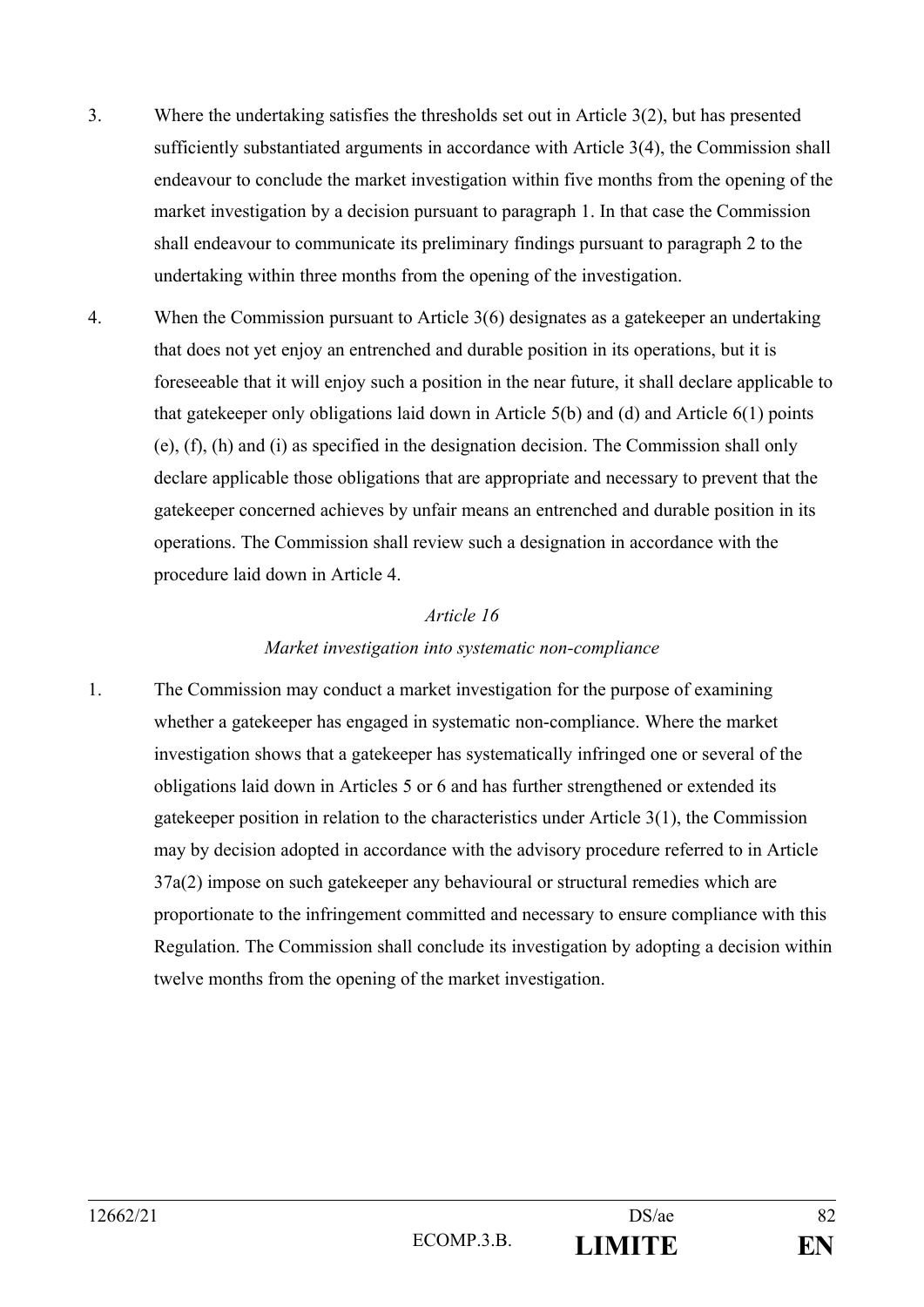3. Where the undertaking satisfies the thresholds set out in Article 3(2), but has presented sufficiently substantiated arguments in accordance with Article 3(4), the Commission shall endeavour to conclude the market investigation within five months from the opening of the market investigation by a decision pursuant to paragraph 1. In that case the Commission shall endeavour to communicate its preliminary findings pursuant to paragraph 2 to the undertaking within three months from the opening of the investigation.

4. When the Commission pursuant to Article 3(6) designates as a gatekeeper an undertaking that does not yet enjoy an entrenched and durable position in its operations, but it is foreseeable that it will enjoy such a position in the near future, it shall declare applicable to that gatekeeper only obligations laid down in Article 5(b) and (d) and Article 6(1) points (e), (f), (h) and (i) as specified in the designation decision. The Commission shall only declare applicable those obligations that are appropriate and necessary to prevent that the gatekeeper concerned achieves by unfair means an entrenched and durable position in its operations. The Commission shall review such a designation in accordance with the procedure laid down in Article 4.

*Article 16*

*Market investigation into systematic non-compliance*

1. The Commission may conduct a market investigation for the purpose of examining whether a gatekeeper has engaged in systematic non-compliance. Where the market investigation shows that a gatekeeper has systematically infringed one or several of the obligations laid down in Articles 5 or 6 and has further strengthened or extended its gatekeeper position in relation to the characteristics under Article 3(1), the Commission may by decision adopted in accordance with the advisory procedure referred to in Article 37a(2) impose on such gatekeeper any behavioural or structural remedies which are proportionate to the infringement committed and necessary to ensure compliance with this Regulation. The Commission shall conclude its investigation by adopting a decision within twelve months from the opening of the market investigation.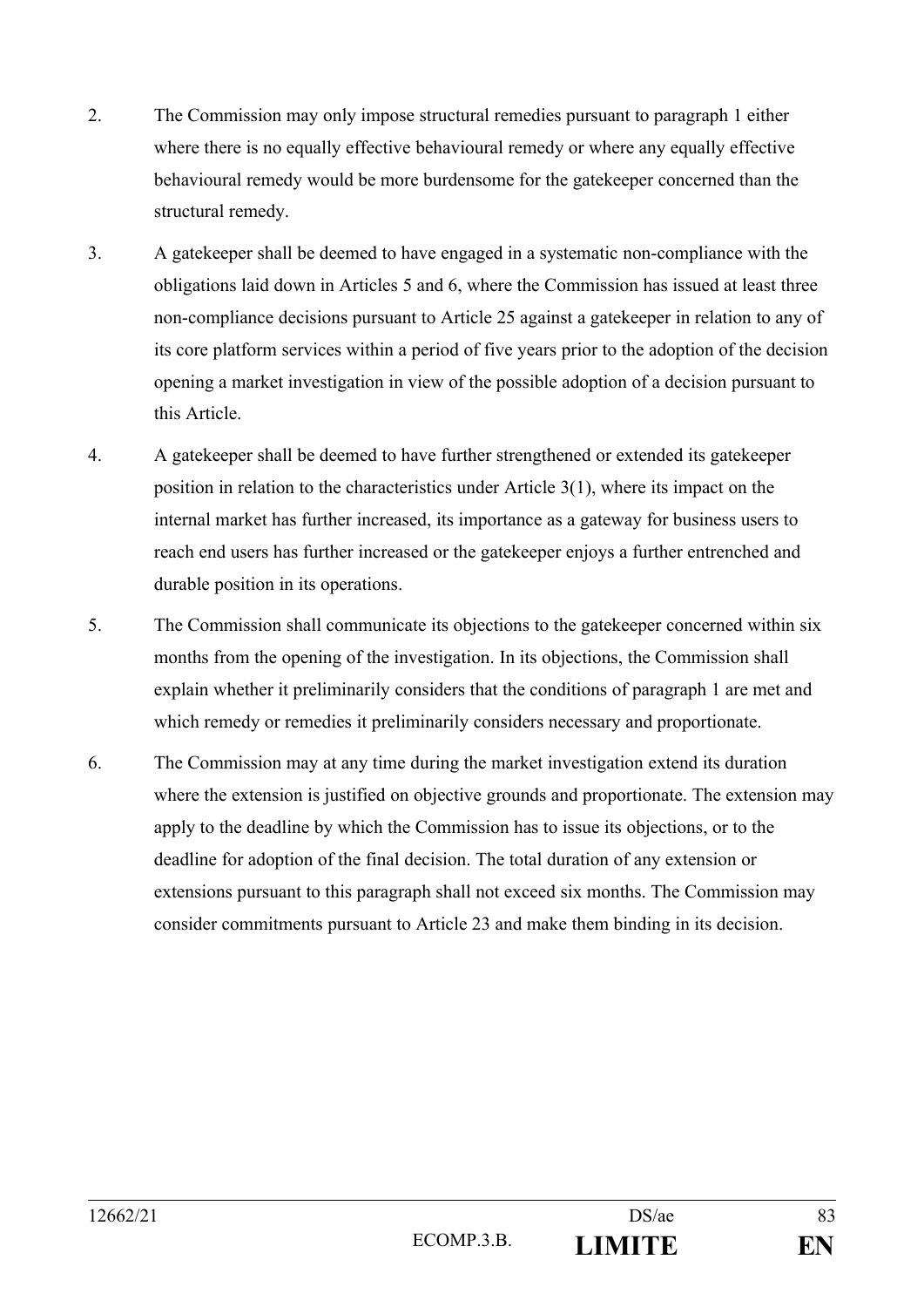2. The Commission may only impose structural remedies pursuant to paragraph 1 either where there is no equally effective behavioural remedy or where any equally effective behavioural remedy would be more burdensome for the gatekeeper concerned than the structural remedy.

3. A gatekeeper shall be deemed to have engaged in a systematic non-compliance with the obligations laid down in Articles 5 and 6, where the Commission has issued at least three non-compliance decisions pursuant to Article 25 against a gatekeeper in relation to any of its core platform services within a period of five years prior to the adoption of the decision opening a market investigation in view of the possible adoption of a decision pursuant to this Article.

4. A gatekeeper shall be deemed to have further strengthened or extended its gatekeeper position in relation to the characteristics under Article 3(1), where its impact on the internal market has further increased, its importance as a gateway for business users to reach end users has further increased or the gatekeeper enjoys a further entrenched and durable position in its operations.

5. The Commission shall communicate its objections to the gatekeeper concerned within six months from the opening of the investigation. In its objections, the Commission shall explain whether it preliminarily considers that the conditions of paragraph 1 are met and which remedy or remedies it preliminarily considers necessary and proportionate.

6. The Commission may at any time during the market investigation extend its duration where the extension is justified on objective grounds and proportionate. The extension may apply to the deadline by which the Commission has to issue its objections, or to the deadline for adoption of the final decision. The total duration of any extension or extensions pursuant to this paragraph shall not exceed six months. The Commission may consider commitments pursuant to Article 23 and make them binding in its decision.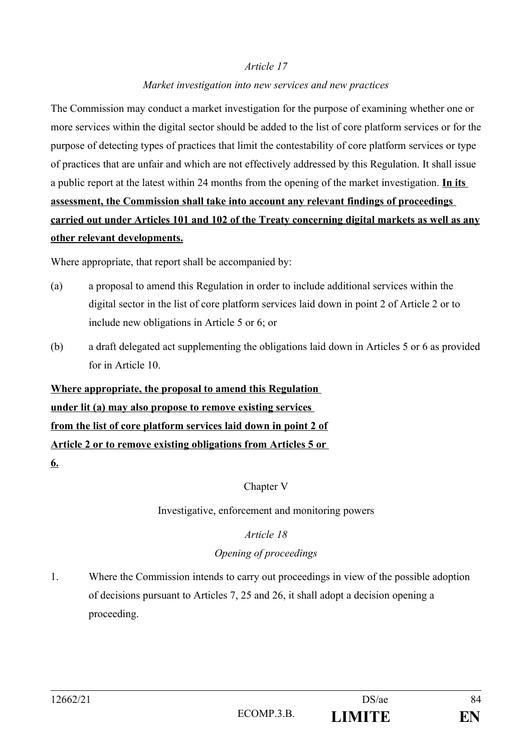*Article 17*

*Market investigation into new services and new practices*

The Commission may conduct a market investigation for the purpose of examining whether one or more services within the digital sector should be added to the list of core platform services or for the purpose of detecting types of practices that limit the contestability of core platform services or type of practices that are unfair and which are not effectively addressed by this Regulation. It shall issue a public report at the latest within 24 months from the opening of the market investigation. **<u>In its assessment, the Commission shall take into account any relevant findings of proceedings carried out under Articles 101 and 102 of the Treaty concerning digital markets as well as any other relevant developments.</u>**

Where appropriate, that report shall be accompanied by:

(a) a proposal to amend this Regulation in order to include additional services within the digital sector in the list of core platform services laid down in point 2 of Article 2 or to include new obligations in Article 5 or 6; or

(b) a draft delegated act supplementing the obligations laid down in Articles 5 or 6 as provided for in Article 10.

**<u>Where appropriate, the proposal to amend this Regulation under lit (a) may also propose to remove existing services from the list of core platform services laid down in point 2 of Article 2 or to remove existing obligations from Articles 5 or 6.</u>**

Chapter V

Investigative, enforcement and monitoring powers

*Article 18*

*Opening of proceedings*

1. Where the Commission intends to carry out proceedings in view of the possible adoption of decisions pursuant to Articles 7, 25 and 26, it shall adopt a decision opening a proceeding.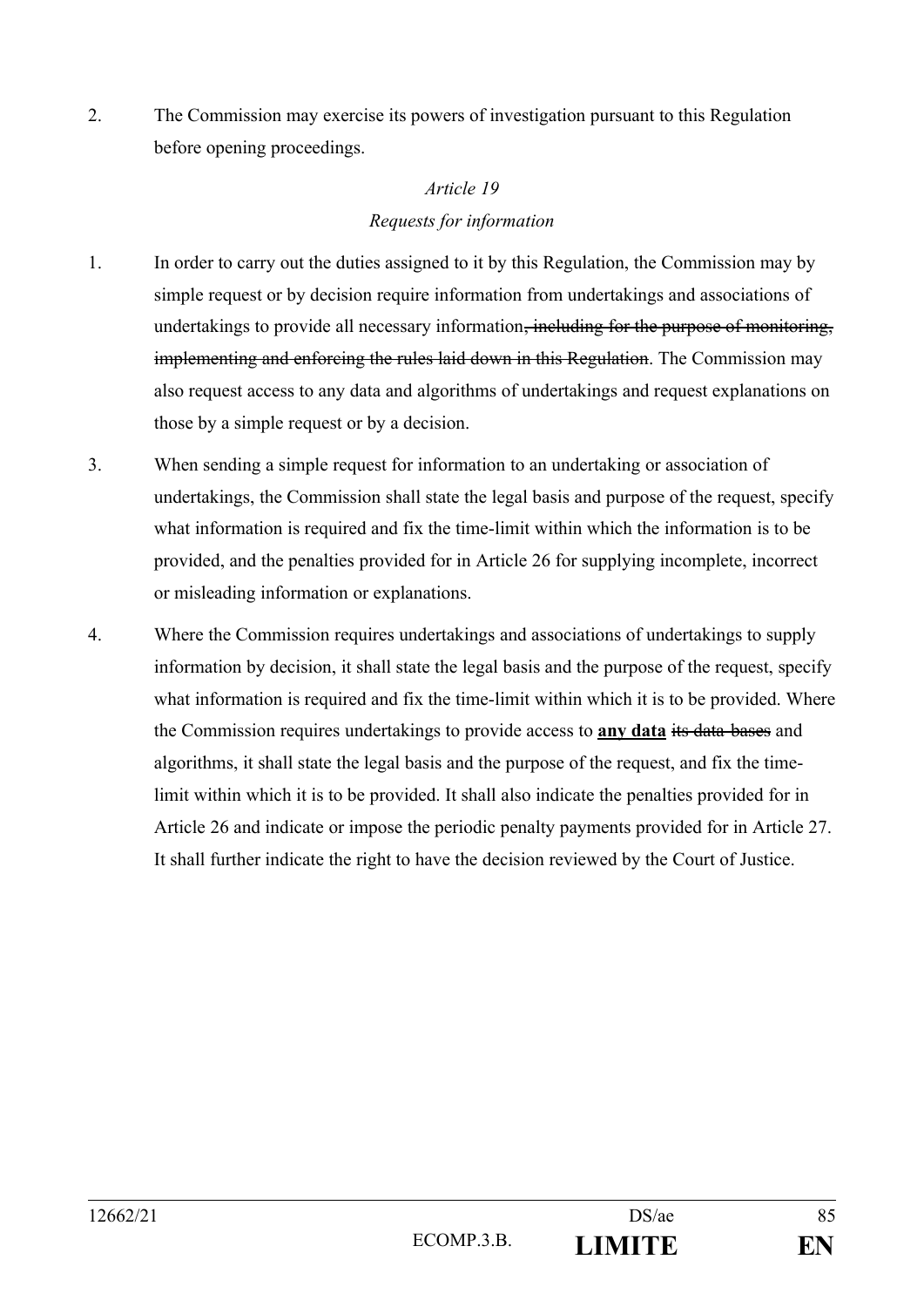2. The Commission may exercise its powers of investigation pursuant to this Regulation before opening proceedings.

*Article 19*

*Requests for information*

1. In order to carry out the duties assigned to it by this Regulation, the Commission may by simple request or by decision require information from undertakings and associations of undertakings to provide all necessary information~~, including for the purpose of monitoring, implementing and enforcing the rules laid down in this Regulation~~. The Commission may also request access to any data and algorithms of undertakings and request explanations on those by a simple request or by a decision.

3. When sending a simple request for information to an undertaking or association of undertakings, the Commission shall state the legal basis and purpose of the request, specify what information is required and fix the time-limit within which the information is to be provided, and the penalties provided for in Article 26 for supplying incomplete, incorrect or misleading information or explanations.

4. Where the Commission requires undertakings and associations of undertakings to supply information by decision, it shall state the legal basis and the purpose of the request, specify what information is required and fix the time-limit within which it is to be provided. Where the Commission requires undertakings to provide access to **any data** ~~its data-bases~~ and algorithms, it shall state the legal basis and the purpose of the request, and fix the time-limit within which it is to be provided. It shall also indicate the penalties provided for in Article 26 and indicate or impose the periodic penalty payments provided for in Article 27. It shall further indicate the right to have the decision reviewed by the Court of Justice.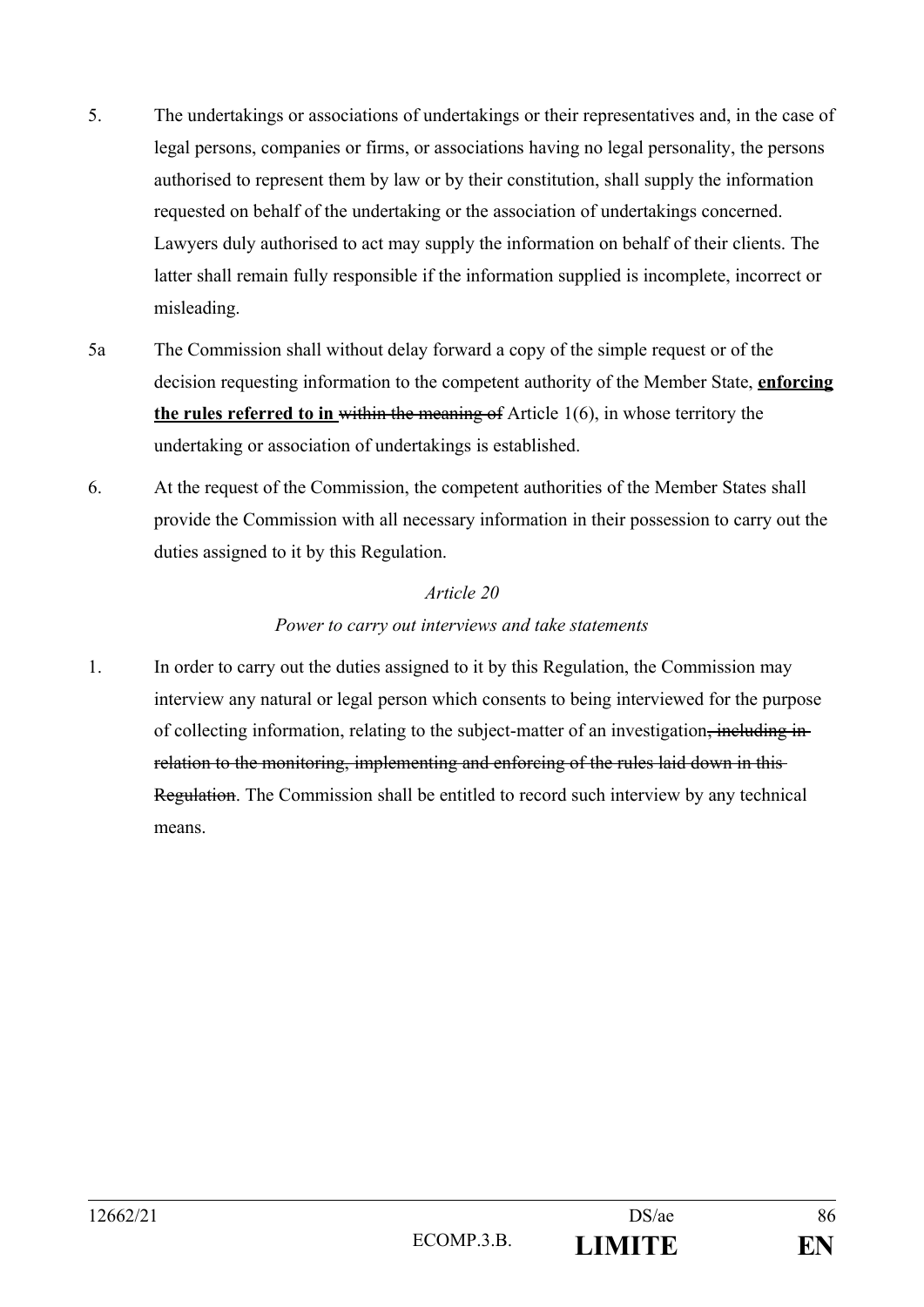5. The undertakings or associations of undertakings or their representatives and, in the case of legal persons, companies or firms, or associations having no legal personality, the persons authorised to represent them by law or by their constitution, shall supply the information requested on behalf of the undertaking or the association of undertakings concerned. Lawyers duly authorised to act may supply the information on behalf of their clients. The latter shall remain fully responsible if the information supplied is incomplete, incorrect or misleading.

5a The Commission shall without delay forward a copy of the simple request or of the decision requesting information to the competent authority of the Member State, **<u>enforcing the rules referred to in</u>** ~~within the meaning of~~ Article 1(6), in whose territory the undertaking or association of undertakings is established.

6. At the request of the Commission, the competent authorities of the Member States shall provide the Commission with all necessary information in their possession to carry out the duties assigned to it by this Regulation.

*Article 20*

*Power to carry out interviews and take statements*

1. In order to carry out the duties assigned to it by this Regulation, the Commission may interview any natural or legal person which consents to being interviewed for the purpose of collecting information, relating to the subject-matter of an investigation~~, including in relation to the monitoring, implementing and enforcing of the rules laid down in this Regulation~~. The Commission shall be entitled to record such interview by any technical means.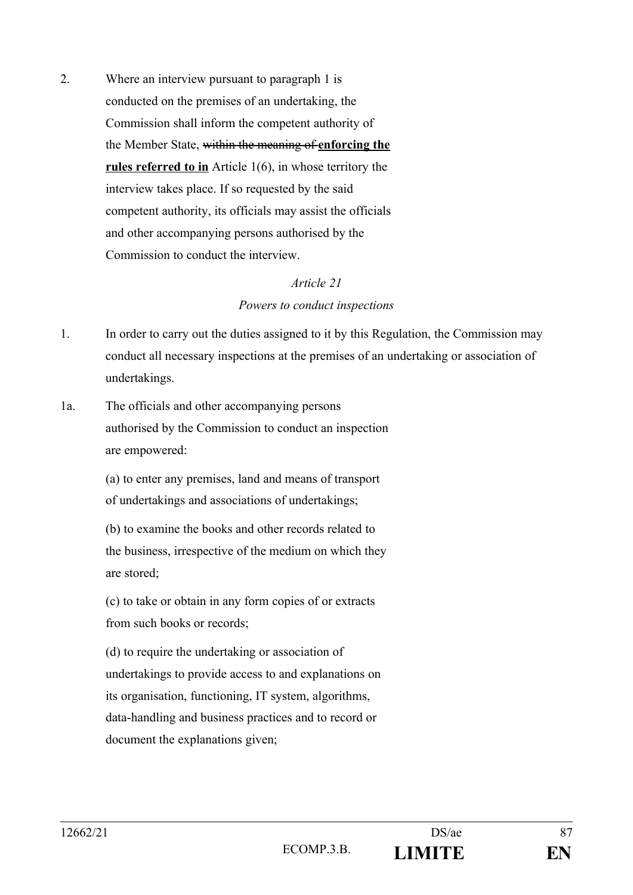2. Where an interview pursuant to paragraph 1 is conducted on the premises of an undertaking, the Commission shall inform the competent authority of the Member State, ~~within the meaning of~~ **enforcing the rules referred to in** Article 1(6), in whose territory the interview takes place. If so requested by the said competent authority, its officials may assist the officials and other accompanying persons authorised by the Commission to conduct the interview.

*Article 21*

*Powers to conduct inspections*

1. In order to carry out the duties assigned to it by this Regulation, the Commission may conduct all necessary inspections at the premises of an undertaking or association of undertakings.

1a. The officials and other accompanying persons authorised by the Commission to conduct an inspection are empowered:

(a) to enter any premises, land and means of transport of undertakings and associations of undertakings;

(b) to examine the books and other records related to the business, irrespective of the medium on which they are stored;

(c) to take or obtain in any form copies of or extracts from such books or records;

(d) to require the undertaking or association of undertakings to provide access to and explanations on its organisation, functioning, IT system, algorithms, data-handling and business practices and to record or document the explanations given;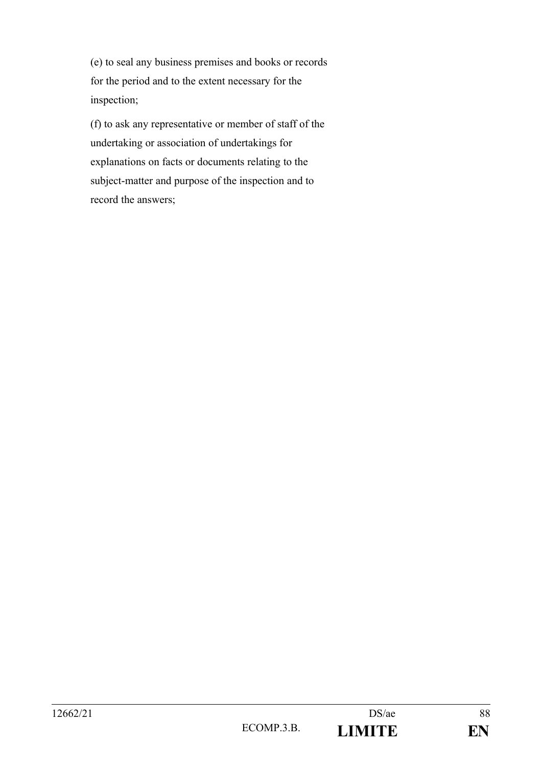(e) to seal any business premises and books or records for the period and to the extent necessary for the inspection;

(f) to ask any representative or member of staff of the undertaking or association of undertakings for explanations on facts or documents relating to the subject-matter and purpose of the inspection and to record the answers;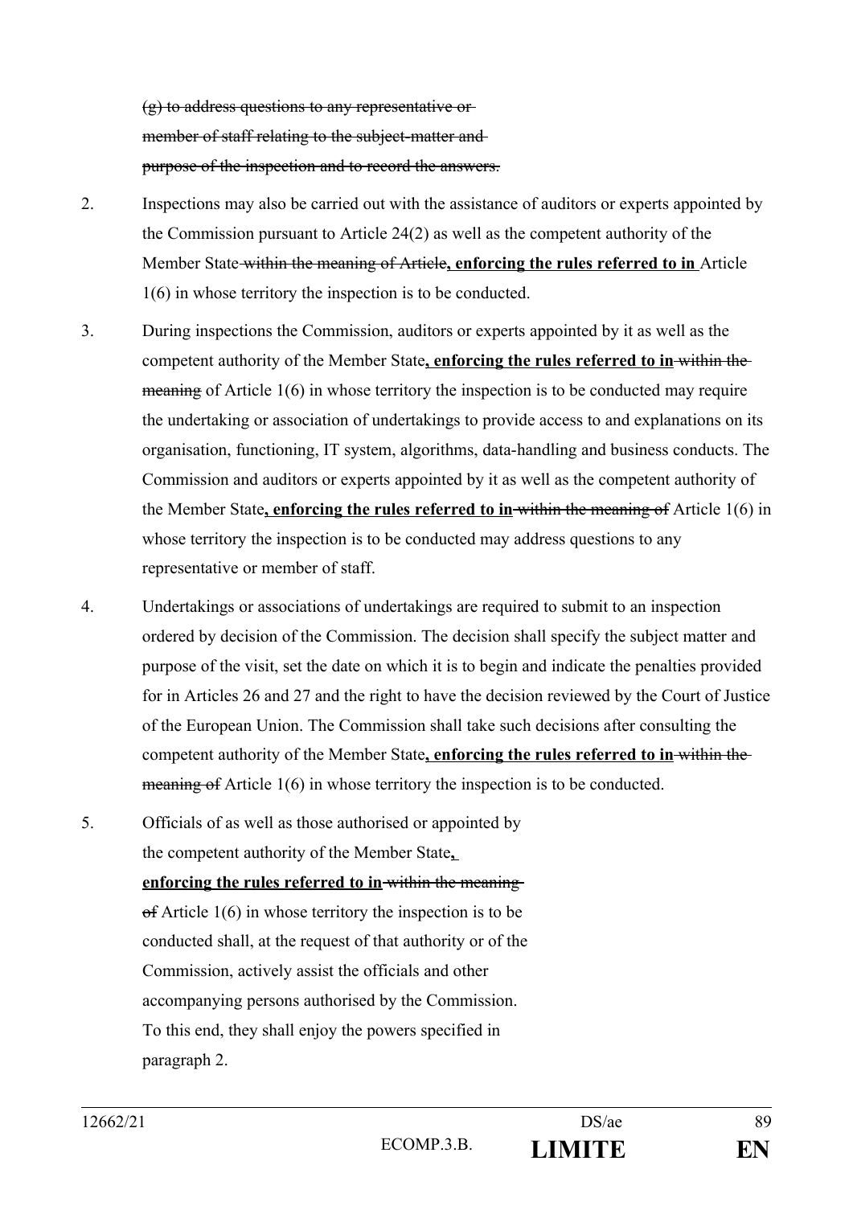~~(g) to address questions to any representative or member of staff relating to the subject-matter and purpose of the inspection and to record the answers.~~

2. Inspections may also be carried out with the assistance of auditors or experts appointed by the Commission pursuant to Article 24(2) as well as the competent authority of the Member State~~ within the meaning of Article~~**, enforcing the rules referred to in** Article 1(6) in whose territory the inspection is to be conducted.

3. During inspections the Commission, auditors or experts appointed by it as well as the competent authority of the Member State**, enforcing the rules referred to in**~~ within the meaning~~ of Article 1(6) in whose territory the inspection is to be conducted may require the undertaking or association of undertakings to provide access to and explanations on its organisation, functioning, IT system, algorithms, data-handling and business conducts. The Commission and auditors or experts appointed by it as well as the competent authority of the Member State**, enforcing the rules referred to in**~~ within the meaning of~~ Article 1(6) in whose territory the inspection is to be conducted may address questions to any representative or member of staff.

4. Undertakings or associations of undertakings are required to submit to an inspection ordered by decision of the Commission. The decision shall specify the subject matter and purpose of the visit, set the date on which it is to begin and indicate the penalties provided for in Articles 26 and 27 and the right to have the decision reviewed by the Court of Justice of the European Union. The Commission shall take such decisions after consulting the competent authority of the Member State**, enforcing the rules referred to in**~~ within the meaning of~~ Article 1(6) in whose territory the inspection is to be conducted.

5. Officials of as well as those authorised or appointed by the competent authority of the Member State**, enforcing the rules referred to in**~~ within the meaning of~~ Article 1(6) in whose territory the inspection is to be conducted shall, at the request of that authority or of the Commission, actively assist the officials and other accompanying persons authorised by the Commission. To this end, they shall enjoy the powers specified in paragraph 2.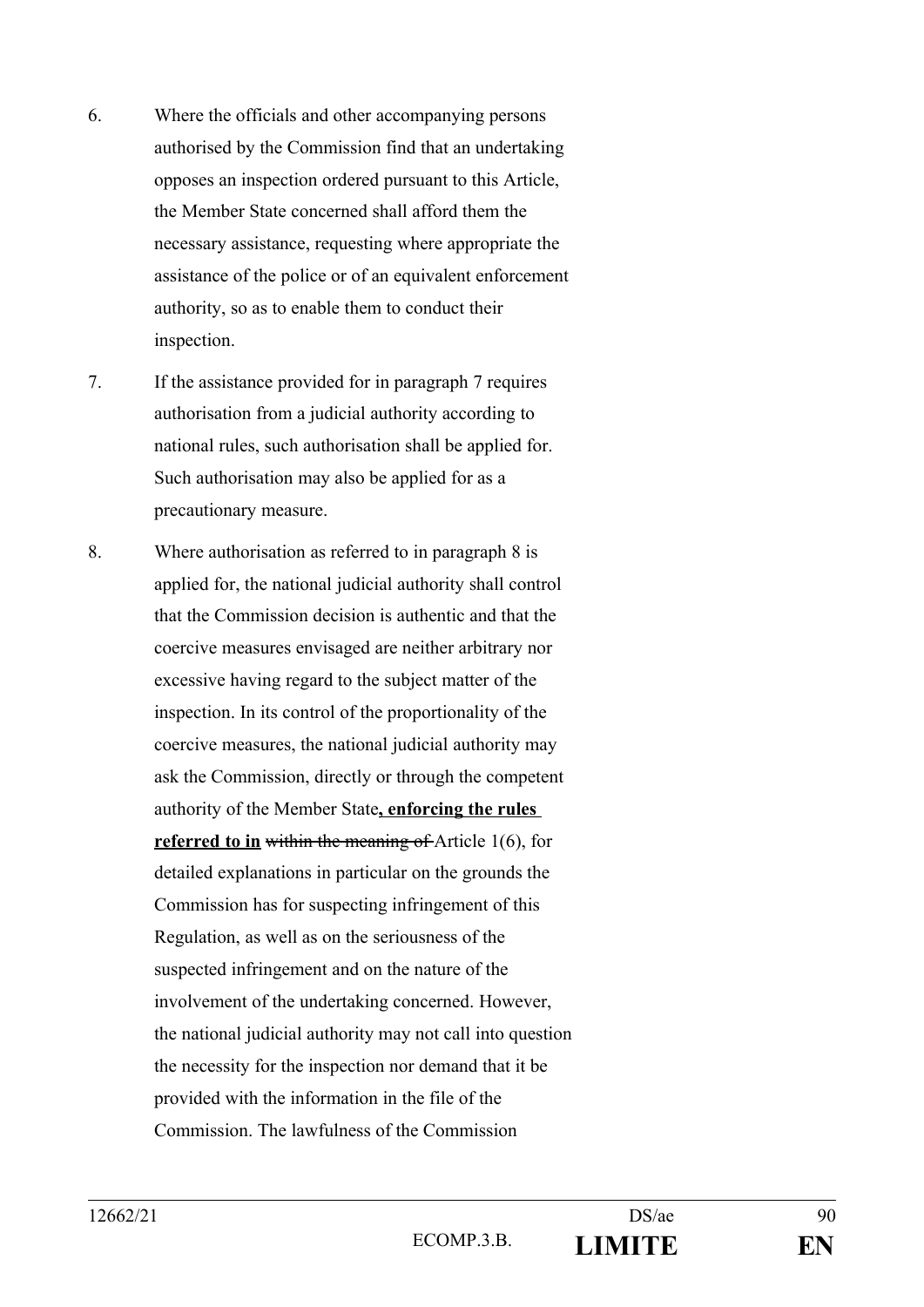6. Where the officials and other accompanying persons authorised by the Commission find that an undertaking opposes an inspection ordered pursuant to this Article, the Member State concerned shall afford them the necessary assistance, requesting where appropriate the assistance of the police or of an equivalent enforcement authority, so as to enable them to conduct their inspection.

7. If the assistance provided for in paragraph 7 requires authorisation from a judicial authority according to national rules, such authorisation shall be applied for. Such authorisation may also be applied for as a precautionary measure.

8. Where authorisation as referred to in paragraph 8 is applied for, the national judicial authority shall control that the Commission decision is authentic and that the coercive measures envisaged are neither arbitrary nor excessive having regard to the subject matter of the inspection. In its control of the proportionality of the coercive measures, the national judicial authority may ask the Commission, directly or through the competent authority of the Member State**, enforcing the rules referred to in** ~~within the meaning of~~ Article 1(6), for detailed explanations in particular on the grounds the Commission has for suspecting infringement of this Regulation, as well as on the seriousness of the suspected infringement and on the nature of the involvement of the undertaking concerned. However, the national judicial authority may not call into question the necessity for the inspection nor demand that it be provided with the information in the file of the Commission. The lawfulness of the Commission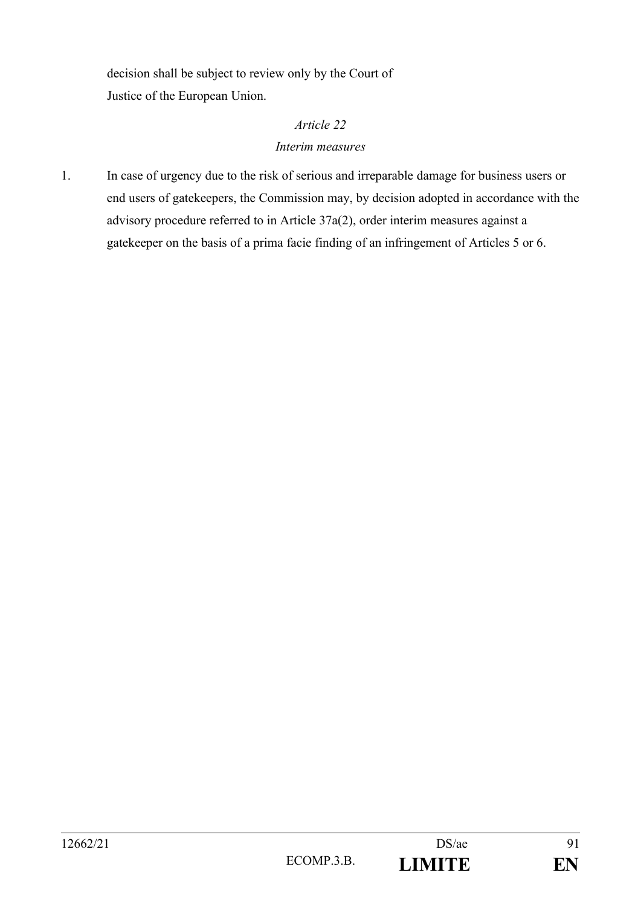decision shall be subject to review only by the Court of Justice of the European Union.

*Article 22*

*Interim measures*

1. In case of urgency due to the risk of serious and irreparable damage for business users or end users of gatekeepers, the Commission may, by decision adopted in accordance with the advisory procedure referred to in Article 37a(2), order interim measures against a gatekeeper on the basis of a prima facie finding of an infringement of Articles 5 or 6.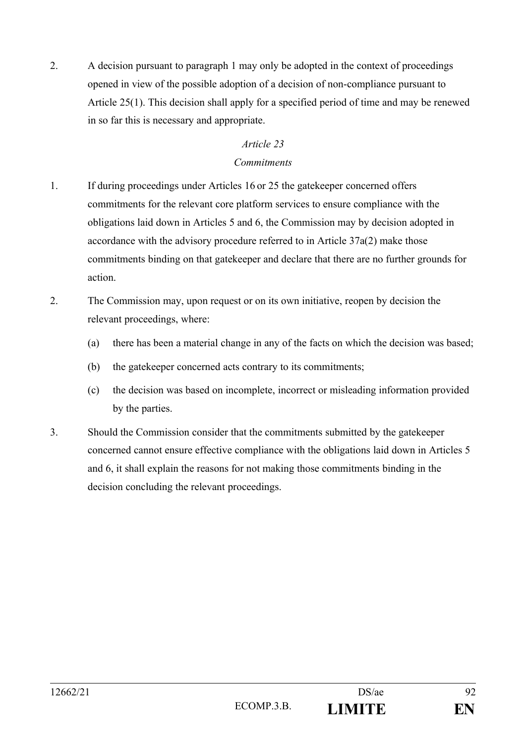2. A decision pursuant to paragraph 1 may only be adopted in the context of proceedings opened in view of the possible adoption of a decision of non-compliance pursuant to Article 25(1). This decision shall apply for a specified period of time and may be renewed in so far this is necessary and appropriate.

*Article 23*

*Commitments*

1. If during proceedings under Articles 16 or 25 the gatekeeper concerned offers commitments for the relevant core platform services to ensure compliance with the obligations laid down in Articles 5 and 6, the Commission may by decision adopted in accordance with the advisory procedure referred to in Article 37a(2) make those commitments binding on that gatekeeper and declare that there are no further grounds for action.

2. The Commission may, upon request or on its own initiative, reopen by decision the relevant proceedings, where:

   (a) there has been a material change in any of the facts on which the decision was based;

   (b) the gatekeeper concerned acts contrary to its commitments;

   (c) the decision was based on incomplete, incorrect or misleading information provided by the parties.

3. Should the Commission consider that the commitments submitted by the gatekeeper concerned cannot ensure effective compliance with the obligations laid down in Articles 5 and 6, it shall explain the reasons for not making those commitments binding in the decision concluding the relevant proceedings.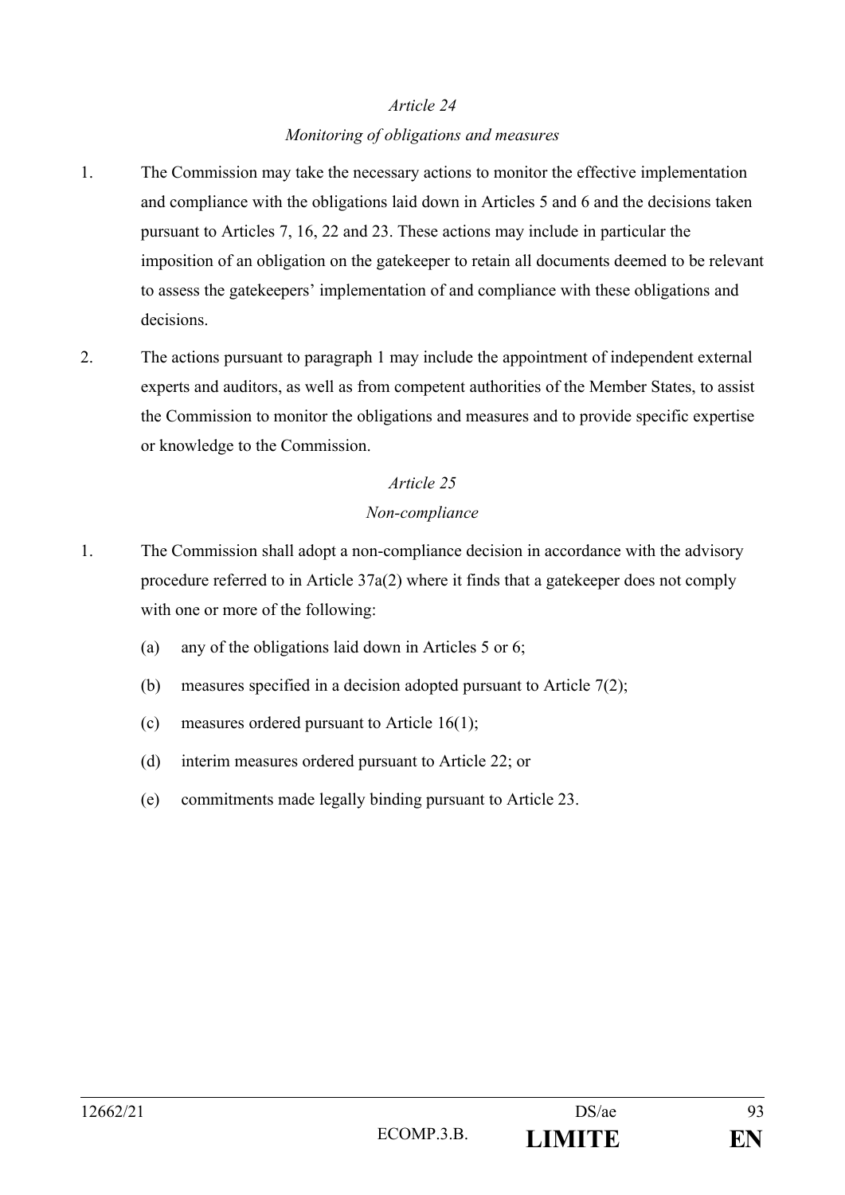*Article 24*

*Monitoring of obligations and measures*

1. The Commission may take the necessary actions to monitor the effective implementation and compliance with the obligations laid down in Articles 5 and 6 and the decisions taken pursuant to Articles 7, 16, 22 and 23. These actions may include in particular the imposition of an obligation on the gatekeeper to retain all documents deemed to be relevant to assess the gatekeepers' implementation of and compliance with these obligations and decisions.

2. The actions pursuant to paragraph 1 may include the appointment of independent external experts and auditors, as well as from competent authorities of the Member States, to assist the Commission to monitor the obligations and measures and to provide specific expertise or knowledge to the Commission.

*Article 25*

*Non-compliance*

1. The Commission shall adopt a non-compliance decision in accordance with the advisory procedure referred to in Article 37a(2) where it finds that a gatekeeper does not comply with one or more of the following:

   (a) any of the obligations laid down in Articles 5 or 6;

   (b) measures specified in a decision adopted pursuant to Article 7(2);

   (c) measures ordered pursuant to Article 16(1);

   (d) interim measures ordered pursuant to Article 22; or

   (e) commitments made legally binding pursuant to Article 23.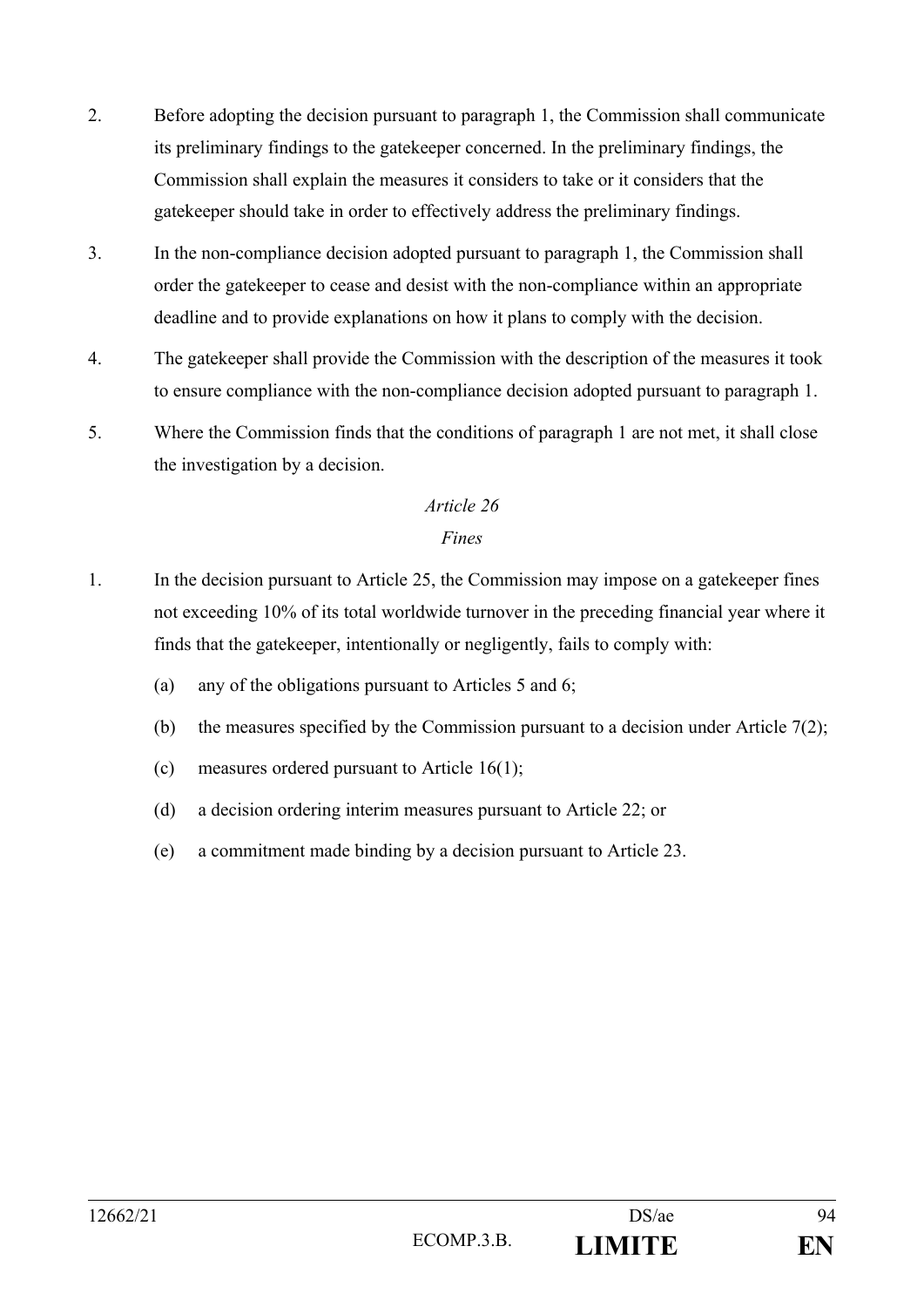2. Before adopting the decision pursuant to paragraph 1, the Commission shall communicate its preliminary findings to the gatekeeper concerned. In the preliminary findings, the Commission shall explain the measures it considers to take or it considers that the gatekeeper should take in order to effectively address the preliminary findings.

3. In the non-compliance decision adopted pursuant to paragraph 1, the Commission shall order the gatekeeper to cease and desist with the non-compliance within an appropriate deadline and to provide explanations on how it plans to comply with the decision.

4. The gatekeeper shall provide the Commission with the description of the measures it took to ensure compliance with the non-compliance decision adopted pursuant to paragraph 1.

5. Where the Commission finds that the conditions of paragraph 1 are not met, it shall close the investigation by a decision.

*Article 26*

*Fines*

1. In the decision pursuant to Article 25, the Commission may impose on a gatekeeper fines not exceeding 10% of its total worldwide turnover in the preceding financial year where it finds that the gatekeeper, intentionally or negligently, fails to comply with:

   (a) any of the obligations pursuant to Articles 5 and 6;

   (b) the measures specified by the Commission pursuant to a decision under Article 7(2);

   (c) measures ordered pursuant to Article 16(1);

   (d) a decision ordering interim measures pursuant to Article 22; or

   (e) a commitment made binding by a decision pursuant to Article 23.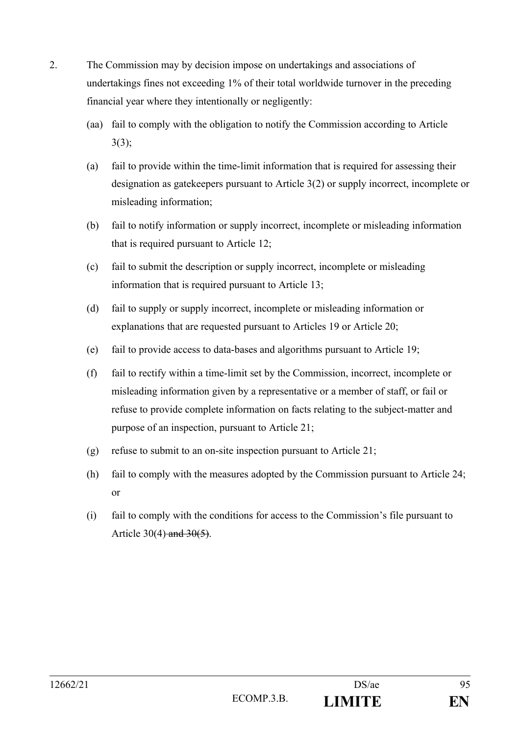2. The Commission may by decision impose on undertakings and associations of undertakings fines not exceeding 1% of their total worldwide turnover in the preceding financial year where they intentionally or negligently:

   (aa) fail to comply with the obligation to notify the Commission according to Article 3(3);

   (a) fail to provide within the time-limit information that is required for assessing their designation as gatekeepers pursuant to Article 3(2) or supply incorrect, incomplete or misleading information;

   (b) fail to notify information or supply incorrect, incomplete or misleading information that is required pursuant to Article 12;

   (c) fail to submit the description or supply incorrect, incomplete or misleading information that is required pursuant to Article 13;

   (d) fail to supply or supply incorrect, incomplete or misleading information or explanations that are requested pursuant to Articles 19 or Article 20;

   (e) fail to provide access to data-bases and algorithms pursuant to Article 19;

   (f) fail to rectify within a time-limit set by the Commission, incorrect, incomplete or misleading information given by a representative or a member of staff, or fail or refuse to provide complete information on facts relating to the subject-matter and purpose of an inspection, pursuant to Article 21;

   (g) refuse to submit to an on-site inspection pursuant to Article 21;

   (h) fail to comply with the measures adopted by the Commission pursuant to Article 24; or

   (i) fail to comply with the conditions for access to the Commission's file pursuant to Article 30(4) ~~and 30(5)~~.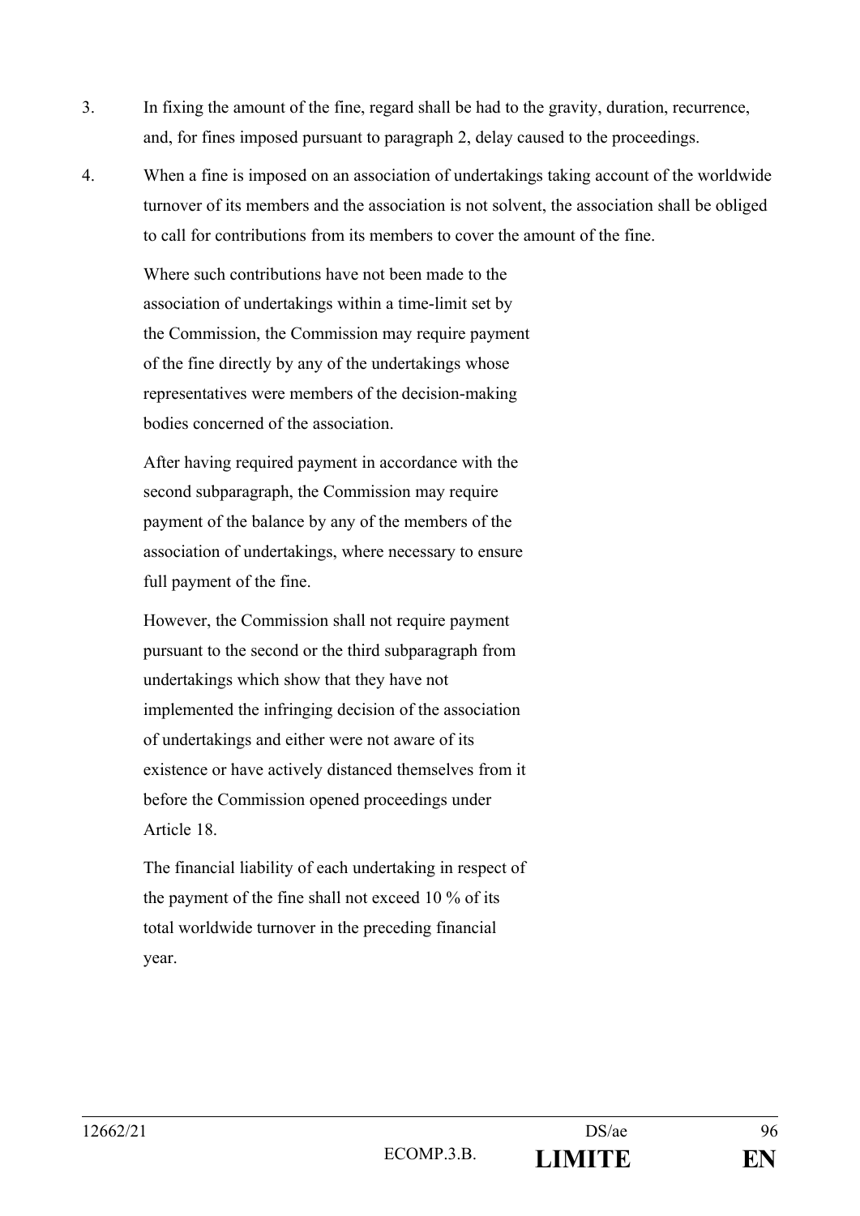3. In fixing the amount of the fine, regard shall be had to the gravity, duration, recurrence, and, for fines imposed pursuant to paragraph 2, delay caused to the proceedings.

4. When a fine is imposed on an association of undertakings taking account of the worldwide turnover of its members and the association is not solvent, the association shall be obliged to call for contributions from its members to cover the amount of the fine.

   Where such contributions have not been made to the association of undertakings within a time-limit set by the Commission, the Commission may require payment of the fine directly by any of the undertakings whose representatives were members of the decision-making bodies concerned of the association.

   After having required payment in accordance with the second subparagraph, the Commission may require payment of the balance by any of the members of the association of undertakings, where necessary to ensure full payment of the fine.

   However, the Commission shall not require payment pursuant to the second or the third subparagraph from undertakings which show that they have not implemented the infringing decision of the association of undertakings and either were not aware of its existence or have actively distanced themselves from it before the Commission opened proceedings under Article 18.

   The financial liability of each undertaking in respect of the payment of the fine shall not exceed 10 % of its total worldwide turnover in the preceding financial year.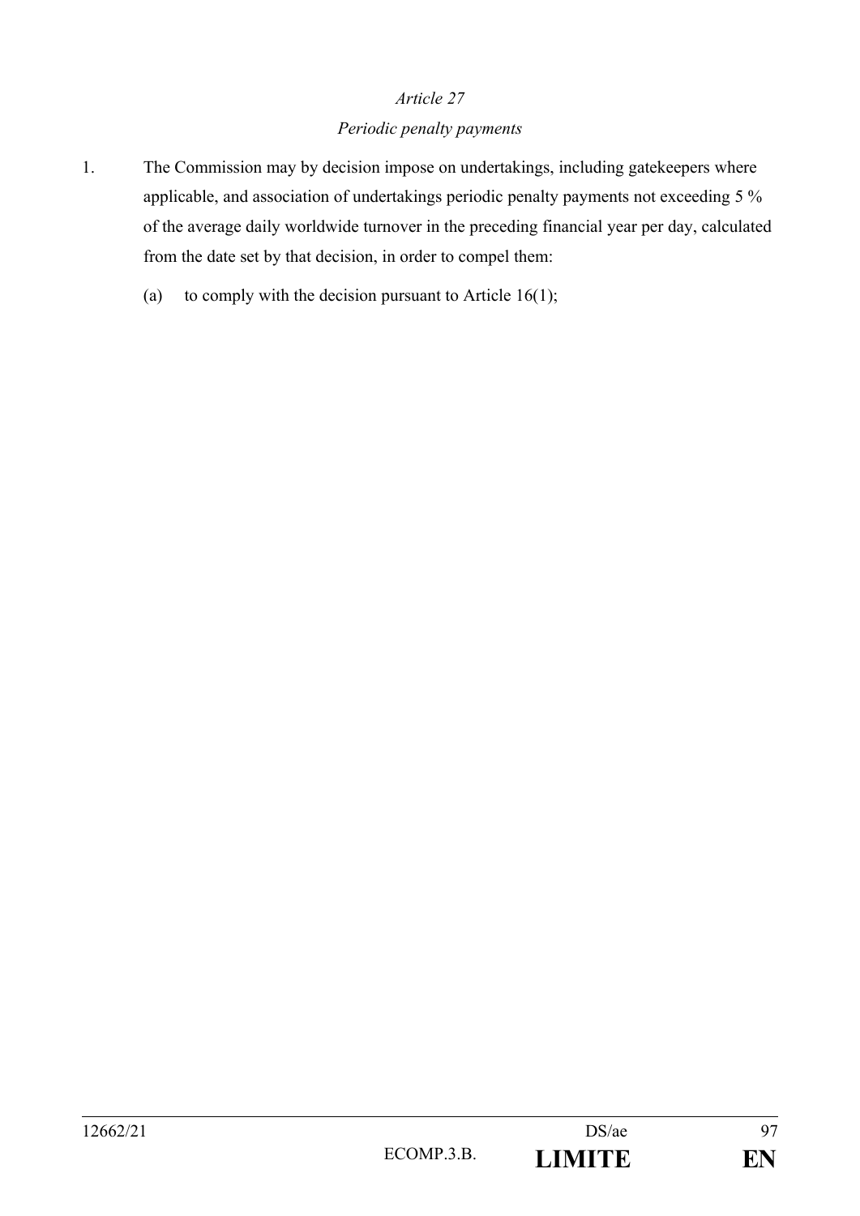*Article 27*

*Periodic penalty payments*

1. The Commission may by decision impose on undertakings, including gatekeepers where applicable, and association of undertakings periodic penalty payments not exceeding 5 % of the average daily worldwide turnover in the preceding financial year per day, calculated from the date set by that decision, in order to compel them:

   (a) to comply with the decision pursuant to Article 16(1);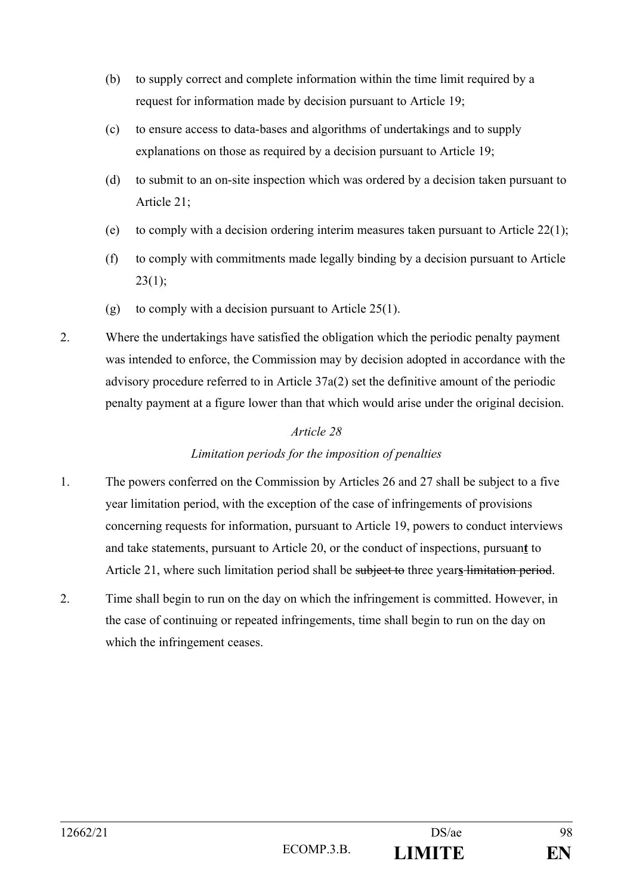(b) to supply correct and complete information within the time limit required by a request for information made by decision pursuant to Article 19;

(c) to ensure access to data-bases and algorithms of undertakings and to supply explanations on those as required by a decision pursuant to Article 19;

(d) to submit to an on-site inspection which was ordered by a decision taken pursuant to Article 21;

(e) to comply with a decision ordering interim measures taken pursuant to Article 22(1);

(f) to comply with commitments made legally binding by a decision pursuant to Article 23(1);

(g) to comply with a decision pursuant to Article 25(1).

2. Where the undertakings have satisfied the obligation which the periodic penalty payment was intended to enforce, the Commission may by decision adopted in accordance with the advisory procedure referred to in Article 37a(2) set the definitive amount of the periodic penalty payment at a figure lower than that which would arise under the original decision.

*Article 28*

*Limitation periods for the imposition of penalties*

1. The powers conferred on the Commission by Articles 26 and 27 shall be subject to a five year limitation period, with the exception of the case of infringements of provisions concerning requests for information, pursuant to Article 19, powers to conduct interviews and take statements, pursuant to Article 20, or the conduct of inspections, pursuan**t** to Article 21, where such limitation period shall be ~~subject to~~ three year**s** ~~limitation period~~.

2. Time shall begin to run on the day on which the infringement is committed. However, in the case of continuing or repeated infringements, time shall begin to run on the day on which the infringement ceases.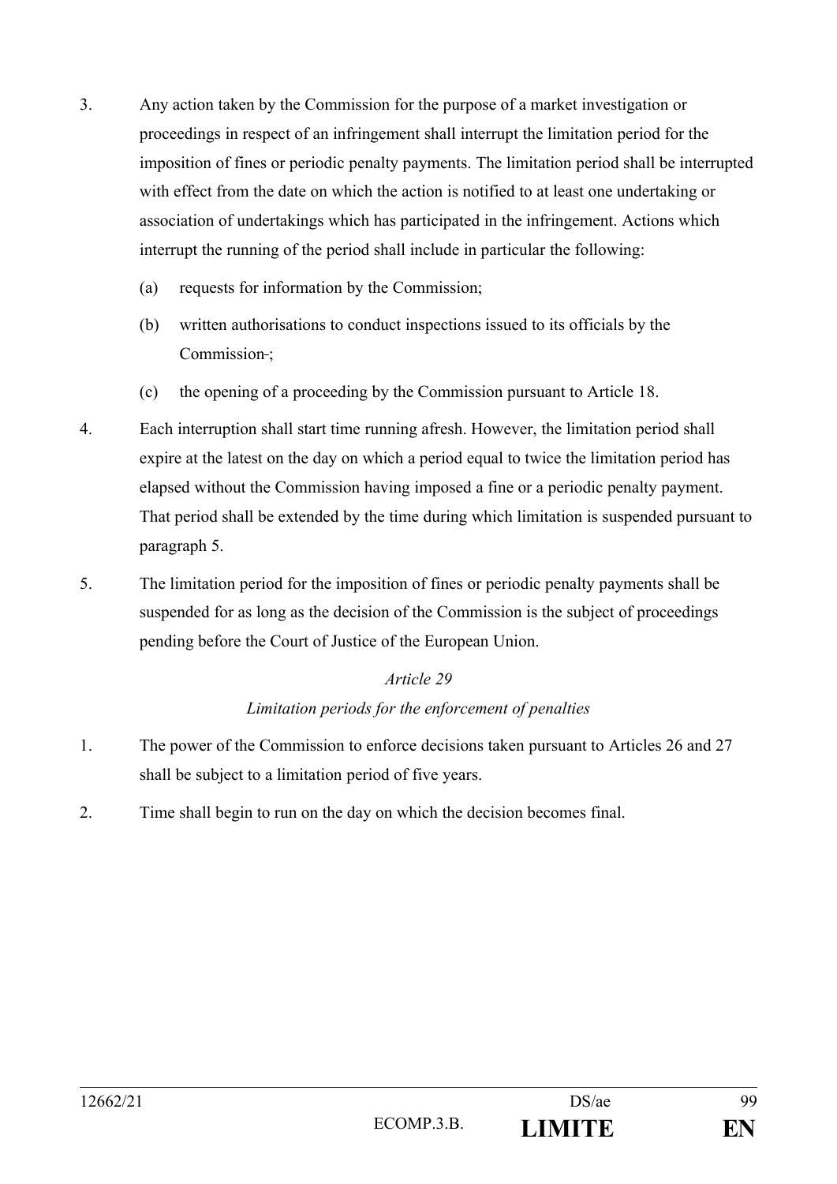3. Any action taken by the Commission for the purpose of a market investigation or proceedings in respect of an infringement shall interrupt the limitation period for the imposition of fines or periodic penalty payments. The limitation period shall be interrupted with effect from the date on which the action is notified to at least one undertaking or association of undertakings which has participated in the infringement. Actions which interrupt the running of the period shall include in particular the following:

   (a) requests for information by the Commission;

   (b) written authorisations to conduct inspections issued to its officials by the Commission;

   (c) the opening of a proceeding by the Commission pursuant to Article 18.

4. Each interruption shall start time running afresh. However, the limitation period shall expire at the latest on the day on which a period equal to twice the limitation period has elapsed without the Commission having imposed a fine or a periodic penalty payment. That period shall be extended by the time during which limitation is suspended pursuant to paragraph 5.

5. The limitation period for the imposition of fines or periodic penalty payments shall be suspended for as long as the decision of the Commission is the subject of proceedings pending before the Court of Justice of the European Union.

*Article 29*

*Limitation periods for the enforcement of penalties*

1. The power of the Commission to enforce decisions taken pursuant to Articles 26 and 27 shall be subject to a limitation period of five years.

2. Time shall begin to run on the day on which the decision becomes final.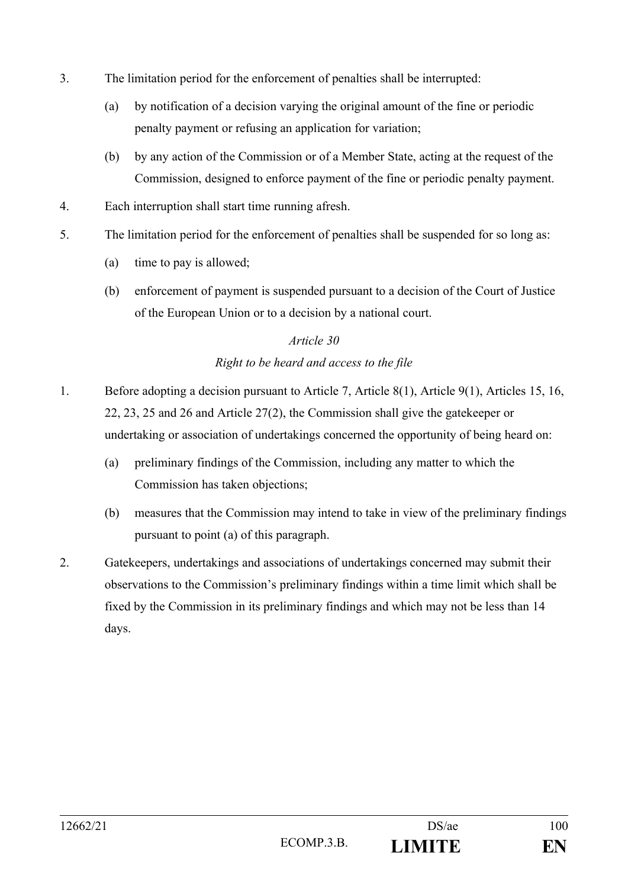3. The limitation period for the enforcement of penalties shall be interrupted:

   (a) by notification of a decision varying the original amount of the fine or periodic penalty payment or refusing an application for variation;

   (b) by any action of the Commission or of a Member State, acting at the request of the Commission, designed to enforce payment of the fine or periodic penalty payment.

4. Each interruption shall start time running afresh.

5. The limitation period for the enforcement of penalties shall be suspended for so long as:

   (a) time to pay is allowed;

   (b) enforcement of payment is suspended pursuant to a decision of the Court of Justice of the European Union or to a decision by a national court.

*Article 30*

*Right to be heard and access to the file*

1. Before adopting a decision pursuant to Article 7, Article 8(1), Article 9(1), Articles 15, 16, 22, 23, 25 and 26 and Article 27(2), the Commission shall give the gatekeeper or undertaking or association of undertakings concerned the opportunity of being heard on:

   (a) preliminary findings of the Commission, including any matter to which the Commission has taken objections;

   (b) measures that the Commission may intend to take in view of the preliminary findings pursuant to point (a) of this paragraph.

2. Gatekeepers, undertakings and associations of undertakings concerned may submit their observations to the Commission's preliminary findings within a time limit which shall be fixed by the Commission in its preliminary findings and which may not be less than 14 days.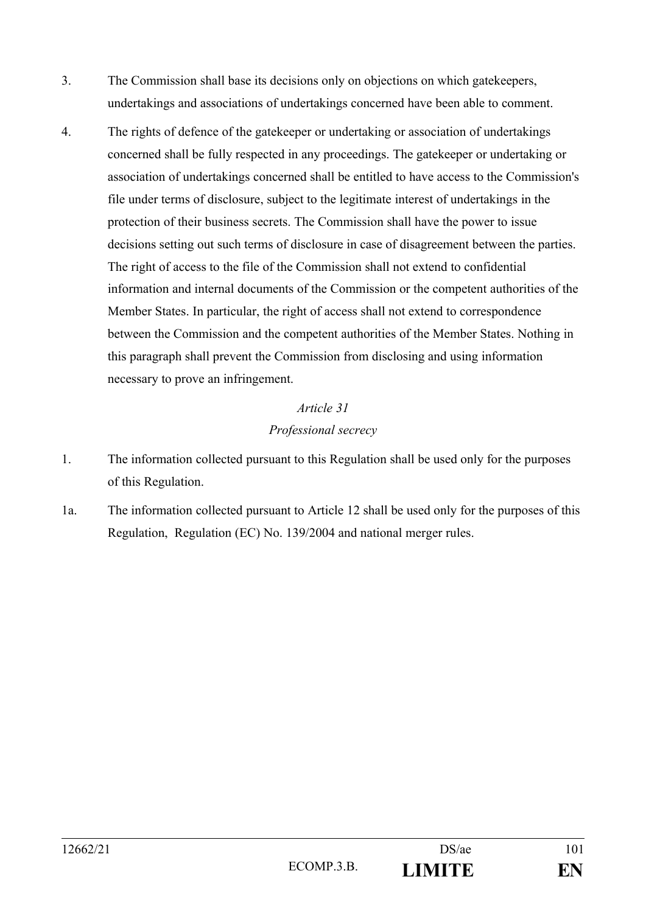3. The Commission shall base its decisions only on objections on which gatekeepers, undertakings and associations of undertakings concerned have been able to comment.

4. The rights of defence of the gatekeeper or undertaking or association of undertakings concerned shall be fully respected in any proceedings. The gatekeeper or undertaking or association of undertakings concerned shall be entitled to have access to the Commission's file under terms of disclosure, subject to the legitimate interest of undertakings in the protection of their business secrets. The Commission shall have the power to issue decisions setting out such terms of disclosure in case of disagreement between the parties. The right of access to the file of the Commission shall not extend to confidential information and internal documents of the Commission or the competent authorities of the Member States. In particular, the right of access shall not extend to correspondence between the Commission and the competent authorities of the Member States. Nothing in this paragraph shall prevent the Commission from disclosing and using information necessary to prove an infringement.

*Article 31*

*Professional secrecy*

1. The information collected pursuant to this Regulation shall be used only for the purposes of this Regulation.

1a. The information collected pursuant to Article 12 shall be used only for the purposes of this Regulation, Regulation (EC) No. 139/2004 and national merger rules.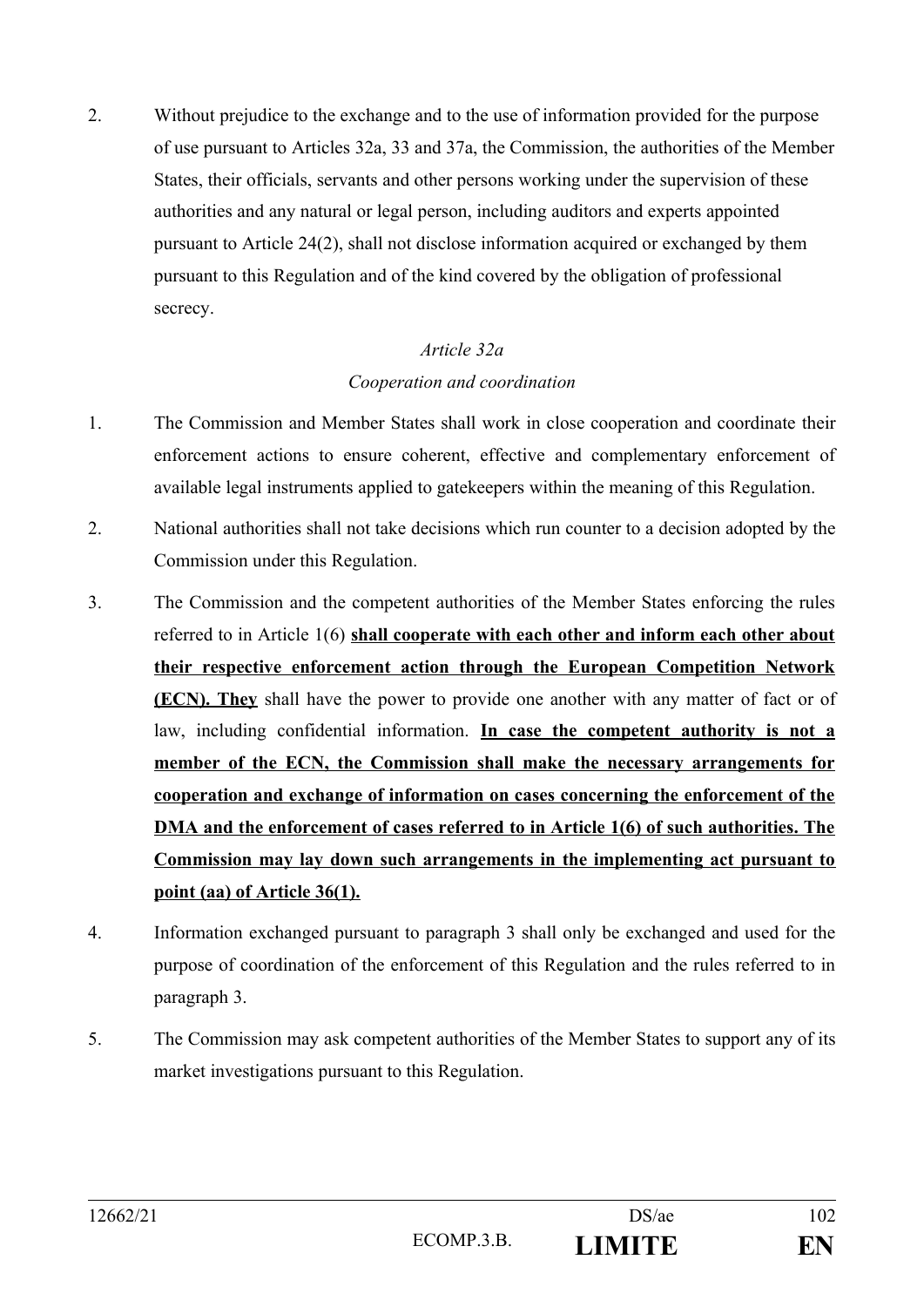2. Without prejudice to the exchange and to the use of information provided for the purpose of use pursuant to Articles 32a, 33 and 37a, the Commission, the authorities of the Member States, their officials, servants and other persons working under the supervision of these authorities and any natural or legal person, including auditors and experts appointed pursuant to Article 24(2), shall not disclose information acquired or exchanged by them pursuant to this Regulation and of the kind covered by the obligation of professional secrecy.

*Article 32a*

*Cooperation and coordination*

1. The Commission and Member States shall work in close cooperation and coordinate their enforcement actions to ensure coherent, effective and complementary enforcement of available legal instruments applied to gatekeepers within the meaning of this Regulation.

2. National authorities shall not take decisions which run counter to a decision adopted by the Commission under this Regulation.

3. The Commission and the competent authorities of the Member States enforcing the rules referred to in Article 1(6) **<u>shall cooperate with each other and inform each other about their respective enforcement action through the European Competition Network (ECN). They</u>** shall have the power to provide one another with any matter of fact or of law, including confidential information. **<u>In case the competent authority is not a member of the ECN, the Commission shall make the necessary arrangements for cooperation and exchange of information on cases concerning the enforcement of the DMA and the enforcement of cases referred to in Article 1(6) of such authorities. The Commission may lay down such arrangements in the implementing act pursuant to point (aa) of Article 36(1).</u>**

4. Information exchanged pursuant to paragraph 3 shall only be exchanged and used for the purpose of coordination of the enforcement of this Regulation and the rules referred to in paragraph 3.

5. The Commission may ask competent authorities of the Member States to support any of its market investigations pursuant to this Regulation.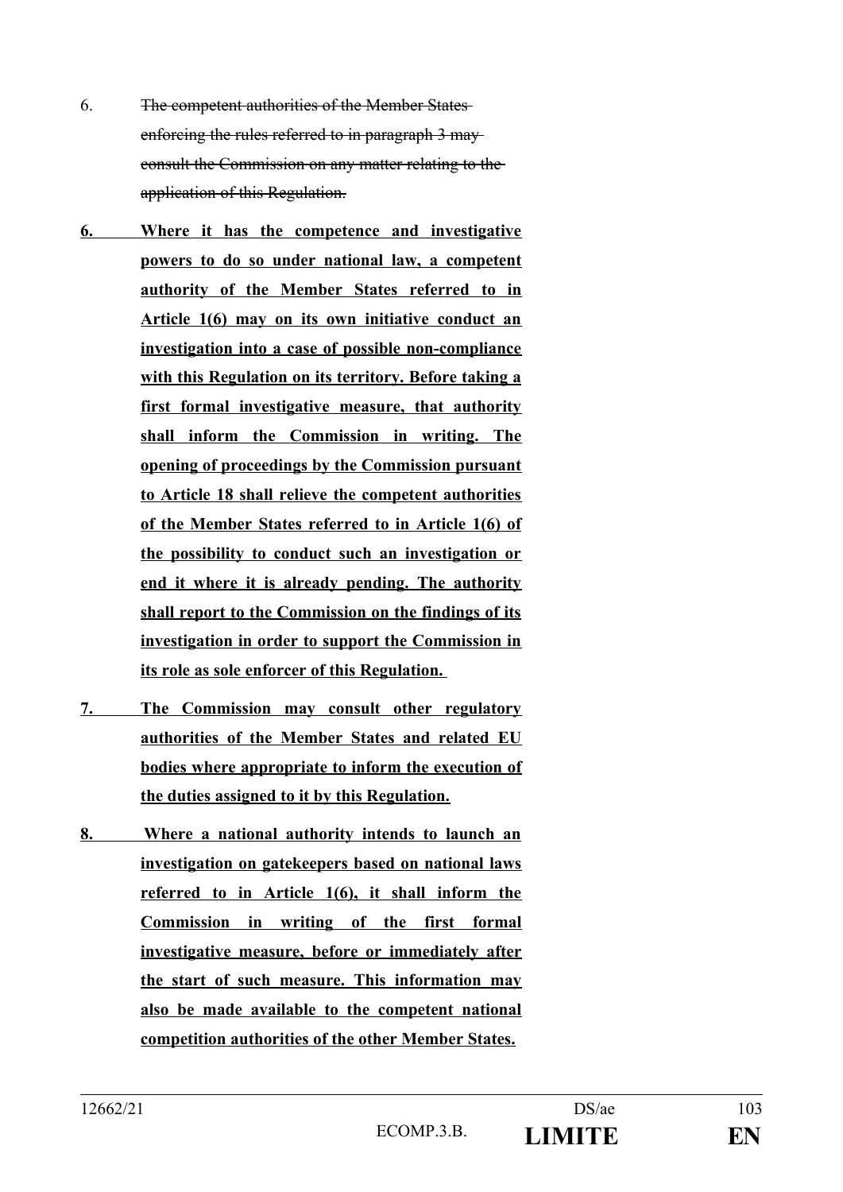6. ~~The competent authorities of the Member States enforcing the rules referred to in paragraph 3 may consult the Commission on any matter relating to the application of this Regulation.~~

**<u>6. Where it has the competence and investigative powers to do so under national law, a competent authority of the Member States referred to in Article 1(6) may on its own initiative conduct an investigation into a case of possible non-compliance with this Regulation on its territory. Before taking a first formal investigative measure, that authority shall inform the Commission in writing. The opening of proceedings by the Commission pursuant to Article 18 shall relieve the competent authorities of the Member States referred to in Article 1(6) of the possibility to conduct such an investigation or end it where it is already pending. The authority shall report to the Commission on the findings of its investigation in order to support the Commission in its role as sole enforcer of this Regulation.</u>**

**<u>7. The Commission may consult other regulatory authorities of the Member States and related EU bodies where appropriate to inform the execution of the duties assigned to it by this Regulation.</u>**

**<u>8. Where a national authority intends to launch an investigation on gatekeepers based on national laws referred to in Article 1(6), it shall inform the Commission in writing of the first formal investigative measure, before or immediately after the start of such measure. This information may also be made available to the competent national competition authorities of the other Member States.</u>**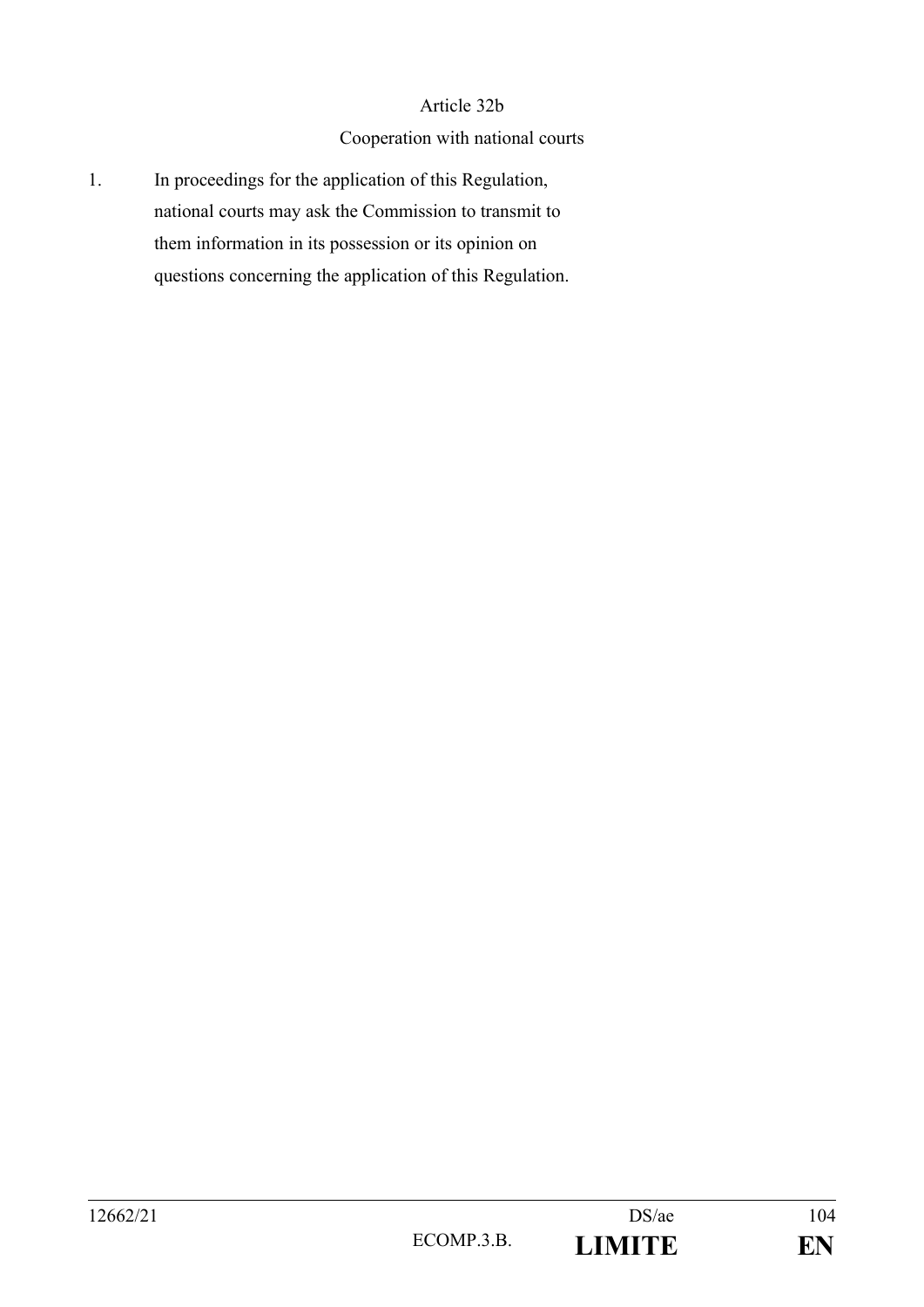Article 32b

Cooperation with national courts

1. In proceedings for the application of this Regulation, national courts may ask the Commission to transmit to them information in its possession or its opinion on questions concerning the application of this Regulation.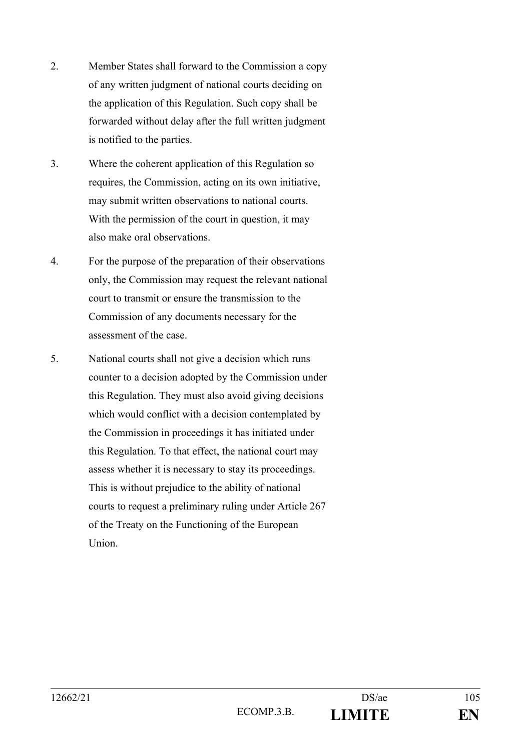2. Member States shall forward to the Commission a copy of any written judgment of national courts deciding on the application of this Regulation. Such copy shall be forwarded without delay after the full written judgment is notified to the parties.

3. Where the coherent application of this Regulation so requires, the Commission, acting on its own initiative, may submit written observations to national courts. With the permission of the court in question, it may also make oral observations.

4. For the purpose of the preparation of their observations only, the Commission may request the relevant national court to transmit or ensure the transmission to the Commission of any documents necessary for the assessment of the case.

5. National courts shall not give a decision which runs counter to a decision adopted by the Commission under this Regulation. They must also avoid giving decisions which would conflict with a decision contemplated by the Commission in proceedings it has initiated under this Regulation. To that effect, the national court may assess whether it is necessary to stay its proceedings. This is without prejudice to the ability of national courts to request a preliminary ruling under Article 267 of the Treaty on the Functioning of the European Union.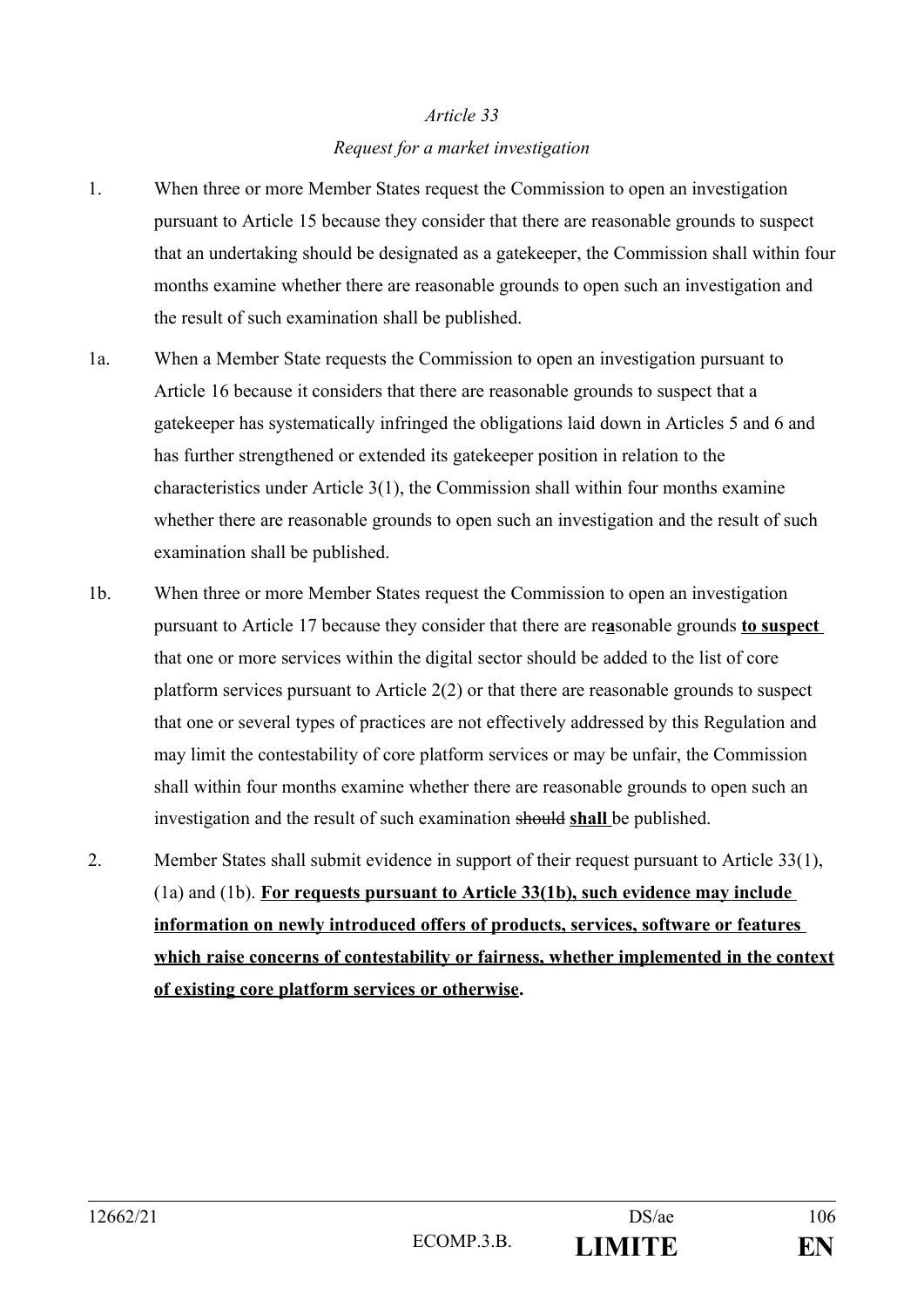*Article 33*

*Request for a market investigation*

1. When three or more Member States request the Commission to open an investigation pursuant to Article 15 because they consider that there are reasonable grounds to suspect that an undertaking should be designated as a gatekeeper, the Commission shall within four months examine whether there are reasonable grounds to open such an investigation and the result of such examination shall be published.

1a. When a Member State requests the Commission to open an investigation pursuant to Article 16 because it considers that there are reasonable grounds to suspect that a gatekeeper has systematically infringed the obligations laid down in Articles 5 and 6 and has further strengthened or extended its gatekeeper position in relation to the characteristics under Article 3(1), the Commission shall within four months examine whether there are reasonable grounds to open such an investigation and the result of such examination shall be published.

1b. When three or more Member States request the Commission to open an investigation pursuant to Article 17 because they consider that there are re**a**sonable grounds **to suspect** that one or more services within the digital sector should be added to the list of core platform services pursuant to Article 2(2) or that there are reasonable grounds to suspect that one or several types of practices are not effectively addressed by this Regulation and may limit the contestability of core platform services or may be unfair, the Commission shall within four months examine whether there are reasonable grounds to open such an investigation and the result of such examination ~~should~~ **shall** be published.

2. Member States shall submit evidence in support of their request pursuant to Article 33(1), (1a) and (1b). **For requests pursuant to Article 33(1b), such evidence may include information on newly introduced offers of products, services, software or features which raise concerns of contestability or fairness, whether implemented in the context of existing core platform services or otherwise.**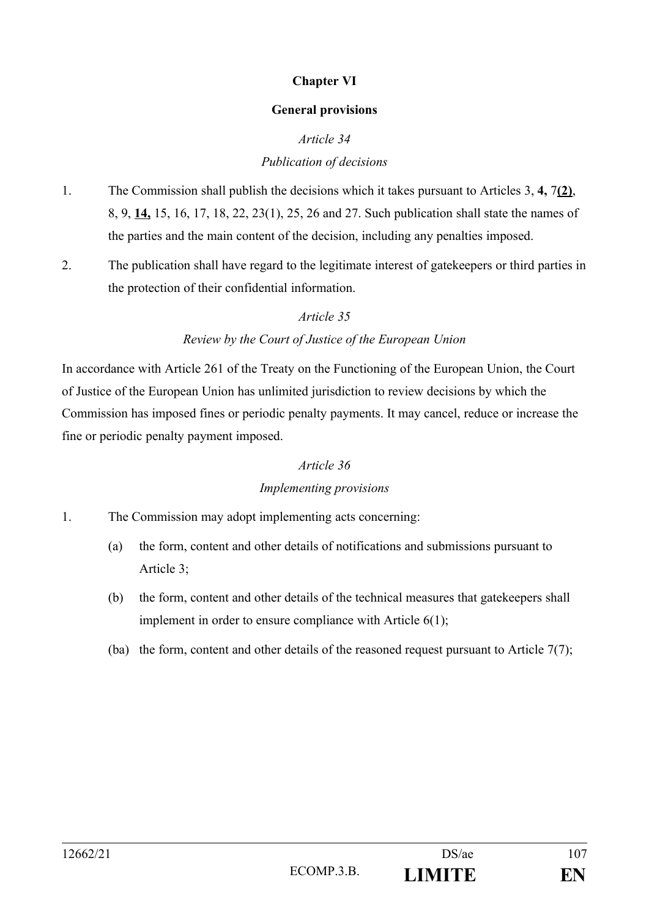**Chapter VI**

**General provisions**

*Article 34*

*Publication of decisions*

1. The Commission shall publish the decisions which it takes pursuant to Articles 3, **4,** 7**(2)**, 8, 9, **14,** 15, 16, 17, 18, 22, 23(1), 25, 26 and 27. Such publication shall state the names of the parties and the main content of the decision, including any penalties imposed.

2. The publication shall have regard to the legitimate interest of gatekeepers or third parties in the protection of their confidential information.

*Article 35*

*Review by the Court of Justice of the European Union*

In accordance with Article 261 of the Treaty on the Functioning of the European Union, the Court of Justice of the European Union has unlimited jurisdiction to review decisions by which the Commission has imposed fines or periodic penalty payments. It may cancel, reduce or increase the fine or periodic penalty payment imposed.

*Article 36*

*Implementing provisions*

1. The Commission may adopt implementing acts concerning:

   (a) the form, content and other details of notifications and submissions pursuant to Article 3;

   (b) the form, content and other details of the technical measures that gatekeepers shall implement in order to ensure compliance with Article 6(1);

   (ba) the form, content and other details of the reasoned request pursuant to Article 7(7);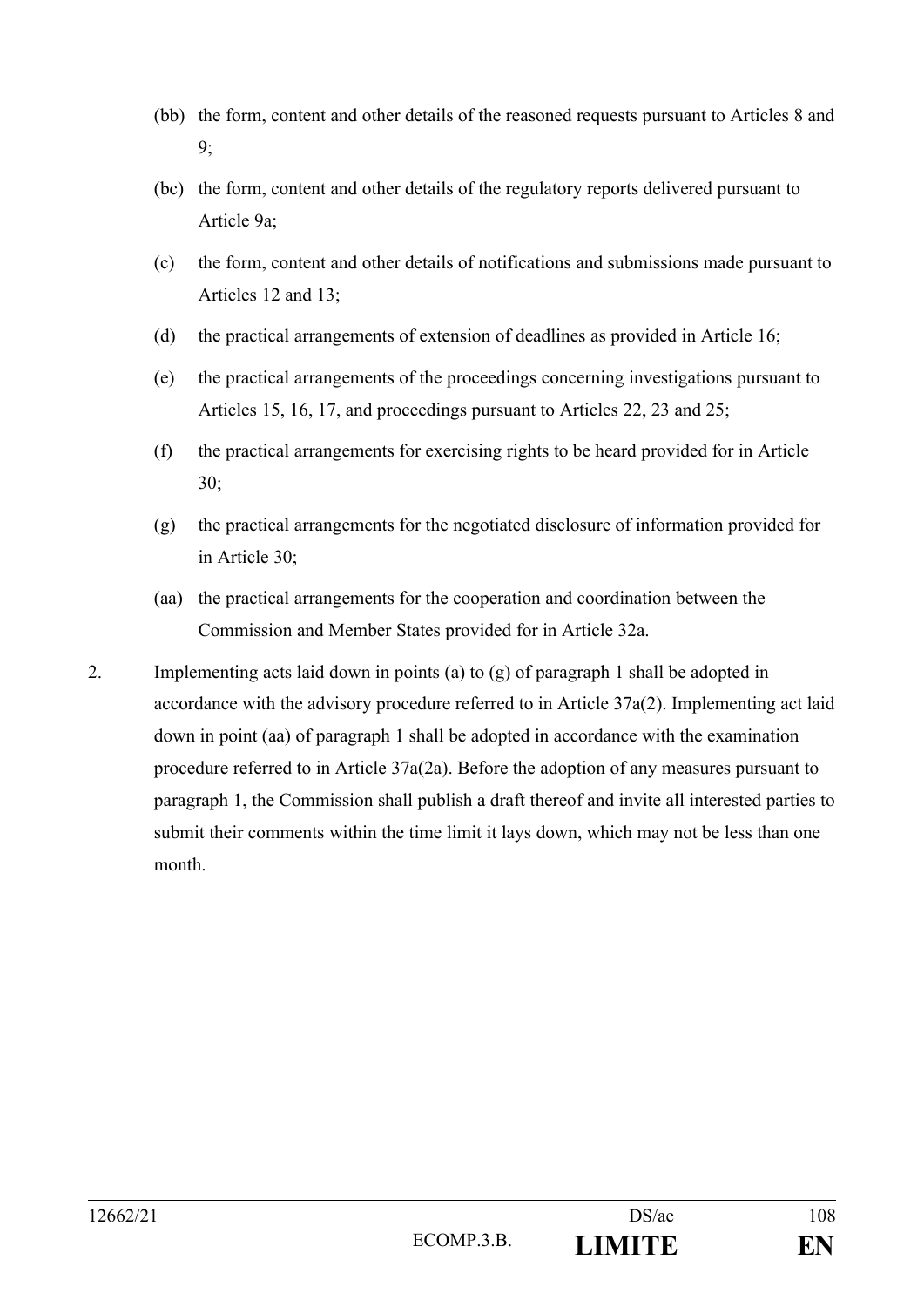(bb) the form, content and other details of the reasoned requests pursuant to Articles 8 and 9;

(bc) the form, content and other details of the regulatory reports delivered pursuant to Article 9a;

(c) the form, content and other details of notifications and submissions made pursuant to Articles 12 and 13;

(d) the practical arrangements of extension of deadlines as provided in Article 16;

(e) the practical arrangements of the proceedings concerning investigations pursuant to Articles 15, 16, 17, and proceedings pursuant to Articles 22, 23 and 25;

(f) the practical arrangements for exercising rights to be heard provided for in Article 30;

(g) the practical arrangements for the negotiated disclosure of information provided for in Article 30;

(aa) the practical arrangements for the cooperation and coordination between the Commission and Member States provided for in Article 32a.

2. Implementing acts laid down in points (a) to (g) of paragraph 1 shall be adopted in accordance with the advisory procedure referred to in Article 37a(2). Implementing act laid down in point (aa) of paragraph 1 shall be adopted in accordance with the examination procedure referred to in Article 37a(2a). Before the adoption of any measures pursuant to paragraph 1, the Commission shall publish a draft thereof and invite all interested parties to submit their comments within the time limit it lays down, which may not be less than one month.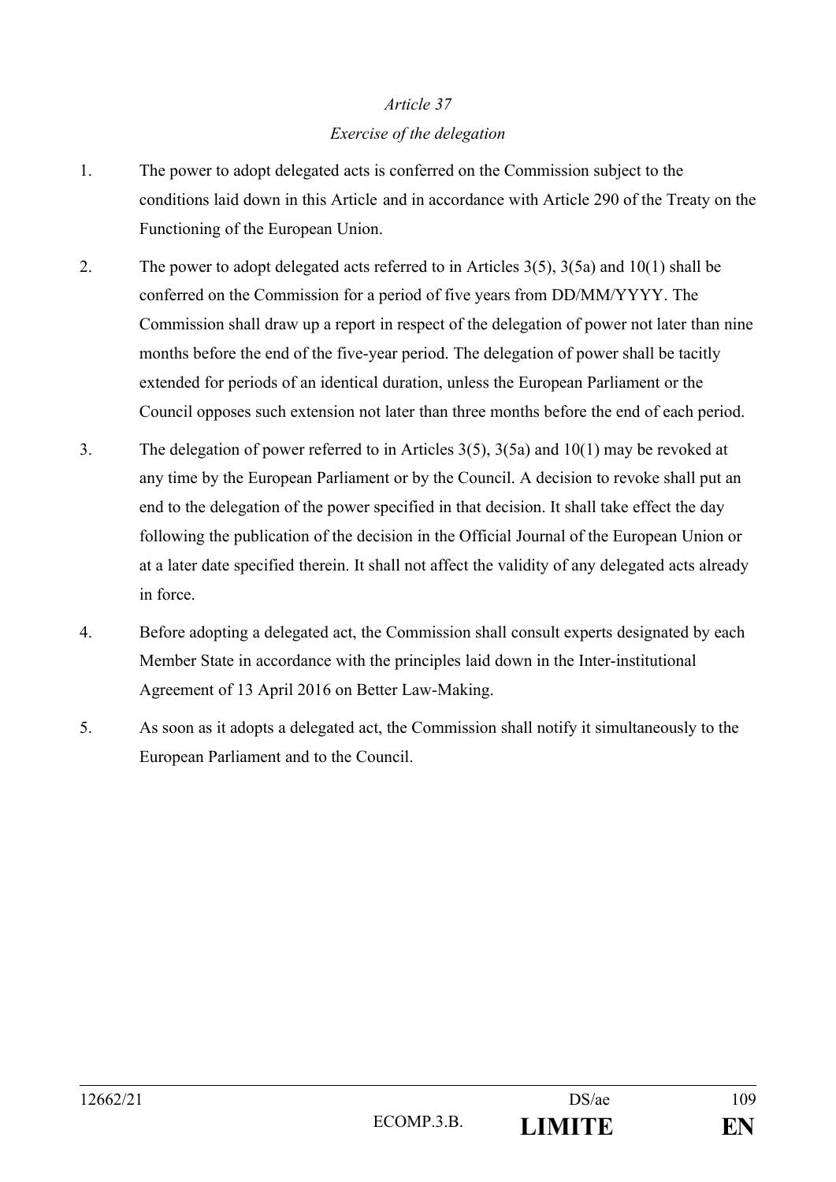*Article 37*

*Exercise of the delegation*

1. The power to adopt delegated acts is conferred on the Commission subject to the conditions laid down in this Article and in accordance with Article 290 of the Treaty on the Functioning of the European Union.

2. The power to adopt delegated acts referred to in Articles 3(5), 3(5a) and 10(1) shall be conferred on the Commission for a period of five years from DD/MM/YYYY. The Commission shall draw up a report in respect of the delegation of power not later than nine months before the end of the five-year period. The delegation of power shall be tacitly extended for periods of an identical duration, unless the European Parliament or the Council opposes such extension not later than three months before the end of each period.

3. The delegation of power referred to in Articles 3(5), 3(5a) and 10(1) may be revoked at any time by the European Parliament or by the Council. A decision to revoke shall put an end to the delegation of the power specified in that decision. It shall take effect the day following the publication of the decision in the Official Journal of the European Union or at a later date specified therein. It shall not affect the validity of any delegated acts already in force.

4. Before adopting a delegated act, the Commission shall consult experts designated by each Member State in accordance with the principles laid down in the Inter-institutional Agreement of 13 April 2016 on Better Law-Making.

5. As soon as it adopts a delegated act, the Commission shall notify it simultaneously to the European Parliament and to the Council.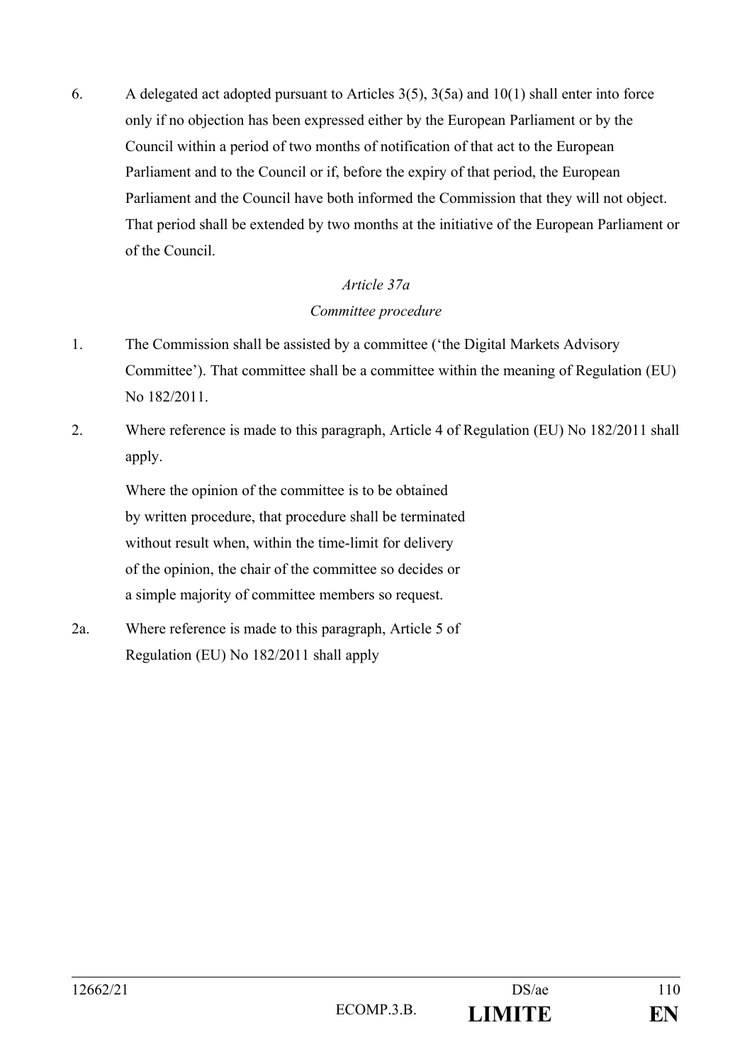6. A delegated act adopted pursuant to Articles 3(5), 3(5a) and 10(1) shall enter into force only if no objection has been expressed either by the European Parliament or by the Council within a period of two months of notification of that act to the European Parliament and to the Council or if, before the expiry of that period, the European Parliament and the Council have both informed the Commission that they will not object. That period shall be extended by two months at the initiative of the European Parliament or of the Council.

*Article 37a*

*Committee procedure*

1. The Commission shall be assisted by a committee ('the Digital Markets Advisory Committee'). That committee shall be a committee within the meaning of Regulation (EU) No 182/2011.

2. Where reference is made to this paragraph, Article 4 of Regulation (EU) No 182/2011 shall apply.

   Where the opinion of the committee is to be obtained by written procedure, that procedure shall be terminated without result when, within the time-limit for delivery of the opinion, the chair of the committee so decides or a simple majority of committee members so request.

2a. Where reference is made to this paragraph, Article 5 of Regulation (EU) No 182/2011 shall apply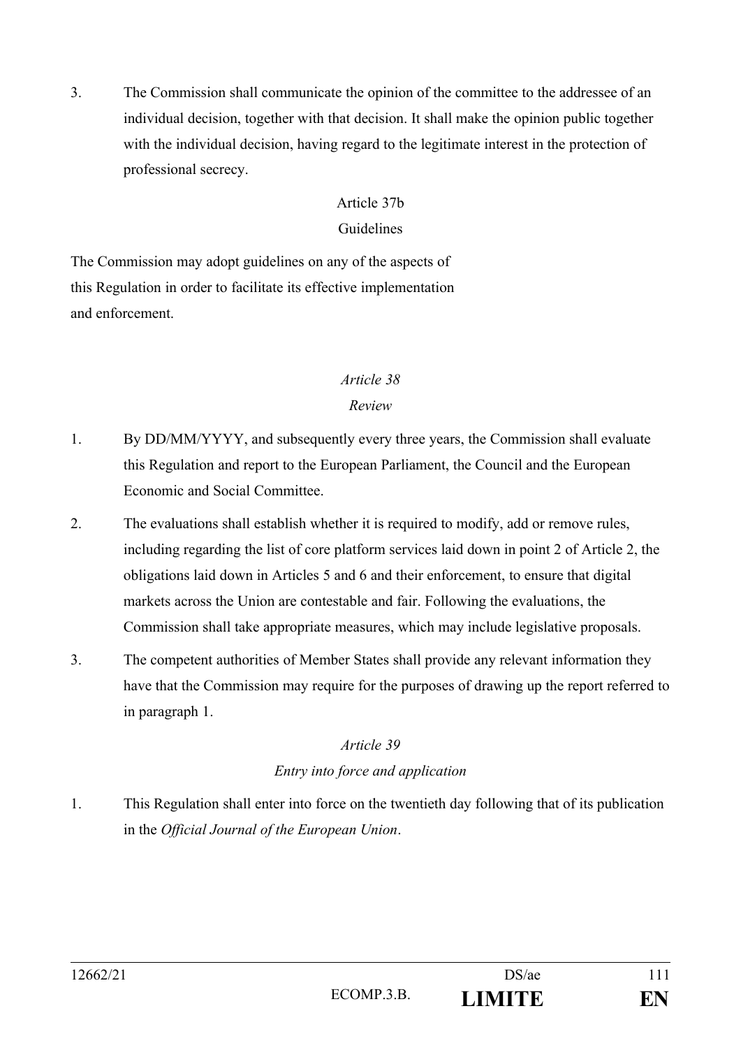3. The Commission shall communicate the opinion of the committee to the addressee of an individual decision, together with that decision. It shall make the opinion public together with the individual decision, having regard to the legitimate interest in the protection of professional secrecy.

Article 37b

Guidelines

The Commission may adopt guidelines on any of the aspects of this Regulation in order to facilitate its effective implementation and enforcement.

*Article 38*

*Review*

1. By DD/MM/YYYY, and subsequently every three years, the Commission shall evaluate this Regulation and report to the European Parliament, the Council and the European Economic and Social Committee.

2. The evaluations shall establish whether it is required to modify, add or remove rules, including regarding the list of core platform services laid down in point 2 of Article 2, the obligations laid down in Articles 5 and 6 and their enforcement, to ensure that digital markets across the Union are contestable and fair. Following the evaluations, the Commission shall take appropriate measures, which may include legislative proposals.

3. The competent authorities of Member States shall provide any relevant information they have that the Commission may require for the purposes of drawing up the report referred to in paragraph 1.

*Article 39*

*Entry into force and application*

1. This Regulation shall enter into force on the twentieth day following that of its publication in the *Official Journal of the European Union*.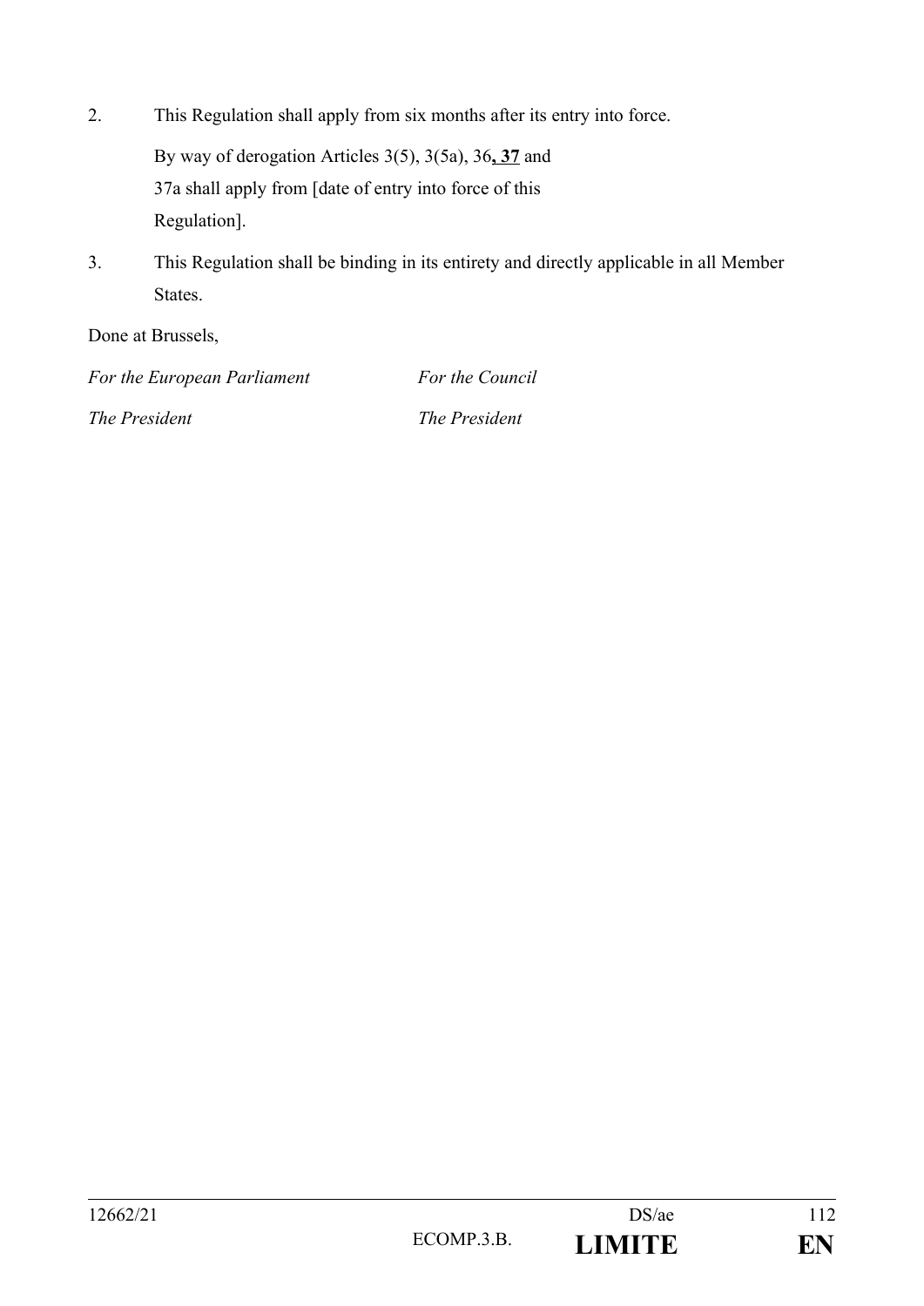2. This Regulation shall apply from six months after its entry into force.

   By way of derogation Articles 3(5), 3(5a), 36**, <u>37</u>** and 37a shall apply from [date of entry into force of this Regulation].

3. This Regulation shall be binding in its entirety and directly applicable in all Member States.

Done at Brussels,

*For the European Parliament* *For the Council*

*The President* *The President*